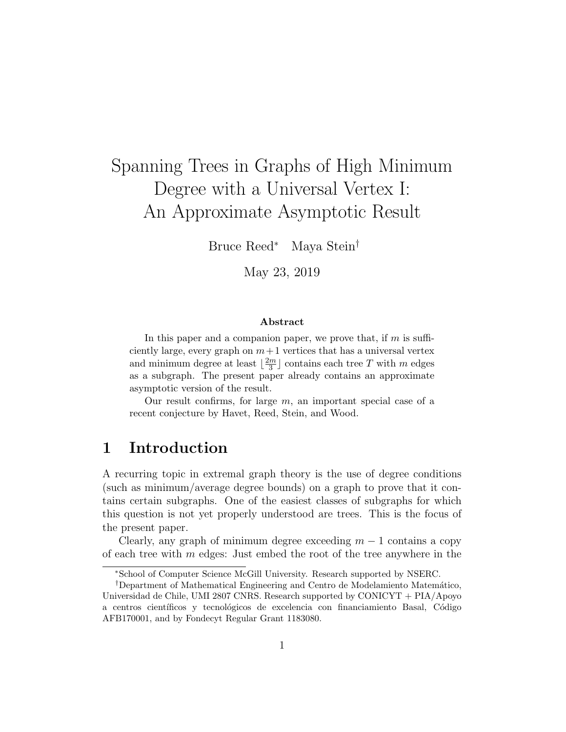# Spanning Trees in Graphs of High Minimum Degree with a Universal Vertex I: An Approximate Asymptotic Result

Bruce Reed[*] Maya Stein[†]

May 23, 2019

**Abstract**

In this paper and a companion paper, we prove that, if $m$ is sufficiently large, every graph on $m+1$ vertices that has a universal vertex and minimum degree at least $\lfloor \frac{2m}{3} \rfloor$ contains each tree $T$ with $m$ edges as a subgraph. The present paper already contains an approximate asymptotic version of the result.

Our result confirms, for large $m$, an important special case of a recent conjecture by Havet, Reed, Stein, and Wood.

## 1 Introduction

A recurring topic in extremal graph theory is the use of degree conditions (such as minimum/average degree bounds) on a graph to prove that it contains certain subgraphs. One of the easiest classes of subgraphs for which this question is not yet properly understood are trees. This is the focus of the present paper.

Clearly, any graph of minimum degree exceeding $m-1$ contains a copy of each tree with $m$ edges: Just embed the root of the tree anywhere in the

[*]School of Computer Science McGill University. Research supported by NSERC.

[†]Department of Mathematical Engineering and Centro de Modelamiento Matemático, Universidad de Chile, UMI 2807 CNRS. Research supported by CONICYT + PIA/Apoyo a centros científicos y tecnológicos de excelencia con financiamiento Basal, Código AFB170001, and by Fondecyt Regular Grant 1183080.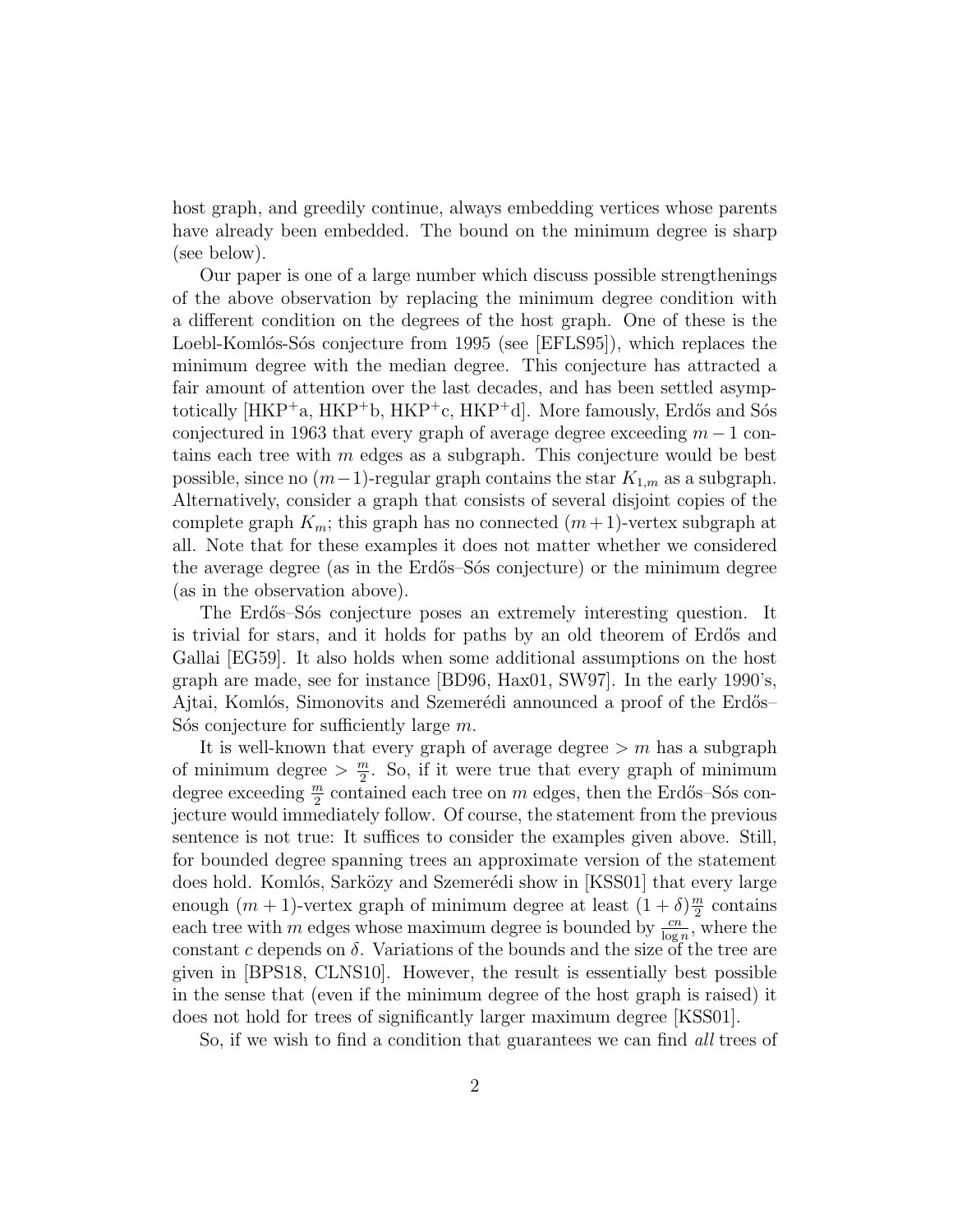host graph, and greedily continue, always embedding vertices whose parents have already been embedded. The bound on the minimum degree is sharp (see below).

Our paper is one of a large number which discuss possible strengthenings of the above observation by replacing the minimum degree condition with a different condition on the degrees of the host graph. One of these is the Loebl-Komlós-Sós conjecture from 1995 (see [EFLS95]), which replaces the minimum degree with the median degree. This conjecture has attracted a fair amount of attention over the last decades, and has been settled asymptotically [HKP$^+$a, HKP$^+$b, HKP$^+$c, HKP$^+$d]. More famously, Erdős and Sós conjectured in 1963 that every graph of average degree exceeding $m-1$ contains each tree with $m$ edges as a subgraph. This conjecture would be best possible, since no $(m-1)$-regular graph contains the star $K_{1,m}$ as a subgraph. Alternatively, consider a graph that consists of several disjoint copies of the complete graph $K_m$; this graph has no connected $(m+1)$-vertex subgraph at all. Note that for these examples it does not matter whether we considered the average degree (as in the Erdős–Sós conjecture) or the minimum degree (as in the observation above).

The Erdős–Sós conjecture poses an extremely interesting question. It is trivial for stars, and it holds for paths by an old theorem of Erdős and Gallai [EG59]. It also holds when some additional assumptions on the host graph are made, see for instance [BD96, Hax01, SW97]. In the early 1990's, Ajtai, Komlós, Simonovits and Szemerédi announced a proof of the Erdős–Sós conjecture for sufficiently large $m$.

It is well-known that every graph of average degree $> m$ has a subgraph of minimum degree $> \frac{m}{2}$. So, if it were true that every graph of minimum degree exceeding $\frac{m}{2}$ contained each tree on $m$ edges, then the Erdős–Sós conjecture would immediately follow. Of course, the statement from the previous sentence is not true: It suffices to consider the examples given above. Still, for bounded degree spanning trees an approximate version of the statement does hold. Komlós, Sarközy and Szemerédi show in [KSS01] that every large enough $(m+1)$-vertex graph of minimum degree at least $(1+\delta)\frac{m}{2}$ contains each tree with $m$ edges whose maximum degree is bounded by $\frac{cn}{\log n}$, where the constant $c$ depends on $\delta$. Variations of the bounds and the size of the tree are given in [BPS18, CLNS10]. However, the result is essentially best possible in the sense that (even if the minimum degree of the host graph is raised) it does not hold for trees of significantly larger maximum degree [KSS01].

So, if we wish to find a condition that guarantees we can find *all* trees of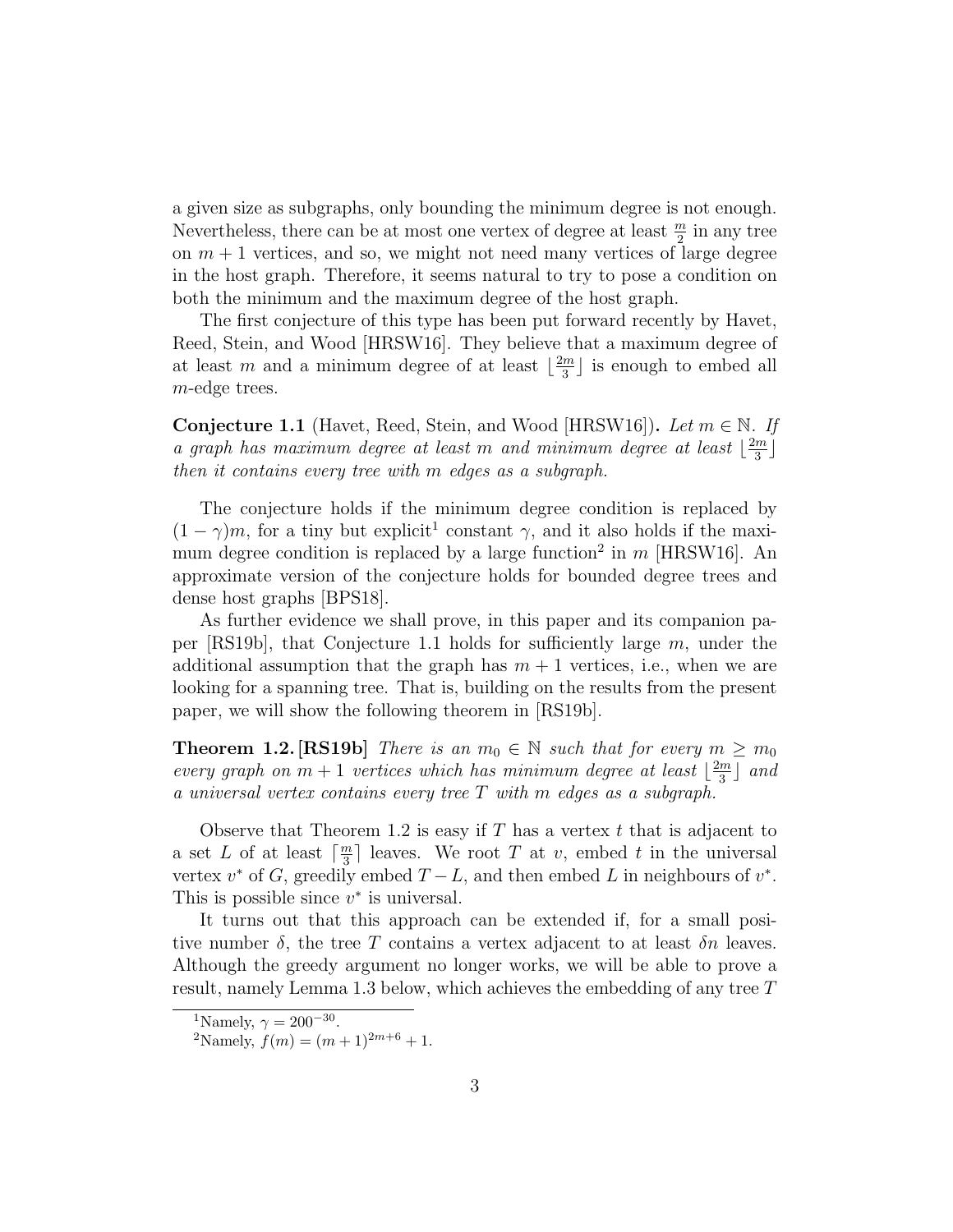a given size as subgraphs, only bounding the minimum degree is not enough. Nevertheless, there can be at most one vertex of degree at least $\frac{m}{2}$ in any tree on $m+1$ vertices, and so, we might not need many vertices of large degree in the host graph. Therefore, it seems natural to try to pose a condition on both the minimum and the maximum degree of the host graph.

The first conjecture of this type has been put forward recently by Havet, Reed, Stein, and Wood [HRSW16]. They believe that a maximum degree of at least $m$ and a minimum degree of at least $\lfloor \frac{2m}{3} \rfloor$ is enough to embed all $m$-edge trees.

**Conjecture 1.1** (Havet, Reed, Stein, and Wood [HRSW16])**.** *Let $m \in \mathbb{N}$. If a graph has maximum degree at least $m$ and minimum degree at least $\lfloor \frac{2m}{3} \rfloor$ then it contains every tree with $m$ edges as a subgraph.*

The conjecture holds if the minimum degree condition is replaced by $(1-\gamma)m$, for a tiny but explicit[1] constant $\gamma$, and it also holds if the maximum degree condition is replaced by a large function[2] in $m$ [HRSW16]. An approximate version of the conjecture holds for bounded degree trees and dense host graphs [BPS18].

As further evidence we shall prove, in this paper and its companion paper [RS19b], that Conjecture 1.1 holds for sufficiently large $m$, under the additional assumption that the graph has $m+1$ vertices, i.e., when we are looking for a spanning tree. That is, building on the results from the present paper, we will show the following theorem in [RS19b].

**Theorem 1.2. [RS19b]** *There is an $m_0 \in \mathbb{N}$ such that for every $m \geq m_0$ every graph on $m+1$ vertices which has minimum degree at least $\lfloor \frac{2m}{3} \rfloor$ and a universal vertex contains every tree $T$ with $m$ edges as a subgraph.*

Observe that Theorem 1.2 is easy if $T$ has a vertex $t$ that is adjacent to a set $L$ of at least $\lceil \frac{m}{3} \rceil$ leaves. We root $T$ at $v$, embed $t$ in the universal vertex $v^*$ of $G$, greedily embed $T - L$, and then embed $L$ in neighbours of $v^*$. This is possible since $v^*$ is universal.

It turns out that this approach can be extended if, for a small positive number $\delta$, the tree $T$ contains a vertex adjacent to at least $\delta n$ leaves. Although the greedy argument no longer works, we will be able to prove a result, namely Lemma 1.3 below, which achieves the embedding of any tree $T$

[1] Namely, $\gamma = 200^{-30}$.

[2] Namely, $f(m) = (m+1)^{2m+6} + 1$.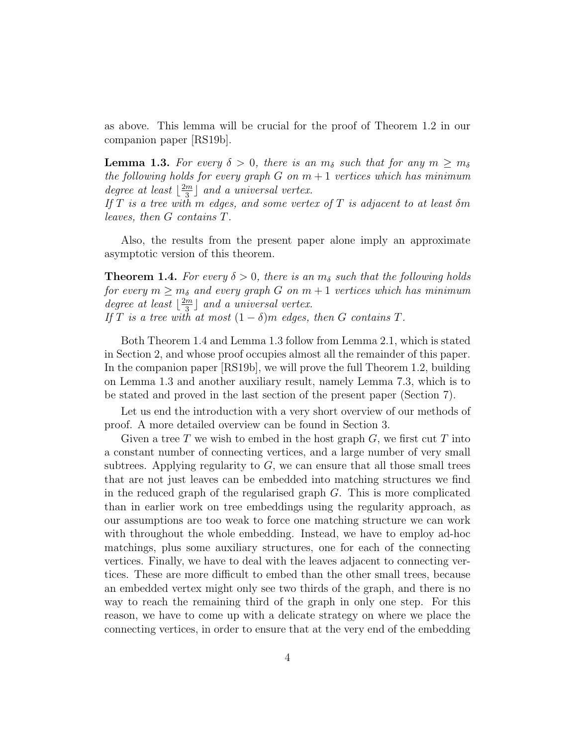as above. This lemma will be crucial for the proof of Theorem 1.2 in our companion paper [RS19b].

**Lemma 1.3.** *For every $\delta > 0$, there is an $m_\delta$ such that for any $m \geq m_\delta$ the following holds for every graph $G$ on $m+1$ vertices which has minimum degree at least $\lfloor \frac{2m}{3} \rfloor$ and a universal vertex.*
*If $T$ is a tree with $m$ edges, and some vertex of $T$ is adjacent to at least $\delta m$ leaves, then $G$ contains $T$.*

Also, the results from the present paper alone imply an approximate asymptotic version of this theorem.

**Theorem 1.4.** *For every $\delta > 0$, there is an $m_\delta$ such that the following holds for every $m \geq m_\delta$ and every graph $G$ on $m+1$ vertices which has minimum degree at least $\lfloor \frac{2m}{3} \rfloor$ and a universal vertex.*
*If $T$ is a tree with at most $(1-\delta)m$ edges, then $G$ contains $T$.*

Both Theorem 1.4 and Lemma 1.3 follow from Lemma 2.1, which is stated in Section 2, and whose proof occupies almost all the remainder of this paper. In the companion paper [RS19b], we will prove the full Theorem 1.2, building on Lemma 1.3 and another auxiliary result, namely Lemma 7.3, which is to be stated and proved in the last section of the present paper (Section 7).

Let us end the introduction with a very short overview of our methods of proof. A more detailed overview can be found in Section 3.

Given a tree $T$ we wish to embed in the host graph $G$, we first cut $T$ into a constant number of connecting vertices, and a large number of very small subtrees. Applying regularity to $G$, we can ensure that all those small trees that are not just leaves can be embedded into matching structures we find in the reduced graph of the regularised graph $G$. This is more complicated than in earlier work on tree embeddings using the regularity approach, as our assumptions are too weak to force one matching structure we can work with throughout the whole embedding. Instead, we have to employ ad-hoc matchings, plus some auxiliary structures, one for each of the connecting vertices. Finally, we have to deal with the leaves adjacent to connecting vertices. These are more difficult to embed than the other small trees, because an embedded vertex might only see two thirds of the graph, and there is no way to reach the remaining third of the graph in only one step. For this reason, we have to come up with a delicate strategy on where we place the connecting vertices, in order to ensure that at the very end of the embedding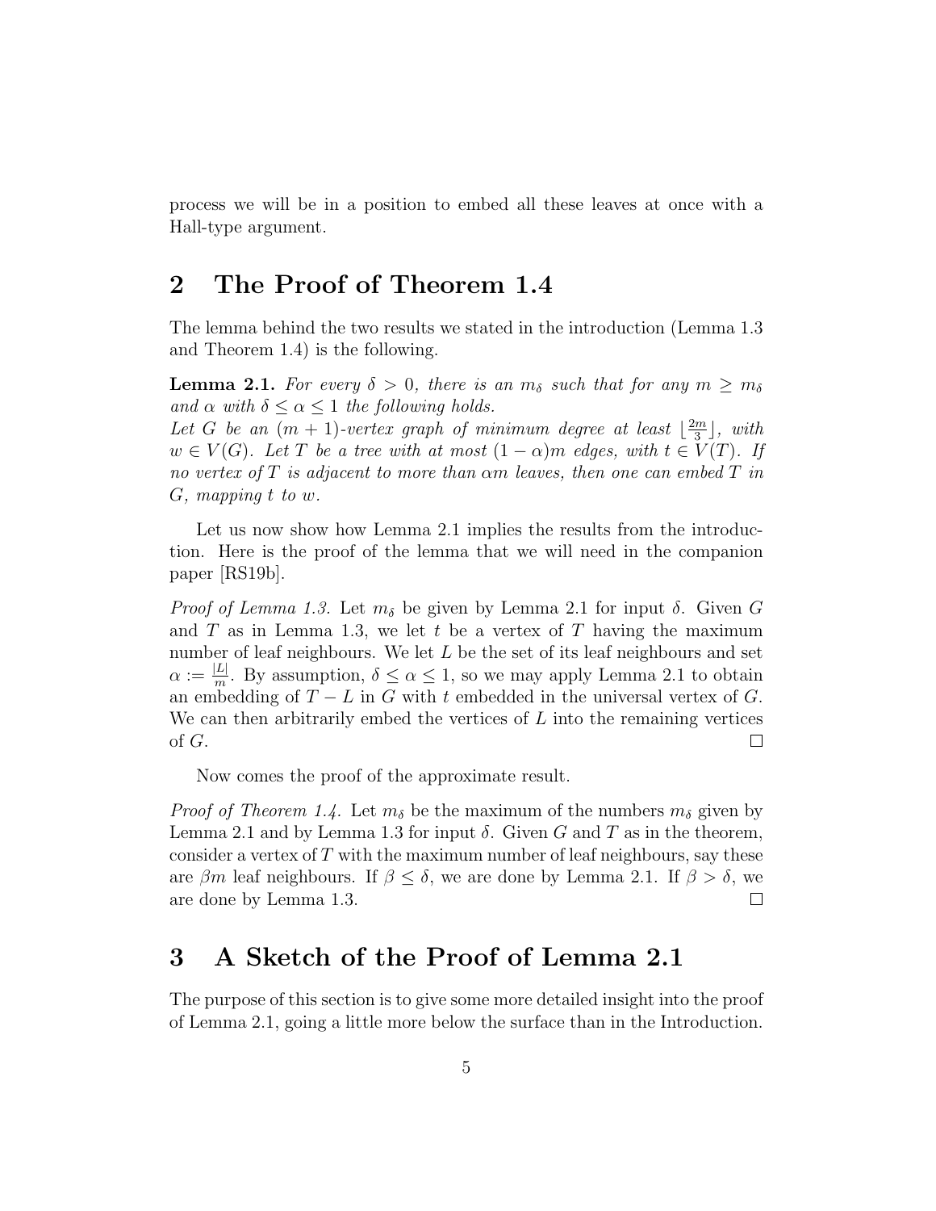process we will be in a position to embed all these leaves at once with a Hall-type argument.

## 2 The Proof of Theorem 1.4

The lemma behind the two results we stated in the introduction (Lemma 1.3 and Theorem 1.4) is the following.

**Lemma 2.1.** *For every $\delta > 0$, there is an $m_\delta$ such that for any $m \geq m_\delta$ and $\alpha$ with $\delta \leq \alpha \leq 1$ the following holds.*
*Let $G$ be an $(m+1)$-vertex graph of minimum degree at least $\lfloor \frac{2m}{3} \rfloor$, with $w \in V(G)$. Let $T$ be a tree with at most $(1-\alpha)m$ edges, with $t \in V(T)$. If no vertex of $T$ is adjacent to more than $\alpha m$ leaves, then one can embed $T$ in $G$, mapping $t$ to $w$.*

Let us now show how Lemma 2.1 implies the results from the introduction. Here is the proof of the lemma that we will need in the companion paper [RS19b].

*Proof of Lemma 1.3.* Let $m_\delta$ be given by Lemma 2.1 for input $\delta$. Given $G$ and $T$ as in Lemma 1.3, we let $t$ be a vertex of $T$ having the maximum number of leaf neighbours. We let $L$ be the set of its leaf neighbours and set $\alpha := \frac{|L|}{m}$. By assumption, $\delta \leq \alpha \leq 1$, so we may apply Lemma 2.1 to obtain an embedding of $T - L$ in $G$ with $t$ embedded in the universal vertex of $G$. We can then arbitrarily embed the vertices of $L$ into the remaining vertices of $G$. □

Now comes the proof of the approximate result.

*Proof of Theorem 1.4.* Let $m_\delta$ be the maximum of the numbers $m_\delta$ given by Lemma 2.1 and by Lemma 1.3 for input $\delta$. Given $G$ and $T$ as in the theorem, consider a vertex of $T$ with the maximum number of leaf neighbours, say these are $\beta m$ leaf neighbours. If $\beta \leq \delta$, we are done by Lemma 2.1. If $\beta > \delta$, we are done by Lemma 1.3. □

## 3 A Sketch of the Proof of Lemma 2.1

The purpose of this section is to give some more detailed insight into the proof of Lemma 2.1, going a little more below the surface than in the Introduction.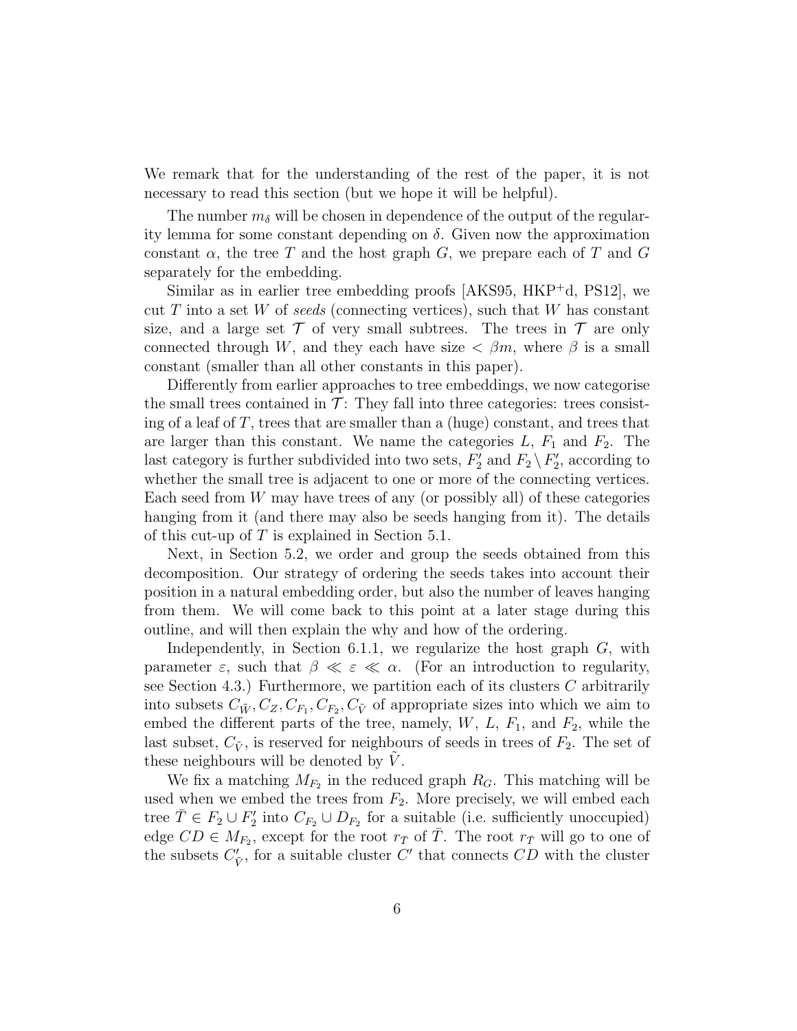We remark that for the understanding of the rest of the paper, it is not necessary to read this section (but we hope it will be helpful).

The number $m_\delta$ will be chosen in dependence of the output of the regularity lemma for some constant depending on $\delta$. Given now the approximation constant $\alpha$, the tree $T$ and the host graph $G$, we prepare each of $T$ and $G$ separately for the embedding.

Similar as in earlier tree embedding proofs [AKS95, HKP+d, PS12], we cut $T$ into a set $W$ of *seeds* (connecting vertices), such that $W$ has constant size, and a large set $\mathcal{T}$ of very small subtrees. The trees in $\mathcal{T}$ are only connected through $W$, and they each have size $< \beta m$, where $\beta$ is a small constant (smaller than all other constants in this paper).

Differently from earlier approaches to tree embeddings, we now categorise the small trees contained in $\mathcal{T}$: They fall into three categories: trees consisting of a leaf of $T$, trees that are smaller than a (huge) constant, and trees that are larger than this constant. We name the categories $L$, $F_1$ and $F_2$. The last category is further subdivided into two sets, $F_2'$ and $F_2 \setminus F_2'$, according to whether the small tree is adjacent to one or more of the connecting vertices. Each seed from $W$ may have trees of any (or possibly all) of these categories hanging from it (and there may also be seeds hanging from it). The details of this cut-up of $T$ is explained in Section 5.1.

Next, in Section 5.2, we order and group the seeds obtained from this decomposition. Our strategy of ordering the seeds takes into account their position in a natural embedding order, but also the number of leaves hanging from them. We will come back to this point at a later stage during this outline, and will then explain the why and how of the ordering.

Independently, in Section 6.1.1, we regularize the host graph $G$, with parameter $\varepsilon$, such that $\beta \ll \varepsilon \ll \alpha$. (For an introduction to regularity, see Section 4.3.) Furthermore, we partition each of its clusters $C$ arbitrarily into subsets $C_{\tilde{W}}, C_Z, C_{F_1}, C_{F_2}, C_{\tilde{V}}$ of appropriate sizes into which we aim to embed the different parts of the tree, namely, $W$, $L$, $F_1$, and $F_2$, while the last subset, $C_{\tilde{V}}$, is reserved for neighbours of seeds in trees of $F_2$. The set of these neighbours will be denoted by $\tilde{V}$.

We fix a matching $M_{F_2}$ in the reduced graph $R_G$. This matching will be used when we embed the trees from $F_2$. More precisely, we will embed each tree $\bar{T} \in F_2 \cup F_2'$ into $C_{F_2} \cup D_{F_2}$ for a suitable (i.e. sufficiently unoccupied) edge $CD \in M_{F_2}$, except for the root $r_{\bar{T}}$ of $\bar{T}$. The root $r_{\bar{T}}$ will go to one of the subsets $C'_{\tilde{V}}$, for a suitable cluster $C'$ that connects $CD$ with the cluster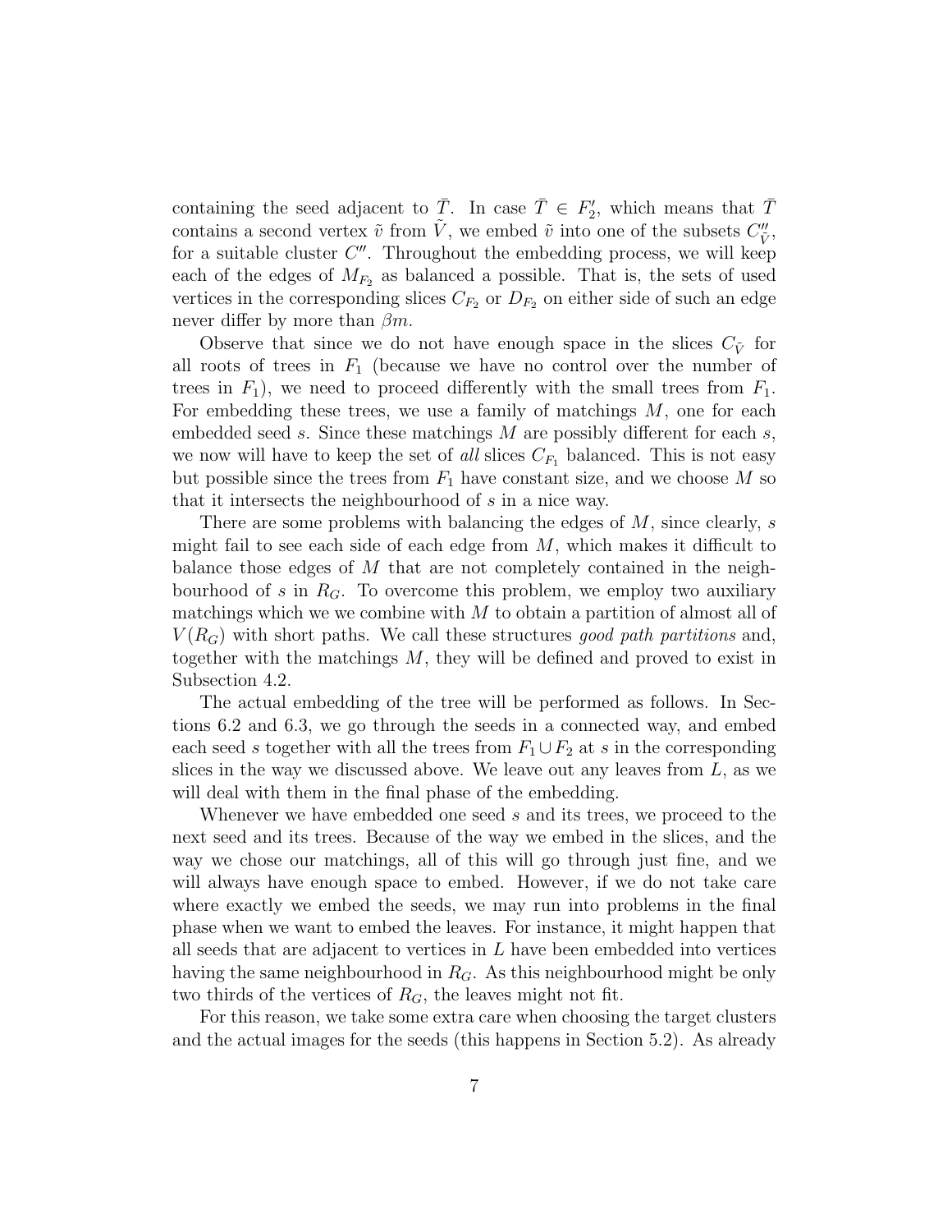containing the seed adjacent to $\bar{T}$. In case $\bar{T} \in F_2'$, which means that $\bar{T}$ contains a second vertex $\tilde{v}$ from $\tilde{V}$, we embed $\tilde{v}$ into one of the subsets $C''_{\tilde{V}}$, for a suitable cluster $C''$. Throughout the embedding process, we will keep each of the edges of $M_{F_2}$ as balanced a possible. That is, the sets of used vertices in the corresponding slices $C_{F_2}$ or $D_{F_2}$ on either side of such an edge never differ by more than $\beta m$.

Observe that since we do not have enough space in the slices $C_{\tilde{V}}$ for all roots of trees in $F_1$ (because we have no control over the number of trees in $F_1$), we need to proceed differently with the small trees from $F_1$. For embedding these trees, we use a family of matchings $M$, one for each embedded seed $s$. Since these matchings $M$ are possibly different for each $s$, we now will have to keep the set of *all* slices $C_{F_1}$ balanced. This is not easy but possible since the trees from $F_1$ have constant size, and we choose $M$ so that it intersects the neighbourhood of $s$ in a nice way.

There are some problems with balancing the edges of $M$, since clearly, $s$ might fail to see each side of each edge from $M$, which makes it difficult to balance those edges of $M$ that are not completely contained in the neighbourhood of $s$ in $R_G$. To overcome this problem, we employ two auxiliary matchings which we we combine with $M$ to obtain a partition of almost all of $V(R_G)$ with short paths. We call these structures *good path partitions* and, together with the matchings $M$, they will be defined and proved to exist in Subsection 4.2.

The actual embedding of the tree will be performed as follows. In Sections 6.2 and 6.3, we go through the seeds in a connected way, and embed each seed $s$ together with all the trees from $F_1 \cup F_2$ at $s$ in the corresponding slices in the way we discussed above. We leave out any leaves from $L$, as we will deal with them in the final phase of the embedding.

Whenever we have embedded one seed $s$ and its trees, we proceed to the next seed and its trees. Because of the way we embed in the slices, and the way we chose our matchings, all of this will go through just fine, and we will always have enough space to embed. However, if we do not take care where exactly we embed the seeds, we may run into problems in the final phase when we want to embed the leaves. For instance, it might happen that all seeds that are adjacent to vertices in $L$ have been embedded into vertices having the same neighbourhood in $R_G$. As this neighbourhood might be only two thirds of the vertices of $R_G$, the leaves might not fit.

For this reason, we take some extra care when choosing the target clusters and the actual images for the seeds (this happens in Section 5.2). As already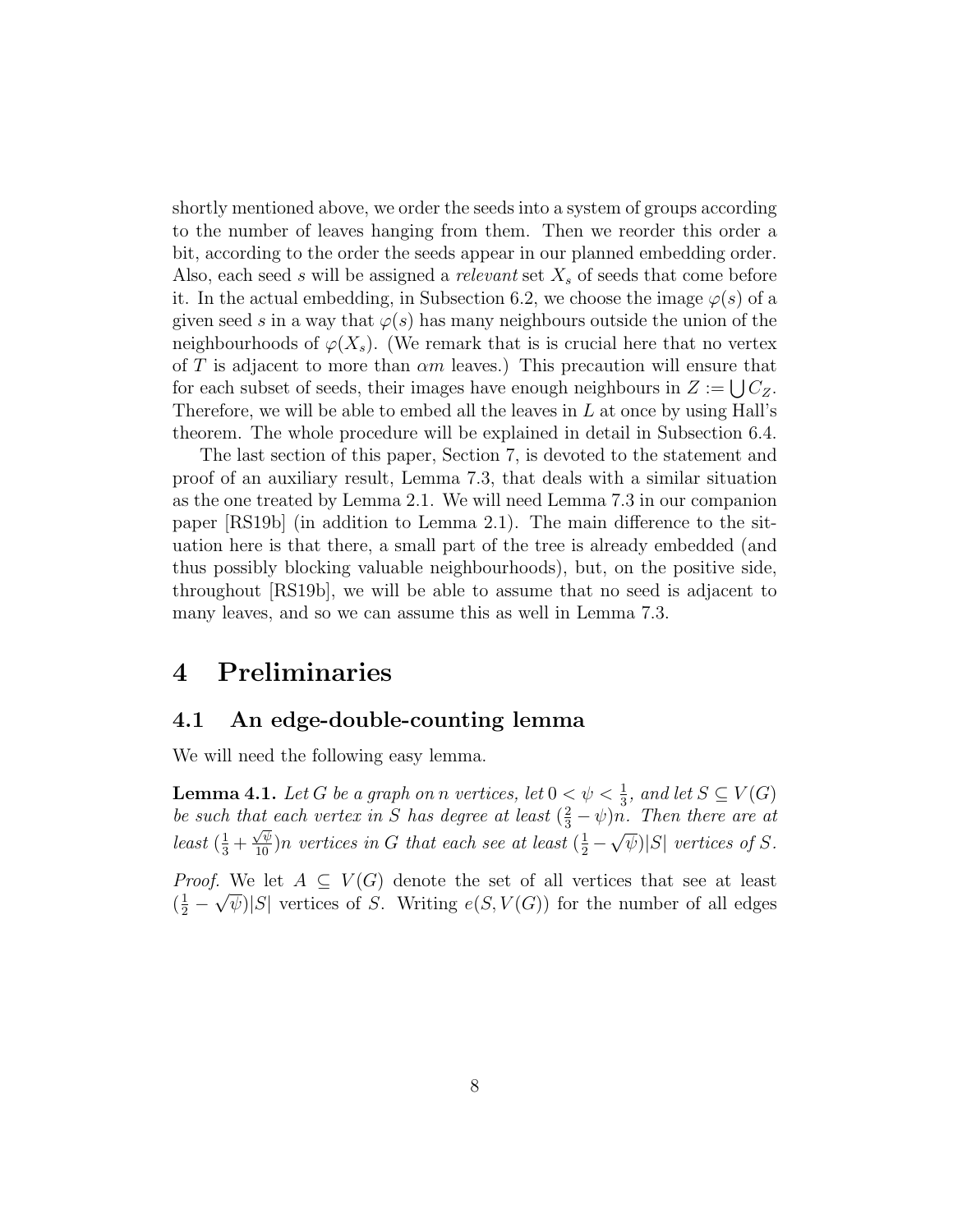shortly mentioned above, we order the seeds into a system of groups according to the number of leaves hanging from them. Then we reorder this order a bit, according to the order the seeds appear in our planned embedding order. Also, each seed $s$ will be assigned a *relevant* set $X_s$ of seeds that come before it. In the actual embedding, in Subsection 6.2, we choose the image $\varphi(s)$ of a given seed $s$ in a way that $\varphi(s)$ has many neighbours outside the union of the neighbourhoods of $\varphi(X_s)$. (We remark that is is crucial here that no vertex of $T$ is adjacent to more than $\alpha m$ leaves.) This precaution will ensure that for each subset of seeds, their images have enough neighbours in $Z := \bigcup C_Z$. Therefore, we will be able to embed all the leaves in $L$ at once by using Hall's theorem. The whole procedure will be explained in detail in Subsection 6.4.

The last section of this paper, Section 7, is devoted to the statement and proof of an auxiliary result, Lemma 7.3, that deals with a similar situation as the one treated by Lemma 2.1. We will need Lemma 7.3 in our companion paper [RS19b] (in addition to Lemma 2.1). The main difference to the situation here is that there, a small part of the tree is already embedded (and thus possibly blocking valuable neighbourhoods), but, on the positive side, throughout [RS19b], we will be able to assume that no seed is adjacent to many leaves, and so we can assume this as well in Lemma 7.3.

# 4 Preliminaries

## 4.1 An edge-double-counting lemma

We will need the following easy lemma.

**Lemma 4.1.** *Let $G$ be a graph on $n$ vertices, let $0 < \psi < \frac{1}{3}$, and let $S \subseteq V(G)$ be such that each vertex in $S$ has degree at least $(\frac{2}{3} - \psi)n$. Then there are at least $(\frac{1}{3} + \frac{\sqrt{\psi}}{10})n$ vertices in $G$ that each see at least $(\frac{1}{2} - \sqrt{\psi})|S|$ vertices of $S$.*

*Proof.* We let $A \subseteq V(G)$ denote the set of all vertices that see at least $(\frac{1}{2} - \sqrt{\psi})|S|$ vertices of $S$. Writing $e(S, V(G))$ for the number of all edges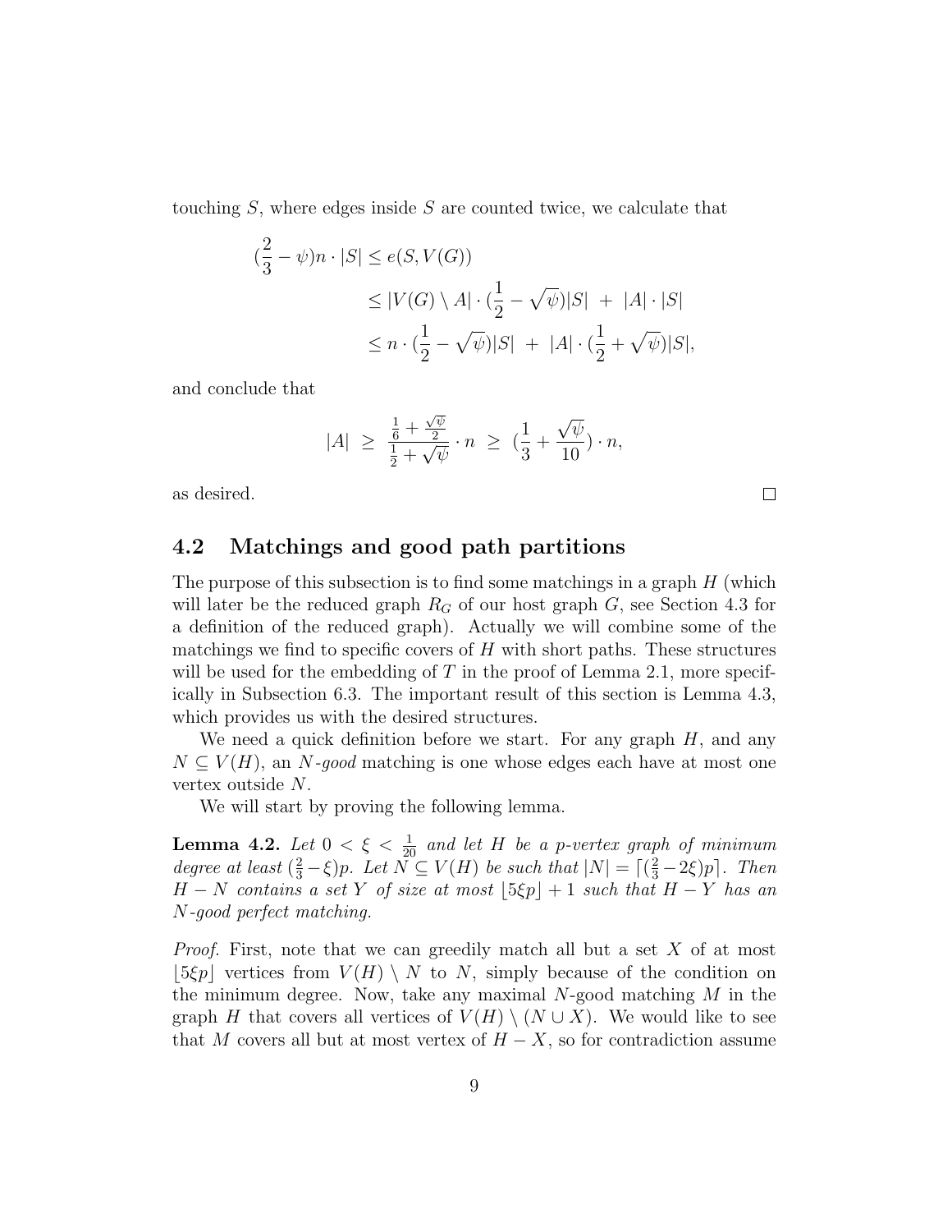touching $S$, where edges inside $S$ are counted twice, we calculate that

$$
\begin{aligned}
(\frac{2}{3} - \psi)n \cdot |S| &\leq e(S, V(G)) \\
&\leq |V(G) \setminus A| \cdot (\frac{1}{2} - \sqrt{\psi})|S| \ + \ |A| \cdot |S| \\
&\leq n \cdot (\frac{1}{2} - \sqrt{\psi})|S| \ + \ |A| \cdot (\frac{1}{2} + \sqrt{\psi})|S|,
\end{aligned}
$$

and conclude that

$$
|A| \ \geq \ \frac{\frac{1}{6} + \frac{\sqrt{\psi}}{2}}{\frac{1}{2} + \sqrt{\psi}} \cdot n \ \geq \ (\frac{1}{3} + \frac{\sqrt{\psi}}{10}) \cdot n,
$$

as desired. □

## 4.2 Matchings and good path partitions

The purpose of this subsection is to find some matchings in a graph $H$ (which will later be the reduced graph $R_G$ of our host graph $G$, see Section 4.3 for a definition of the reduced graph). Actually we will combine some of the matchings we find to specific covers of $H$ with short paths. These structures will be used for the embedding of $T$ in the proof of Lemma 2.1, more specifically in Subsection 6.3. The important result of this section is Lemma 4.3, which provides us with the desired structures.

We need a quick definition before we start. For any graph $H$, and any $N \subseteq V(H)$, an *$N$-good* matching is one whose edges each have at most one vertex outside $N$.

We will start by proving the following lemma.

**Lemma 4.2.** *Let $0 < \xi < \frac{1}{20}$ and let $H$ be a $p$-vertex graph of minimum degree at least $(\frac{2}{3} - \xi)p$. Let $N \subseteq V(H)$ be such that $|N| = \lceil (\frac{2}{3} - 2\xi)p \rceil$. Then $H - N$ contains a set $Y$ of size at most $\lfloor 5\xi p \rfloor + 1$ such that $H - Y$ has an $N$-good perfect matching.*

*Proof.* First, note that we can greedily match all but a set $X$ of at most $\lfloor 5\xi p \rfloor$ vertices from $V(H) \setminus N$ to $N$, simply because of the condition on the minimum degree. Now, take any maximal $N$-good matching $M$ in the graph $H$ that covers all vertices of $V(H) \setminus (N \cup X)$. We would like to see that $M$ covers all but at most vertex of $H - X$, so for contradiction assume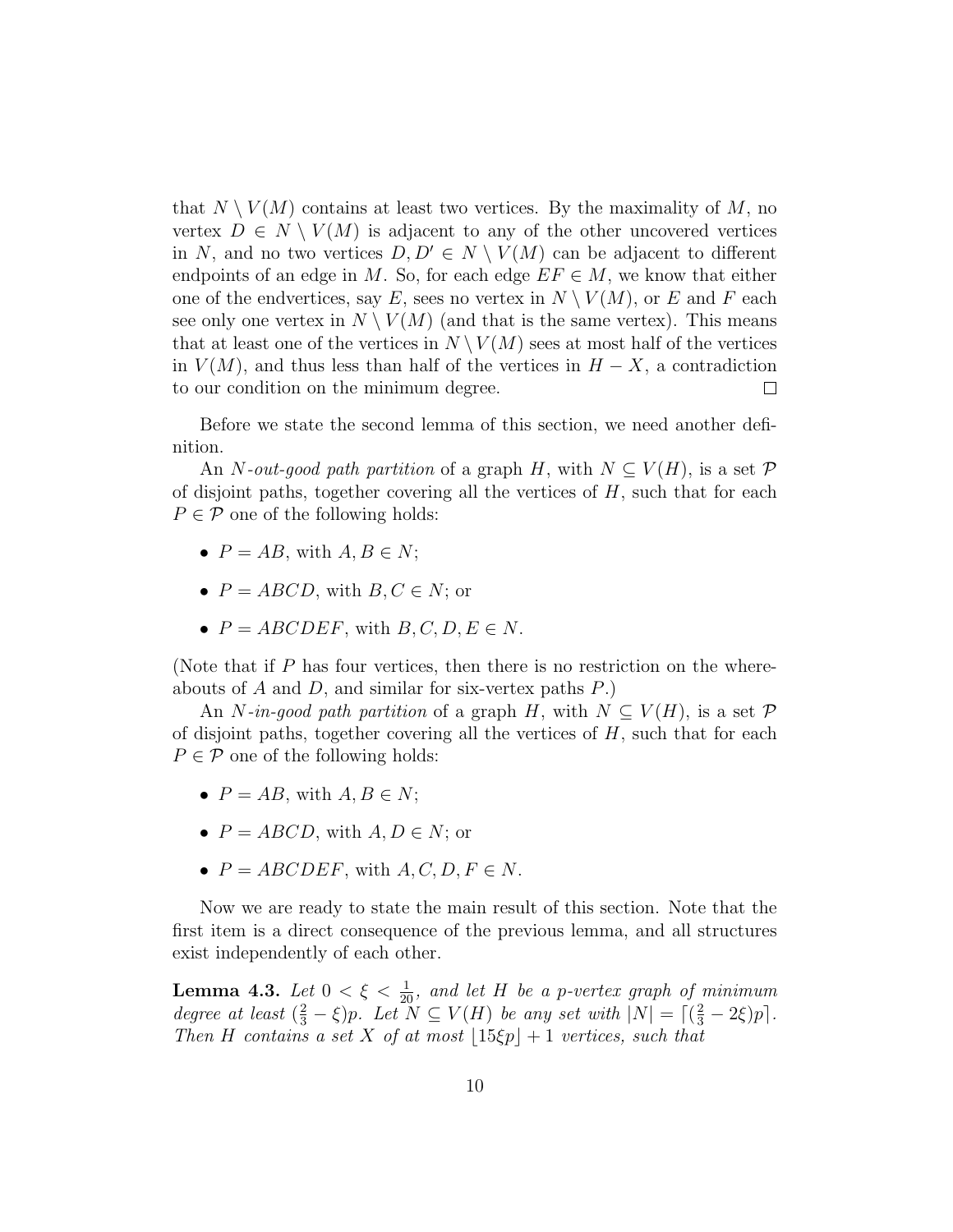that $N \setminus V(M)$ contains at least two vertices. By the maximality of $M$, no vertex $D \in N \setminus V(M)$ is adjacent to any of the other uncovered vertices in $N$, and no two vertices $D, D' \in N \setminus V(M)$ can be adjacent to different endpoints of an edge in $M$. So, for each edge $EF \in M$, we know that either one of the endvertices, say $E$, sees no vertex in $N \setminus V(M)$, or $E$ and $F$ each see only one vertex in $N \setminus V(M)$ (and that is the same vertex). This means that at least one of the vertices in $N \setminus V(M)$ sees at most half of the vertices in $V(M)$, and thus less than half of the vertices in $H - X$, a contradiction to our condition on the minimum degree. □

Before we state the second lemma of this section, we need another definition.

An *$N$-out-good path partition* of a graph $H$, with $N \subseteq V(H)$, is a set $\mathcal{P}$ of disjoint paths, together covering all the vertices of $H$, such that for each $P \in \mathcal{P}$ one of the following holds:

- $P = AB$, with $A, B \in N$;
- $P = ABCD$, with $B, C \in N$; or
- $P = ABCDEF$, with $B, C, D, E \in N$.

(Note that if $P$ has four vertices, then there is no restriction on the whereabouts of $A$ and $D$, and similar for six-vertex paths $P$.)

An *$N$-in-good path partition* of a graph $H$, with $N \subseteq V(H)$, is a set $\mathcal{P}$ of disjoint paths, together covering all the vertices of $H$, such that for each $P \in \mathcal{P}$ one of the following holds:

- $P = AB$, with $A, B \in N$;
- $P = ABCD$, with $A, D \in N$; or
- $P = ABCDEF$, with $A, C, D, F \in N$.

Now we are ready to state the main result of this section. Note that the first item is a direct consequence of the previous lemma, and all structures exist independently of each other.

**Lemma 4.3.** *Let $0 < \xi < \frac{1}{20}$, and let $H$ be a $p$-vertex graph of minimum degree at least $(\frac{2}{3} - \xi)p$. Let $N \subseteq V(H)$ be any set with $|N| = \lceil (\frac{2}{3} - 2\xi)p \rceil$. Then $H$ contains a set $X$ of at most $\lfloor 15\xi p \rfloor + 1$ vertices, such that*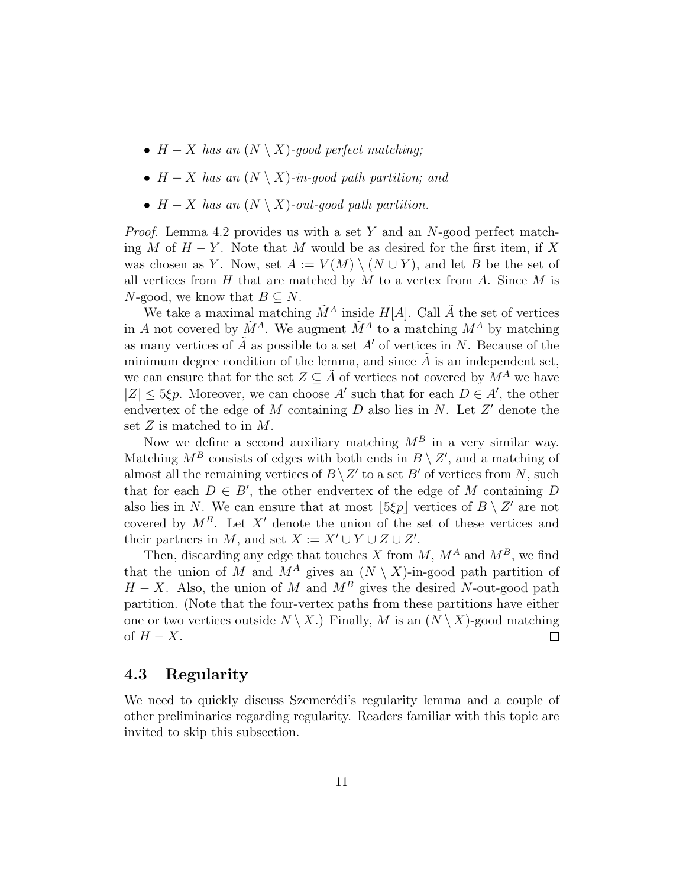- *$H - X$ has an $(N \setminus X)$-good perfect matching;*
- *$H - X$ has an $(N \setminus X)$-in-good path partition; and*
- *$H - X$ has an $(N \setminus X)$-out-good path partition.*

*Proof.* Lemma 4.2 provides us with a set $Y$ and an $N$-good perfect matching $M$ of $H - Y$. Note that $M$ would be as desired for the first item, if $X$ was chosen as $Y$. Now, set $A := V(M) \setminus (N \cup Y)$, and let $B$ be the set of all vertices from $H$ that are matched by $M$ to a vertex from $A$. Since $M$ is $N$-good, we know that $B \subseteq N$.

We take a maximal matching $\tilde{M}^A$ inside $H[A]$. Call $\tilde{A}$ the set of vertices in $A$ not covered by $\tilde{M}^A$. We augment $\tilde{M}^A$ to a matching $M^A$ by matching as many vertices of $\tilde{A}$ as possible to a set $A'$ of vertices in $N$. Because of the minimum degree condition of the lemma, and since $\tilde{A}$ is an independent set, we can ensure that for the set $Z \subseteq \tilde{A}$ of vertices not covered by $M^A$ we have $|Z| \leq 5\xi p$. Moreover, we can choose $A'$ such that for each $D \in A'$, the other endvertex of the edge of $M$ containing $D$ also lies in $N$. Let $Z'$ denote the set $Z$ is matched to in $M$.

Now we define a second auxiliary matching $M^B$ in a very similar way. Matching $M^B$ consists of edges with both ends in $B \setminus Z'$, and a matching of almost all the remaining vertices of $B \setminus Z'$ to a set $B'$ of vertices from $N$, such that for each $D \in B'$, the other endvertex of the edge of $M$ containing $D$ also lies in $N$. We can ensure that at most $\lfloor 5\xi p \rfloor$ vertices of $B \setminus Z'$ are not covered by $M^B$. Let $X'$ denote the union of the set of these vertices and their partners in $M$, and set $X := X' \cup Y \cup Z \cup Z'$.

Then, discarding any edge that touches $X$ from $M$, $M^A$ and $M^B$, we find that the union of $M$ and $M^A$ gives an $(N \setminus X)$-in-good path partition of $H - X$. Also, the union of $M$ and $M^B$ gives the desired $N$-out-good path partition. (Note that the four-vertex paths from these partitions have either one or two vertices outside $N \setminus X$.) Finally, $M$ is an $(N \setminus X)$-good matching of $H - X$. $\square$

### 4.3 Regularity

We need to quickly discuss Szemerédi's regularity lemma and a couple of other preliminaries regarding regularity. Readers familiar with this topic are invited to skip this subsection.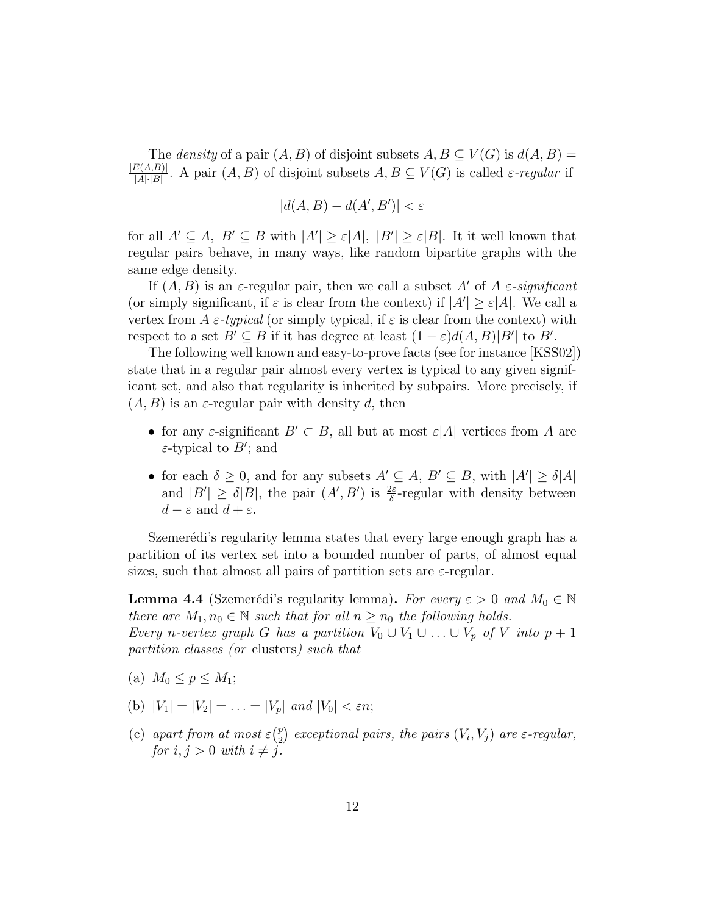The *density* of a pair $(A, B)$ of disjoint subsets $A, B \subseteq V(G)$ is $d(A, B) = \frac{|E(A,B)|}{|A| \cdot |B|}$. A pair $(A, B)$ of disjoint subsets $A, B \subseteq V(G)$ is called $\varepsilon$*-regular* if

$$|d(A, B) - d(A', B')| < \varepsilon$$

for all $A' \subseteq A,\ B' \subseteq B$ with $|A'| \geq \varepsilon|A|,\ |B'| \geq \varepsilon|B|$. It it well known that regular pairs behave, in many ways, like random bipartite graphs with the same edge density.

If $(A, B)$ is an $\varepsilon$-regular pair, then we call a subset $A'$ of $A$ $\varepsilon$*-significant* (or simply significant, if $\varepsilon$ is clear from the context) if $|A'| \geq \varepsilon|A|$. We call a vertex from $A$ $\varepsilon$*-typical* (or simply typical, if $\varepsilon$ is clear from the context) with respect to a set $B' \subseteq B$ if it has degree at least $(1 - \varepsilon)d(A, B)|B'|$ to $B'$.

The following well known and easy-to-prove facts (see for instance [KSS02]) state that in a regular pair almost every vertex is typical to any given significant set, and also that regularity is inherited by subpairs. More precisely, if $(A, B)$ is an $\varepsilon$-regular pair with density $d$, then

- for any $\varepsilon$-significant $B' \subset B$, all but at most $\varepsilon|A|$ vertices from $A$ are $\varepsilon$-typical to $B'$; and
- for each $\delta \geq 0$, and for any subsets $A' \subseteq A$, $B' \subseteq B$, with $|A'| \geq \delta|A|$ and $|B'| \geq \delta|B|$, the pair $(A', B')$ is $\frac{2\varepsilon}{\delta}$-regular with density between $d - \varepsilon$ and $d + \varepsilon$.

Szemerédi's regularity lemma states that every large enough graph has a partition of its vertex set into a bounded number of parts, of almost equal sizes, such that almost all pairs of partition sets are $\varepsilon$-regular.

**Lemma 4.4** (Szemerédi's regularity lemma)**.** *For every $\varepsilon > 0$ and $M_0 \in \mathbb{N}$ there are $M_1, n_0 \in \mathbb{N}$ such that for all $n \geq n_0$ the following holds. Every $n$-vertex graph $G$ has a partition $V_0 \cup V_1 \cup \ldots \cup V_p$ of $V$ into $p + 1$ partition classes (or* clusters*) such that*

(a) $M_0 \leq p \leq M_1$;

(b) $|V_1| = |V_2| = \ldots = |V_p|$ *and* $|V_0| < \varepsilon n$;

(c) *apart from at most $\varepsilon\binom{p}{2}$ exceptional pairs, the pairs $(V_i, V_j)$ are $\varepsilon$-regular, for $i, j > 0$ with $i \neq j$.*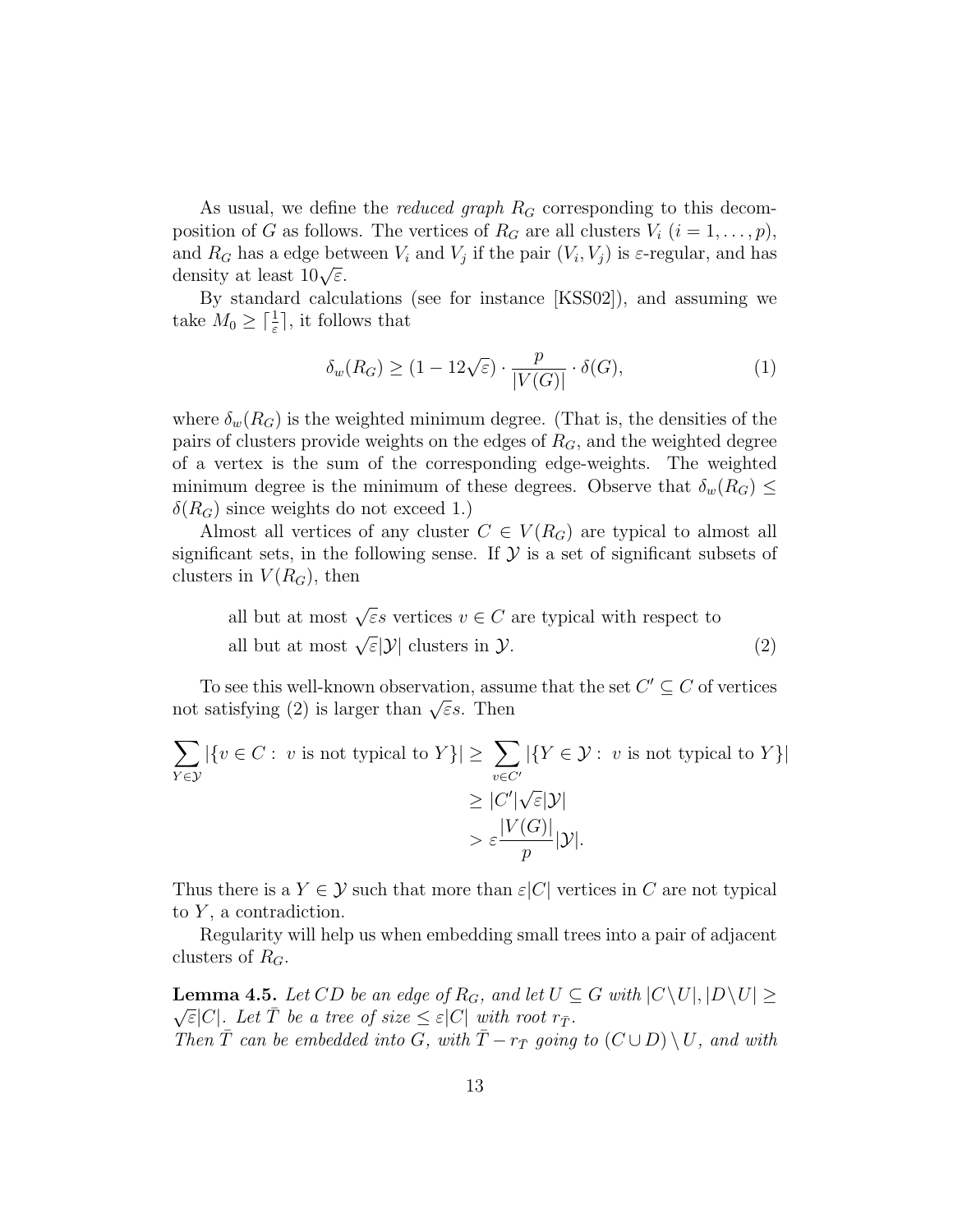As usual, we define the *reduced graph* $R_G$ corresponding to this decomposition of $G$ as follows. The vertices of $R_G$ are all clusters $V_i$ ($i = 1, \ldots, p$), and $R_G$ has a edge between $V_i$ and $V_j$ if the pair $(V_i, V_j)$ is $\varepsilon$-regular, and has density at least $10\sqrt{\varepsilon}$.

By standard calculations (see for instance [KSS02]), and assuming we take $M_0 \geq \lceil \frac{1}{\varepsilon} \rceil$, it follows that

$$\delta_w(R_G) \geq (1 - 12\sqrt{\varepsilon}) \cdot \frac{p}{|V(G)|} \cdot \delta(G), \tag{1}$$

where $\delta_w(R_G)$ is the weighted minimum degree. (That is, the densities of the pairs of clusters provide weights on the edges of $R_G$, and the weighted degree of a vertex is the sum of the corresponding edge-weights. The weighted minimum degree is the minimum of these degrees. Observe that $\delta_w(R_G) \leq \delta(R_G)$ since weights do not exceed 1.)

Almost all vertices of any cluster $C \in V(R_G)$ are typical to almost all significant sets, in the following sense. If $\mathcal{Y}$ is a set of significant subsets of clusters in $V(R_G)$, then

$$\begin{aligned}&\text{all but at most } \sqrt{\varepsilon}s \text{ vertices } v \in C \text{ are typical with respect to}\\ &\text{all but at most } \sqrt{\varepsilon}|\mathcal{Y}| \text{ clusters in } \mathcal{Y}.\end{aligned} \tag{2}$$

To see this well-known observation, assume that the set $C' \subseteq C$ of vertices not satisfying (2) is larger than $\sqrt{\varepsilon}s$. Then

$$\begin{aligned}\sum_{Y \in \mathcal{Y}} |\{v \in C :\ v \text{ is not typical to } Y\}| &\geq \sum_{v \in C'} |\{Y \in \mathcal{Y} :\ v \text{ is not typical to } Y\}|\\ &\geq |C'|\sqrt{\varepsilon}|\mathcal{Y}|\\ &> \varepsilon\frac{|V(G)|}{p}|\mathcal{Y}|.\end{aligned}$$

Thus there is a $Y \in \mathcal{Y}$ such that more than $\varepsilon|C|$ vertices in $C$ are not typical to $Y$, a contradiction.

Regularity will help us when embedding small trees into a pair of adjacent clusters of $R_G$.

**Lemma 4.5.** *Let $CD$ be an edge of $R_G$, and let $U \subseteq G$ with $|C \setminus U|, |D \setminus U| \geq \sqrt{\varepsilon}|C|$. Let $\bar{T}$ be a tree of size $\leq \varepsilon|C|$ with root $r_{\bar{T}}$.*

*Then $\bar{T}$ can be embedded into $G$, with $\bar{T} - r_{\bar{T}}$ going to $(C \cup D) \setminus U$, and with*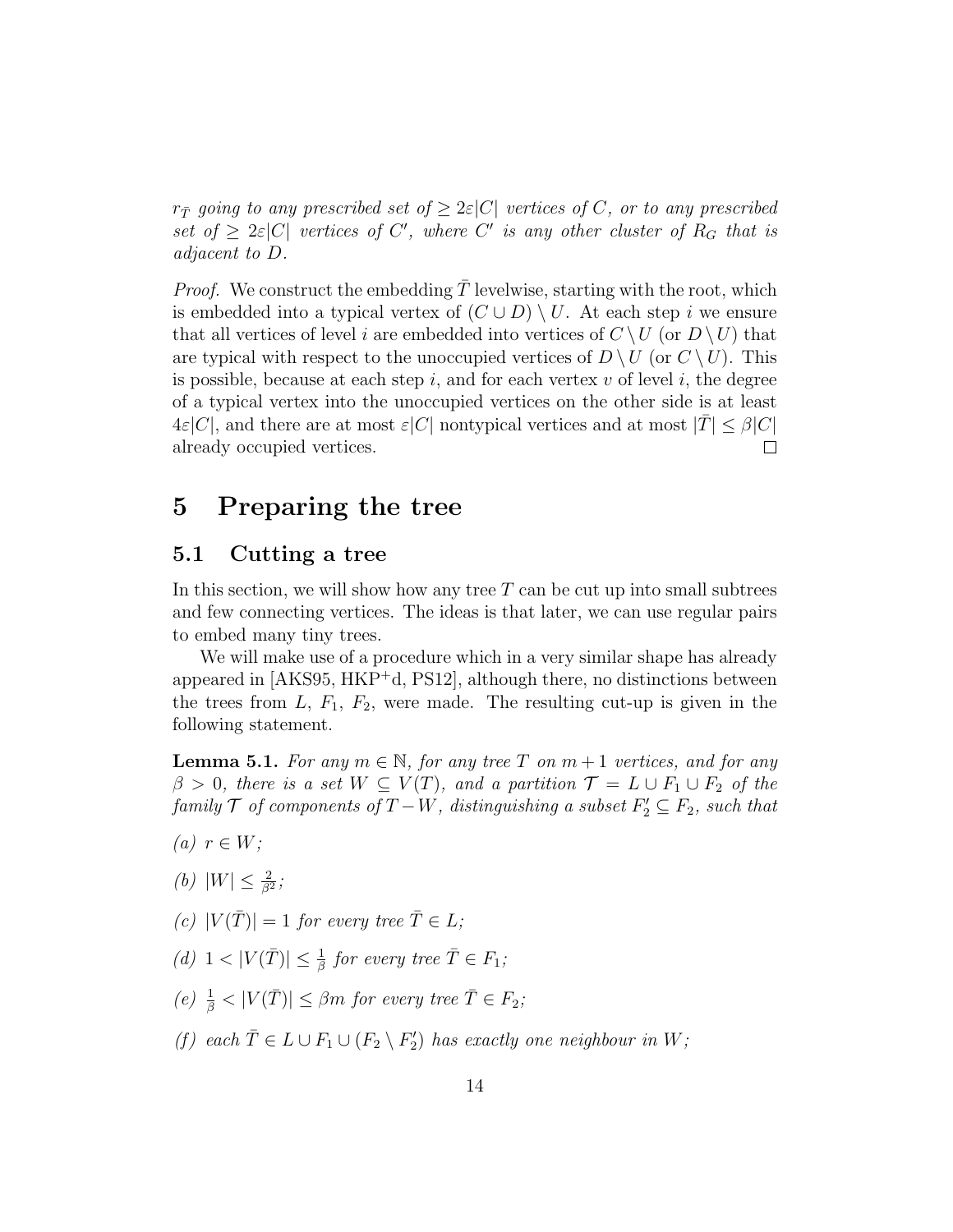*$r_{\bar{T}}$ going to any prescribed set of $\geq 2\varepsilon|C|$ vertices of $C$, or to any prescribed set of $\geq 2\varepsilon|C|$ vertices of $C'$, where $C'$ is any other cluster of $R_G$ that is adjacent to $D$.*

*Proof.* We construct the embedding $\bar{T}$ levelwise, starting with the root, which is embedded into a typical vertex of $(C \cup D) \setminus U$. At each step $i$ we ensure that all vertices of level $i$ are embedded into vertices of $C \setminus U$ (or $D \setminus U$) that are typical with respect to the unoccupied vertices of $D \setminus U$ (or $C \setminus U$). This is possible, because at each step $i$, and for each vertex $v$ of level $i$, the degree of a typical vertex into the unoccupied vertices on the other side is at least $4\varepsilon|C|$, and there are at most $\varepsilon|C|$ nontypical vertices and at most $|\bar{T}| \leq \beta|C|$ already occupied vertices. □

# 5 Preparing the tree

## 5.1 Cutting a tree

In this section, we will show how any tree $T$ can be cut up into small subtrees and few connecting vertices. The ideas is that later, we can use regular pairs to embed many tiny trees.

We will make use of a procedure which in a very similar shape has already appeared in [AKS95, HKP$^+$d, PS12], although there, no distinctions between the trees from $L$, $F_1$, $F_2$, were made. The resulting cut-up is given in the following statement.

**Lemma 5.1.** *For any $m \in \mathbb{N}$, for any tree $T$ on $m+1$ vertices, and for any $\beta > 0$, there is a set $W \subseteq V(T)$, and a partition $\mathcal{T} = L \cup F_1 \cup F_2$ of the family $\mathcal{T}$ of components of $T - W$, distinguishing a subset $F_2' \subseteq F_2$, such that*

*(a)* $r \in W$;

*(b)* $|W| \leq \frac{2}{\beta^2}$;

*(c)* $|V(\bar{T})| = 1$ *for every tree* $\bar{T} \in L$;

*(d)* $1 < |V(\bar{T})| \leq \frac{1}{\beta}$ *for every tree* $\bar{T} \in F_1$;

*(e)* $\frac{1}{\beta} < |V(\bar{T})| \leq \beta m$ *for every tree* $\bar{T} \in F_2$;

*(f) each* $\bar{T} \in L \cup F_1 \cup (F_2 \setminus F_2')$ *has exactly one neighbour in* $W$;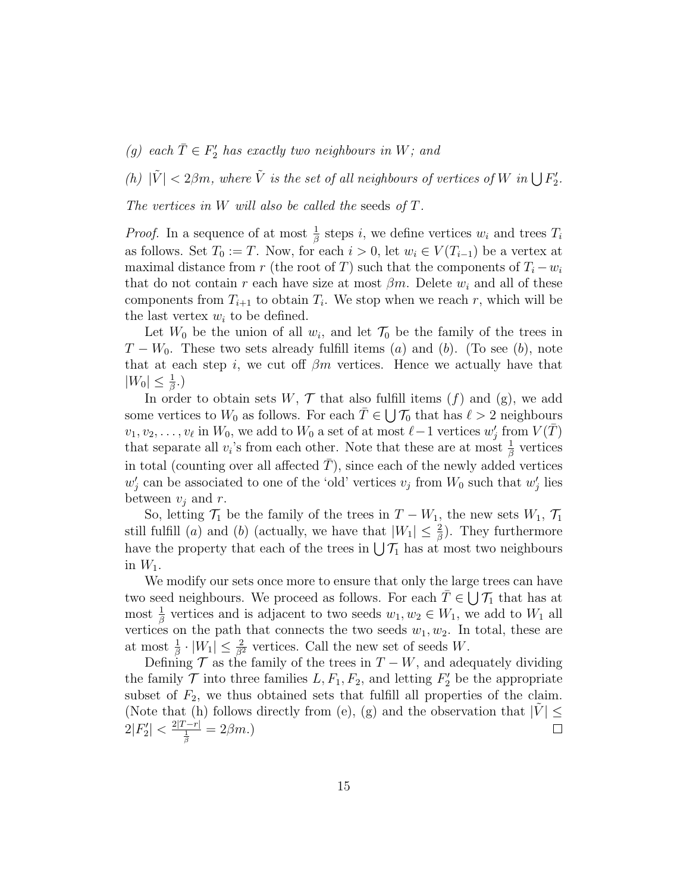*(g) each $\bar{T} \in F_2'$ has exactly two neighbours in $W$; and*

*(h) $|\tilde{V}| < 2\beta m$, where $\tilde{V}$ is the set of all neighbours of vertices of $W$ in $\bigcup F_2'$.*

*The vertices in $W$ will also be called the* seeds *of $T$.*

*Proof.* In a sequence of at most $\frac{1}{\beta}$ steps $i$, we define vertices $w_i$ and trees $T_i$ as follows. Set $T_0 := T$. Now, for each $i > 0$, let $w_i \in V(T_{i-1})$ be a vertex at maximal distance from $r$ (the root of $T$) such that the components of $T_i - w_i$ that do not contain $r$ each have size at most $\beta m$. Delete $w_i$ and all of these components from $T_{i+1}$ to obtain $T_i$. We stop when we reach $r$, which will be the last vertex $w_i$ to be defined.

Let $W_0$ be the union of all $w_i$, and let $\mathcal{T}_0$ be the family of the trees in $T - W_0$. These two sets already fulfill items $(a)$ and $(b)$. (To see $(b)$, note that at each step $i$, we cut off $\beta m$ vertices. Hence we actually have that $|W_0| \leq \frac{1}{\beta}$.)

In order to obtain sets $W$, $\mathcal{T}$ that also fulfill items $(f)$ and (g), we add some vertices to $W_0$ as follows. For each $\bar{T} \in \bigcup \mathcal{T}_0$ that has $\ell > 2$ neighbours $v_1, v_2, \ldots, v_\ell$ in $W_0$, we add to $W_0$ a set of at most $\ell - 1$ vertices $w_j'$ from $V(\bar{T})$ that separate all $v_i$'s from each other. Note that these are at most $\frac{1}{\beta}$ vertices in total (counting over all affected $\bar{T}$), since each of the newly added vertices $w_j'$ can be associated to one of the 'old' vertices $v_j$ from $W_0$ such that $w_j'$ lies between $v_j$ and $r$.

So, letting $\mathcal{T}_1$ be the family of the trees in $T - W_1$, the new sets $W_1$, $\mathcal{T}_1$ still fulfill $(a)$ and $(b)$ (actually, we have that $|W_1| \leq \frac{2}{\beta}$). They furthermore have the property that each of the trees in $\bigcup \mathcal{T}_1$ has at most two neighbours in $W_1$.

We modify our sets once more to ensure that only the large trees can have two seed neighbours. We proceed as follows. For each $\bar{T} \in \bigcup \mathcal{T}_1$ that has at most $\frac{1}{\beta}$ vertices and is adjacent to two seeds $w_1, w_2 \in W_1$, we add to $W_1$ all vertices on the path that connects the two seeds $w_1, w_2$. In total, these are at most $\frac{1}{\beta} \cdot |W_1| \leq \frac{2}{\beta^2}$ vertices. Call the new set of seeds $W$.

Defining $\mathcal{T}$ as the family of the trees in $T - W$, and adequately dividing the family $\mathcal{T}$ into three families $L, F_1, F_2$, and letting $F_2'$ be the appropriate subset of $F_2$, we thus obtained sets that fulfill all properties of the claim. (Note that (h) follows directly from (e), (g) and the observation that $|\tilde{V}| \leq 2|F_2'| < \frac{2|T-r|}{\frac{1}{\beta}} = 2\beta m$.) $\square$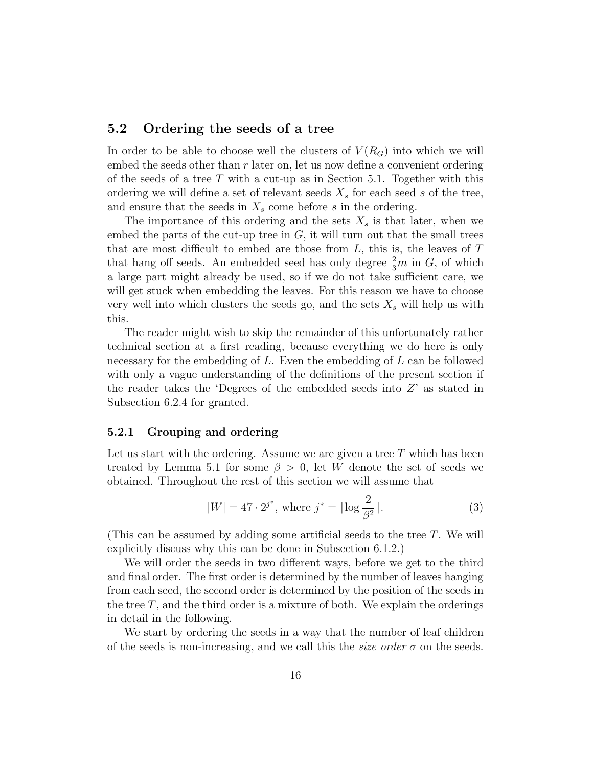## 5.2 Ordering the seeds of a tree

In order to be able to choose well the clusters of $V(R_G)$ into which we will embed the seeds other than $r$ later on, let us now define a convenient ordering of the seeds of a tree $T$ with a cut-up as in Section 5.1. Together with this ordering we will define a set of relevant seeds $X_s$ for each seed $s$ of the tree, and ensure that the seeds in $X_s$ come before $s$ in the ordering.

The importance of this ordering and the sets $X_s$ is that later, when we embed the parts of the cut-up tree in $G$, it will turn out that the small trees that are most difficult to embed are those from $L$, this is, the leaves of $T$ that hang off seeds. An embedded seed has only degree $\frac{2}{3}m$ in $G$, of which a large part might already be used, so if we do not take sufficient care, we will get stuck when embedding the leaves. For this reason we have to choose very well into which clusters the seeds go, and the sets $X_s$ will help us with this.

The reader might wish to skip the remainder of this unfortunately rather technical section at a first reading, because everything we do here is only necessary for the embedding of $L$. Even the embedding of $L$ can be followed with only a vague understanding of the definitions of the present section if the reader takes the 'Degrees of the embedded seeds into $Z$' as stated in Subsection 6.2.4 for granted.

### 5.2.1 Grouping and ordering

Let us start with the ordering. Assume we are given a tree $T$ which has been treated by Lemma 5.1 for some $\beta > 0$, let $W$ denote the set of seeds we obtained. Throughout the rest of this section we will assume that

$$|W| = 47 \cdot 2^{j^*}, \text{ where } j^* = \lceil \log \frac{2}{\beta^2} \rceil. \tag{3}$$

(This can be assumed by adding some artificial seeds to the tree $T$. We will explicitly discuss why this can be done in Subsection 6.1.2.)

We will order the seeds in two different ways, before we get to the third and final order. The first order is determined by the number of leaves hanging from each seed, the second order is determined by the position of the seeds in the tree $T$, and the third order is a mixture of both. We explain the orderings in detail in the following.

We start by ordering the seeds in a way that the number of leaf children of the seeds is non-increasing, and we call this the *size order* $\sigma$ on the seeds.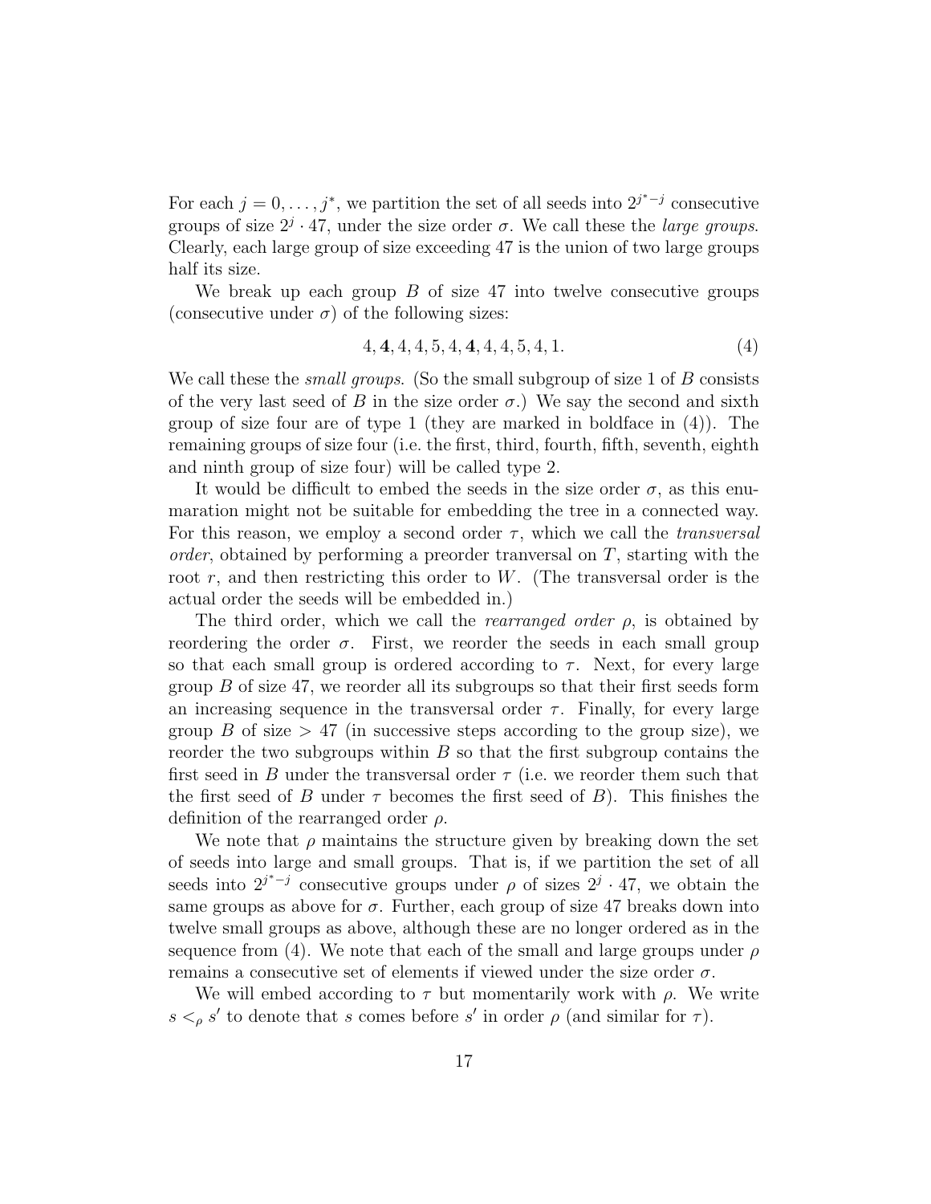For each $j = 0, \ldots, j^*$, we partition the set of all seeds into $2^{j^*-j}$ consecutive groups of size $2^j \cdot 47$, under the size order $\sigma$. We call these the *large groups*. Clearly, each large group of size exceeding 47 is the union of two large groups half its size.

We break up each group $B$ of size 47 into twelve consecutive groups (consecutive under $\sigma$) of the following sizes:

$$4, \mathbf{4}, 4, 4, 5, 4, \mathbf{4}, 4, 4, 5, 4, 1. \tag{4}$$

We call these the *small groups*. (So the small subgroup of size 1 of $B$ consists of the very last seed of $B$ in the size order $\sigma$.) We say the second and sixth group of size four are of type 1 (they are marked in boldface in (4)). The remaining groups of size four (i.e. the first, third, fourth, fifth, seventh, eighth and ninth group of size four) will be called type 2.

It would be difficult to embed the seeds in the size order $\sigma$, as this enumaration might not be suitable for embedding the tree in a connected way. For this reason, we employ a second order $\tau$, which we call the *transversal order*, obtained by performing a preorder tranversal on $T$, starting with the root $r$, and then restricting this order to $W$. (The transversal order is the actual order the seeds will be embedded in.)

The third order, which we call the *rearranged order* $\rho$, is obtained by reordering the order $\sigma$. First, we reorder the seeds in each small group so that each small group is ordered according to $\tau$. Next, for every large group $B$ of size 47, we reorder all its subgroups so that their first seeds form an increasing sequence in the transversal order $\tau$. Finally, for every large group $B$ of size $> 47$ (in successive steps according to the group size), we reorder the two subgroups within $B$ so that the first subgroup contains the first seed in $B$ under the transversal order $\tau$ (i.e. we reorder them such that the first seed of $B$ under $\tau$ becomes the first seed of $B$). This finishes the definition of the rearranged order $\rho$.

We note that $\rho$ maintains the structure given by breaking down the set of seeds into large and small groups. That is, if we partition the set of all seeds into $2^{j^*-j}$ consecutive groups under $\rho$ of sizes $2^j \cdot 47$, we obtain the same groups as above for $\sigma$. Further, each group of size 47 breaks down into twelve small groups as above, although these are no longer ordered as in the sequence from (4). We note that each of the small and large groups under $\rho$ remains a consecutive set of elements if viewed under the size order $\sigma$.

We will embed according to $\tau$ but momentarily work with $\rho$. We write $s <_\rho s'$ to denote that $s$ comes before $s'$ in order $\rho$ (and similar for $\tau$).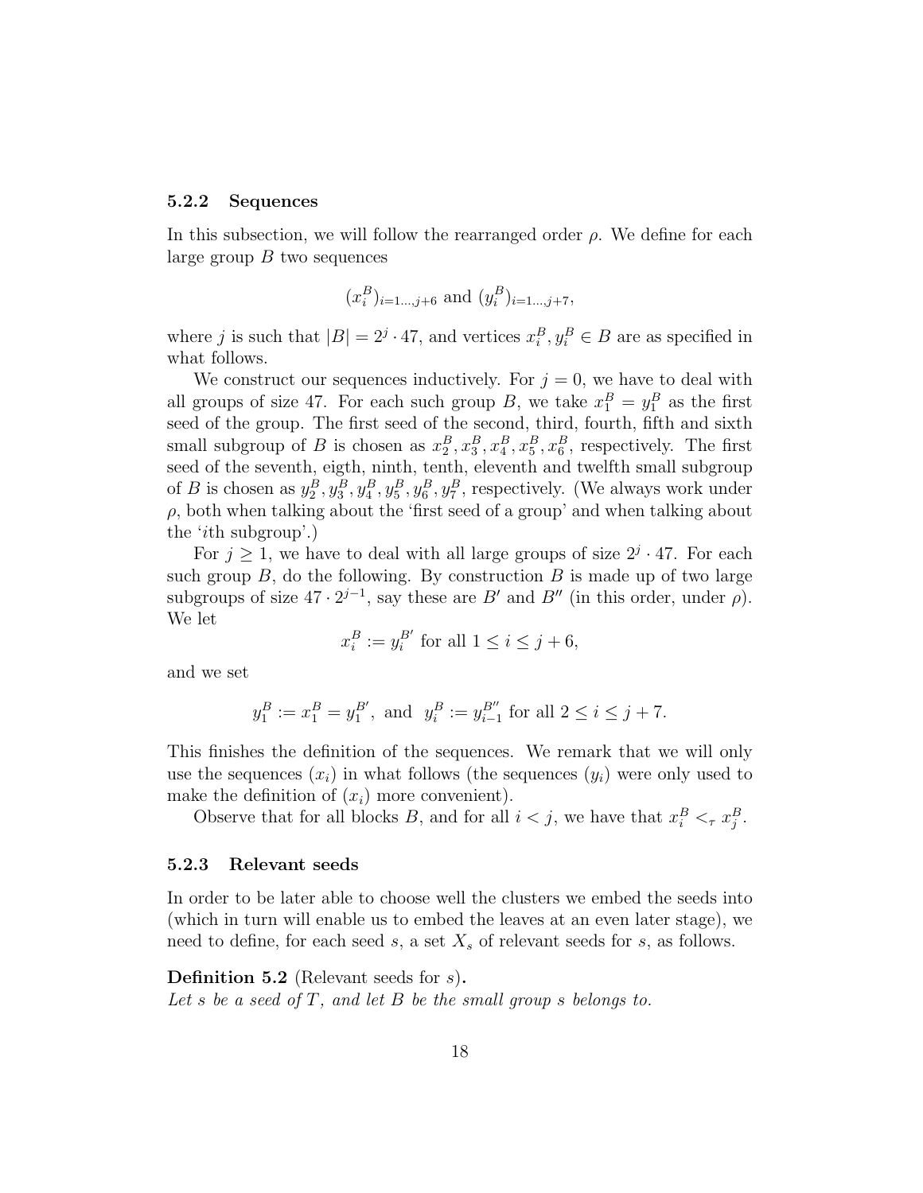#### 5.2.2 Sequences

In this subsection, we will follow the rearranged order $\rho$. We define for each large group $B$ two sequences

$$(x_i^B)_{i=1\dots,j+6} \text{ and } (y_i^B)_{i=1\dots,j+7},$$

where $j$ is such that $|B| = 2^j \cdot 47$, and vertices $x_i^B, y_i^B \in B$ are as specified in what follows.

We construct our sequences inductively. For $j = 0$, we have to deal with all groups of size 47. For each such group $B$, we take $x_1^B = y_1^B$ as the first seed of the group. The first seed of the second, third, fourth, fifth and sixth small subgroup of $B$ is chosen as $x_2^B, x_3^B, x_4^B, x_5^B, x_6^B$, respectively. The first seed of the seventh, eigth, ninth, tenth, eleventh and twelfth small subgroup of $B$ is chosen as $y_2^B, y_3^B, y_4^B, y_5^B, y_6^B, y_7^B$, respectively. (We always work under $\rho$, both when talking about the 'first seed of a group' and when talking about the '$i$th subgroup'.)

For $j \geq 1$, we have to deal with all large groups of size $2^j \cdot 47$. For each such group $B$, do the following. By construction $B$ is made up of two large subgroups of size $47 \cdot 2^{j-1}$, say these are $B'$ and $B''$ (in this order, under $\rho$). We let

$$x_i^B := y_i^{B'} \text{ for all } 1 \leq i \leq j+6,$$

and we set

$$y_1^B := x_1^B = y_1^{B'}, \text{ and } \; y_i^B := y_{i-1}^{B''} \text{ for all } 2 \leq i \leq j+7.$$

This finishes the definition of the sequences. We remark that we will only use the sequences $(x_i)$ in what follows (the sequences $(y_i)$ were only used to make the definition of $(x_i)$ more convenient).

Observe that for all blocks $B$, and for all $i < j$, we have that $x_i^B <_\tau x_j^B$.

#### 5.2.3 Relevant seeds

In order to be later able to choose well the clusters we embed the seeds into (which in turn will enable us to embed the leaves at an even later stage), we need to define, for each seed $s$, a set $X_s$ of relevant seeds for $s$, as follows.

**Definition 5.2** (Relevant seeds for $s$)**.**
*Let $s$ be a seed of $T$, and let $B$ be the small group $s$ belongs to.*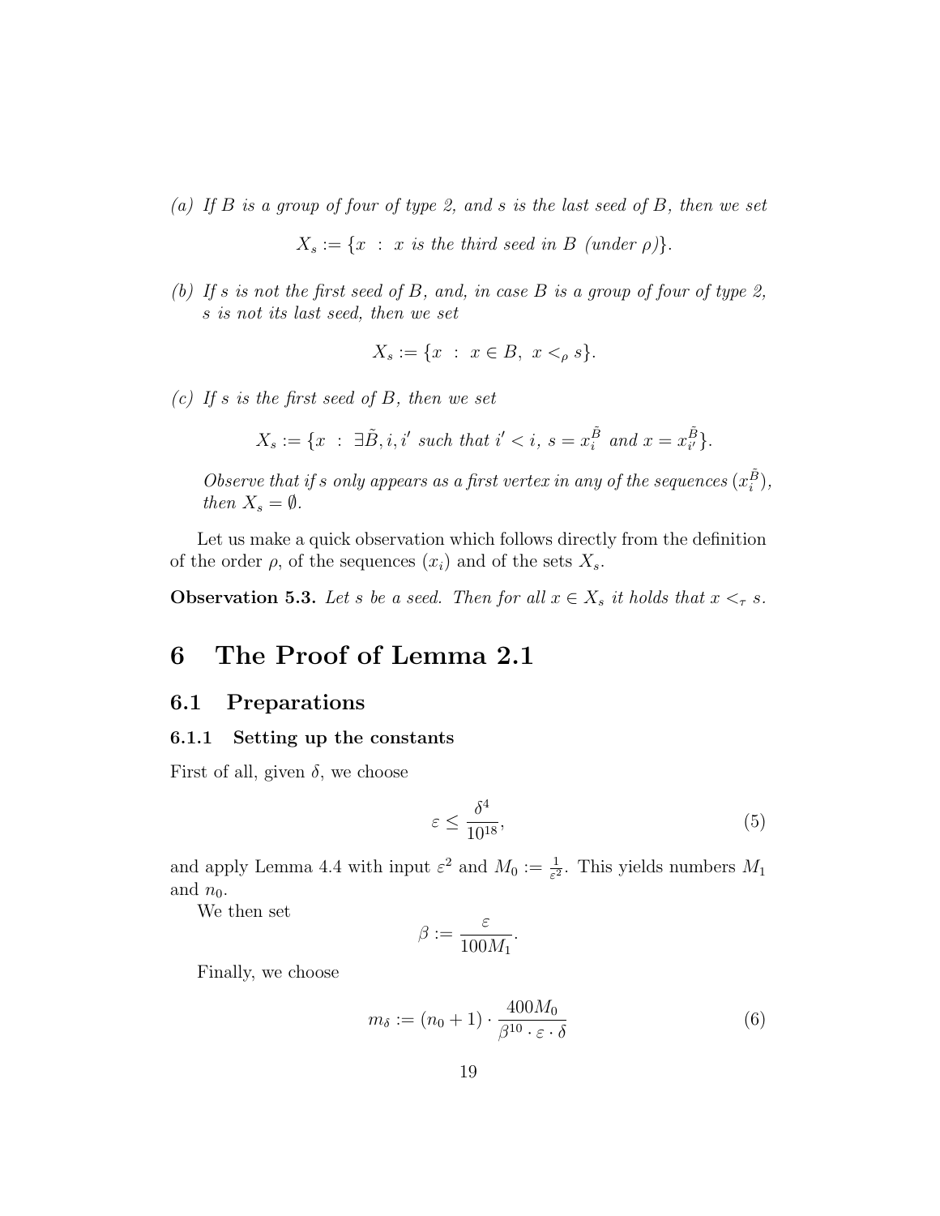*(a) If $B$ is a group of four of type 2, and $s$ is the last seed of $B$, then we set*

$$X_s := \{x \ : \ x \text{ is the third seed in } B \text{ (under } \rho)\}.$$

*(b) If $s$ is not the first seed of $B$, and, in case $B$ is a group of four of type 2, $s$ is not its last seed, then we set*

$$X_s := \{x \ : \ x \in B, \ x <_\rho s\}.$$

*(c) If $s$ is the first seed of $B$, then we set*

$$X_s := \{x \ : \ \exists \tilde{B}, i, i' \text{ such that } i' < i, \ s = x_i^{\tilde{B}} \text{ and } x = x_{i'}^{\tilde{B}}\}.$$

*Observe that if $s$ only appears as a first vertex in any of the sequences $(x_i^{\tilde{B}})$, then $X_s = \emptyset$.*

Let us make a quick observation which follows directly from the definition of the order $\rho$, of the sequences $(x_i)$ and of the sets $X_s$.

**Observation 5.3.** *Let $s$ be a seed. Then for all $x \in X_s$ it holds that $x <_\tau s$.*

# 6 The Proof of Lemma 2.1

## 6.1 Preparations

### 6.1.1 Setting up the constants

First of all, given $\delta$, we choose

$$\varepsilon \leq \frac{\delta^4}{10^{18}}, \tag{5}$$

and apply Lemma 4.4 with input $\varepsilon^2$ and $M_0 := \frac{1}{\varepsilon^2}$. This yields numbers $M_1$ and $n_0$.

We then set

$$\beta := \frac{\varepsilon}{100 M_1}.$$

Finally, we choose

$$m_\delta := (n_0 + 1) \cdot \frac{400 M_0}{\beta^{10} \cdot \varepsilon \cdot \delta} \tag{6}$$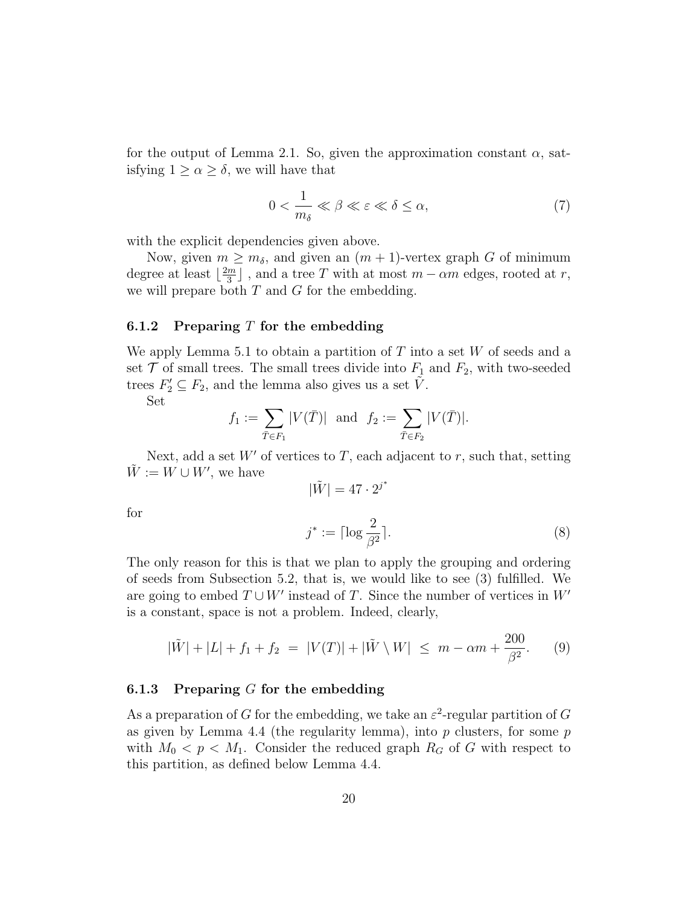for the output of Lemma 2.1. So, given the approximation constant $\alpha$, satisfying $1 \geq \alpha \geq \delta$, we will have that

$$0 < \frac{1}{m_\delta} \ll \beta \ll \varepsilon \ll \delta \leq \alpha, \tag{7}$$

with the explicit dependencies given above.

Now, given $m \geq m_\delta$, and given an $(m+1)$-vertex graph $G$ of minimum degree at least $\lfloor \frac{2m}{3} \rfloor$, and a tree $T$ with at most $m - \alpha m$ edges, rooted at $r$, we will prepare both $T$ and $G$ for the embedding.

### 6.1.2 Preparing $T$ for the embedding

We apply Lemma 5.1 to obtain a partition of $T$ into a set $W$ of seeds and a set $\mathcal{T}$ of small trees. The small trees divide into $F_1$ and $F_2$, with two-seeded trees $F_2' \subseteq F_2$, and the lemma also gives us a set $\tilde{V}$.

Set

$$f_1 := \sum_{\bar{T} \in F_1} |V(\bar{T})| \quad \text{and} \quad f_2 := \sum_{\bar{T} \in F_2} |V(\bar{T})|.$$

Next, add a set $W'$ of vertices to $T$, each adjacent to $r$, such that, setting $\tilde{W} := W \cup W'$, we have

$$|\tilde{W}| = 47 \cdot 2^{j^*}$$

for

$$j^* := \lceil \log \frac{2}{\beta^2} \rceil. \tag{8}$$

The only reason for this is that we plan to apply the grouping and ordering of seeds from Subsection 5.2, that is, we would like to see (3) fulfilled. We are going to embed $T \cup W'$ instead of $T$. Since the number of vertices in $W'$ is a constant, space is not a problem. Indeed, clearly,

$$|\tilde{W}| + |L| + f_1 + f_2 \;=\; |V(T)| + |\tilde{W} \setminus W| \;\leq\; m - \alpha m + \frac{200}{\beta^2}. \tag{9}$$

### 6.1.3 Preparing $G$ for the embedding

As a preparation of $G$ for the embedding, we take an $\varepsilon^2$-regular partition of $G$ as given by Lemma 4.4 (the regularity lemma), into $p$ clusters, for some $p$ with $M_0 < p < M_1$. Consider the reduced graph $R_G$ of $G$ with respect to this partition, as defined below Lemma 4.4.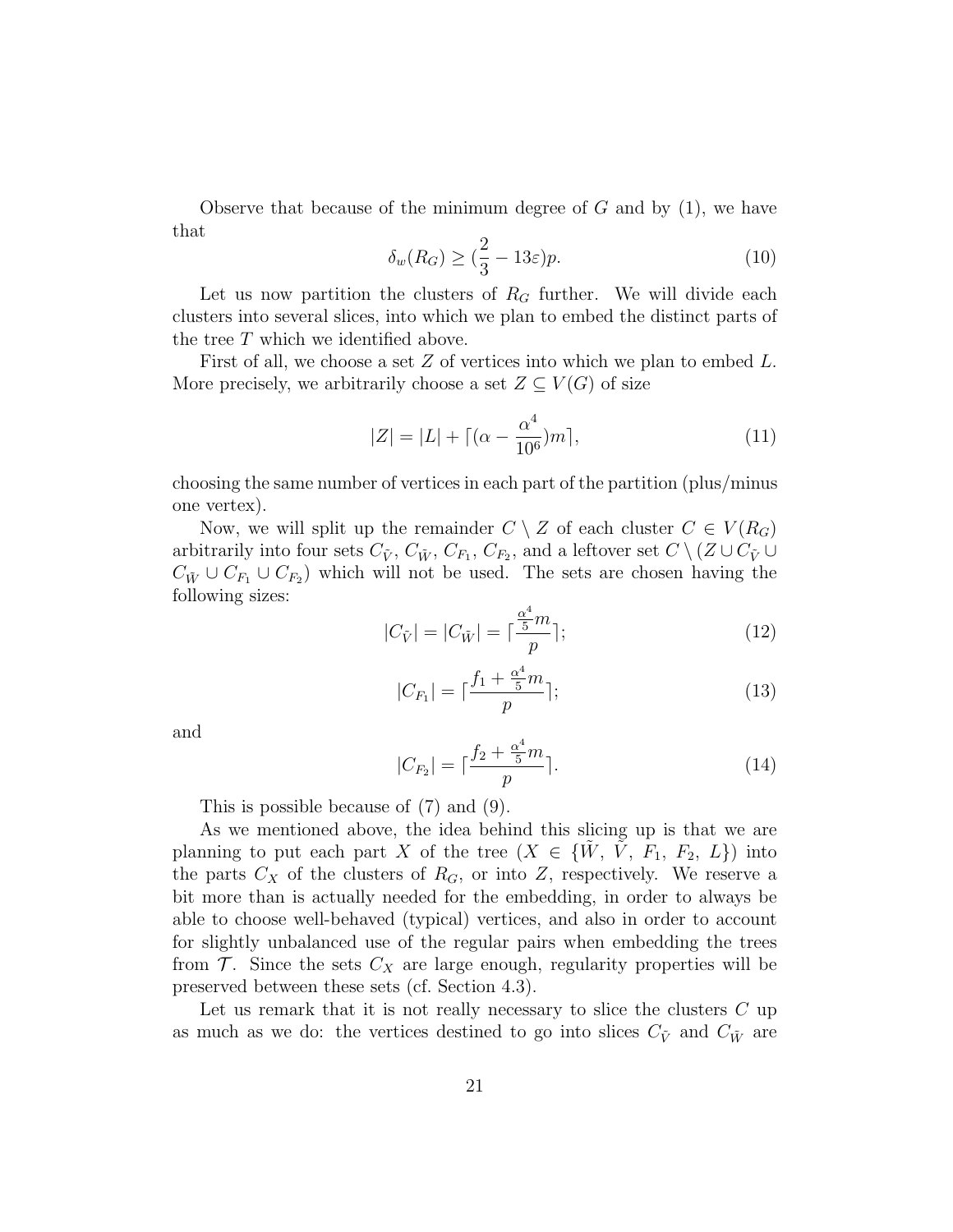Observe that because of the minimum degree of $G$ and by (1), we have that

$$\delta_w(R_G) \geq (\frac{2}{3} - 13\varepsilon)p. \tag{10}$$

Let us now partition the clusters of $R_G$ further. We will divide each clusters into several slices, into which we plan to embed the distinct parts of the tree $T$ which we identified above.

First of all, we choose a set $Z$ of vertices into which we plan to embed $L$. More precisely, we arbitrarily choose a set $Z \subseteq V(G)$ of size

$$|Z| = |L| + \lceil (\alpha - \frac{\alpha^4}{10^6})m \rceil, \tag{11}$$

choosing the same number of vertices in each part of the partition (plus/minus one vertex).

Now, we will split up the remainder $C \setminus Z$ of each cluster $C \in V(R_G)$ arbitrarily into four sets $C_{\tilde{V}}$, $C_{\tilde{W}}$, $C_{F_1}$, $C_{F_2}$, and a leftover set $C \setminus (Z \cup C_{\tilde{V}} \cup C_{\tilde{W}} \cup C_{F_1} \cup C_{F_2})$ which will not be used. The sets are chosen having the following sizes:

$$|C_{\tilde{V}}| = |C_{\tilde{W}}| = \lceil \frac{\frac{\alpha^4}{5}m}{p} \rceil; \tag{12}$$

$$|C_{F_1}| = \lceil \frac{f_1 + \frac{\alpha^4}{5}m}{p} \rceil; \tag{13}$$

and

$$|C_{F_2}| = \lceil \frac{f_2 + \frac{\alpha^4}{5}m}{p} \rceil. \tag{14}$$

This is possible because of (7) and (9).

As we mentioned above, the idea behind this slicing up is that we are planning to put each part $X$ of the tree ($X \in \{\tilde{W},\ \tilde{V},\ F_1,\ F_2,\ L\}$) into the parts $C_X$ of the clusters of $R_G$, or into $Z$, respectively. We reserve a bit more than is actually needed for the embedding, in order to always be able to choose well-behaved (typical) vertices, and also in order to account for slightly unbalanced use of the regular pairs when embedding the trees from $\mathcal{T}$. Since the sets $C_X$ are large enough, regularity properties will be preserved between these sets (cf. Section 4.3).

Let us remark that it is not really necessary to slice the clusters $C$ up as much as we do: the vertices destined to go into slices $C_{\tilde{V}}$ and $C_{\tilde{W}}$ are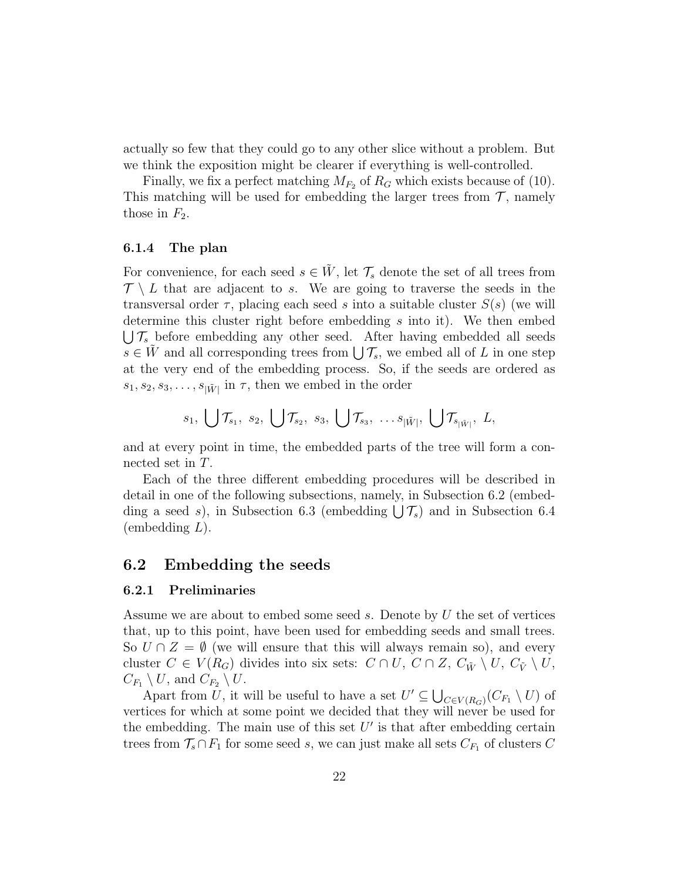actually so few that they could go to any other slice without a problem. But we think the exposition might be clearer if everything is well-controlled.

Finally, we fix a perfect matching $M_{F_2}$ of $R_G$ which exists because of (10). This matching will be used for embedding the larger trees from $\mathcal{T}$, namely those in $F_2$.

#### 6.1.4 The plan

For convenience, for each seed $s \in \tilde{W}$, let $\mathcal{T}_s$ denote the set of all trees from $\mathcal{T} \setminus L$ that are adjacent to $s$. We are going to traverse the seeds in the transversal order $\tau$, placing each seed $s$ into a suitable cluster $S(s)$ (we will determine this cluster right before embedding $s$ into it). We then embed $\bigcup \mathcal{T}_s$ before embedding any other seed. After having embedded all seeds $s \in \tilde{W}$ and all corresponding trees from $\bigcup \mathcal{T}_s$, we embed all of $L$ in one step at the very end of the embedding process. So, if the seeds are ordered as $s_1, s_2, s_3, \ldots, s_{|\tilde{W}|}$ in $\tau$, then we embed in the order

$$s_1,\ \bigcup \mathcal{T}_{s_1},\ s_2,\ \bigcup \mathcal{T}_{s_2},\ s_3,\ \bigcup \mathcal{T}_{s_3},\ \ldots s_{|\tilde{W}|},\ \bigcup \mathcal{T}_{s_{|\tilde{W}|}},\ L,$$

and at every point in time, the embedded parts of the tree will form a connected set in $T$.

Each of the three different embedding procedures will be described in detail in one of the following subsections, namely, in Subsection 6.2 (embedding a seed $s$), in Subsection 6.3 (embedding $\bigcup \mathcal{T}_s$) and in Subsection 6.4 (embedding $L$).

### 6.2 Embedding the seeds

#### 6.2.1 Preliminaries

Assume we are about to embed some seed $s$. Denote by $U$ the set of vertices that, up to this point, have been used for embedding seeds and small trees. So $U \cap Z = \emptyset$ (we will ensure that this will always remain so), and every cluster $C \in V(R_G)$ divides into six sets: $C \cap U$, $C \cap Z$, $C_{\tilde{W}} \setminus U$, $C_{\tilde{V}} \setminus U$, $C_{F_1} \setminus U$, and $C_{F_2} \setminus U$.

Apart from $U$, it will be useful to have a set $U' \subseteq \bigcup_{C \in V(R_G)} (C_{F_1} \setminus U)$ of vertices for which at some point we decided that they will never be used for the embedding. The main use of this set $U'$ is that after embedding certain trees from $\mathcal{T}_s \cap F_1$ for some seed $s$, we can just make all sets $C_{F_1}$ of clusters $C$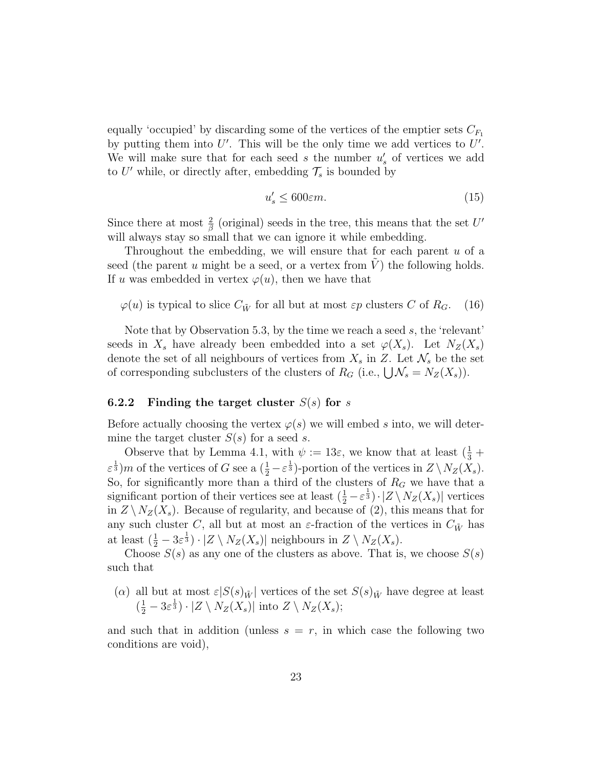equally 'occupied' by discarding some of the vertices of the emptier sets $C_{F_1}$ by putting them into $U'$. This will be the only time we add vertices to $U'$. We will make sure that for each seed $s$ the number $u'_s$ of vertices we add to $U'$ while, or directly after, embedding $\mathcal{T}_s$ is bounded by

$$u'_s \leq 600\varepsilon m. \tag{15}$$

Since there at most $\frac{2}{\beta}$ (original) seeds in the tree, this means that the set $U'$ will always stay so small that we can ignore it while embedding.

Throughout the embedding, we will ensure that for each parent $u$ of a seed (the parent $u$ might be a seed, or a vertex from $\tilde{V}$) the following holds. If $u$ was embedded in vertex $\varphi(u)$, then we have that

$$\varphi(u) \text{ is typical to slice } C_{\tilde{W}} \text{ for all but at most } \varepsilon p \text{ clusters } C \text{ of } R_G. \tag{16}$$

Note that by Observation 5.3, by the time we reach a seed $s$, the 'relevant' seeds in $X_s$ have already been embedded into a set $\varphi(X_s)$. Let $N_Z(X_s)$ denote the set of all neighbours of vertices from $X_s$ in $Z$. Let $\mathcal{N}_s$ be the set of corresponding subclusters of the clusters of $R_G$ (i.e., $\bigcup \mathcal{N}_s = N_Z(X_s)$).

### 6.2.2 Finding the target cluster $S(s)$ for $s$

Before actually choosing the vertex $\varphi(s)$ we will embed $s$ into, we will determine the target cluster $S(s)$ for a seed $s$.

Observe that by Lemma 4.1, with $\psi := 13\varepsilon$, we know that at least $(\frac{1}{3} + \varepsilon^{\frac{1}{3}})m$ of the vertices of $G$ see a $(\frac{1}{2} - \varepsilon^{\frac{1}{3}})$-portion of the vertices in $Z \setminus N_Z(X_s)$. So, for significantly more than a third of the clusters of $R_G$ we have that a significant portion of their vertices see at least $(\frac{1}{2} - \varepsilon^{\frac{1}{3}}) \cdot |Z \setminus N_Z(X_s)|$ vertices in $Z \setminus N_Z(X_s)$. Because of regularity, and because of (2), this means that for any such cluster $C$, all but at most an $\varepsilon$-fraction of the vertices in $C_{\tilde{W}}$ has at least $(\frac{1}{2} - 3\varepsilon^{\frac{1}{3}}) \cdot |Z \setminus N_Z(X_s)|$ neighbours in $Z \setminus N_Z(X_s)$.

Choose $S(s)$ as any one of the clusters as above. That is, we choose $S(s)$ such that

($\alpha$) all but at most $\varepsilon|S(s)_{\tilde{W}}|$ vertices of the set $S(s)_{\tilde{W}}$ have degree at least $(\frac{1}{2} - 3\varepsilon^{\frac{1}{3}}) \cdot |Z \setminus N_Z(X_s)|$ into $Z \setminus N_Z(X_s)$;

and such that in addition (unless $s = r$, in which case the following two conditions are void),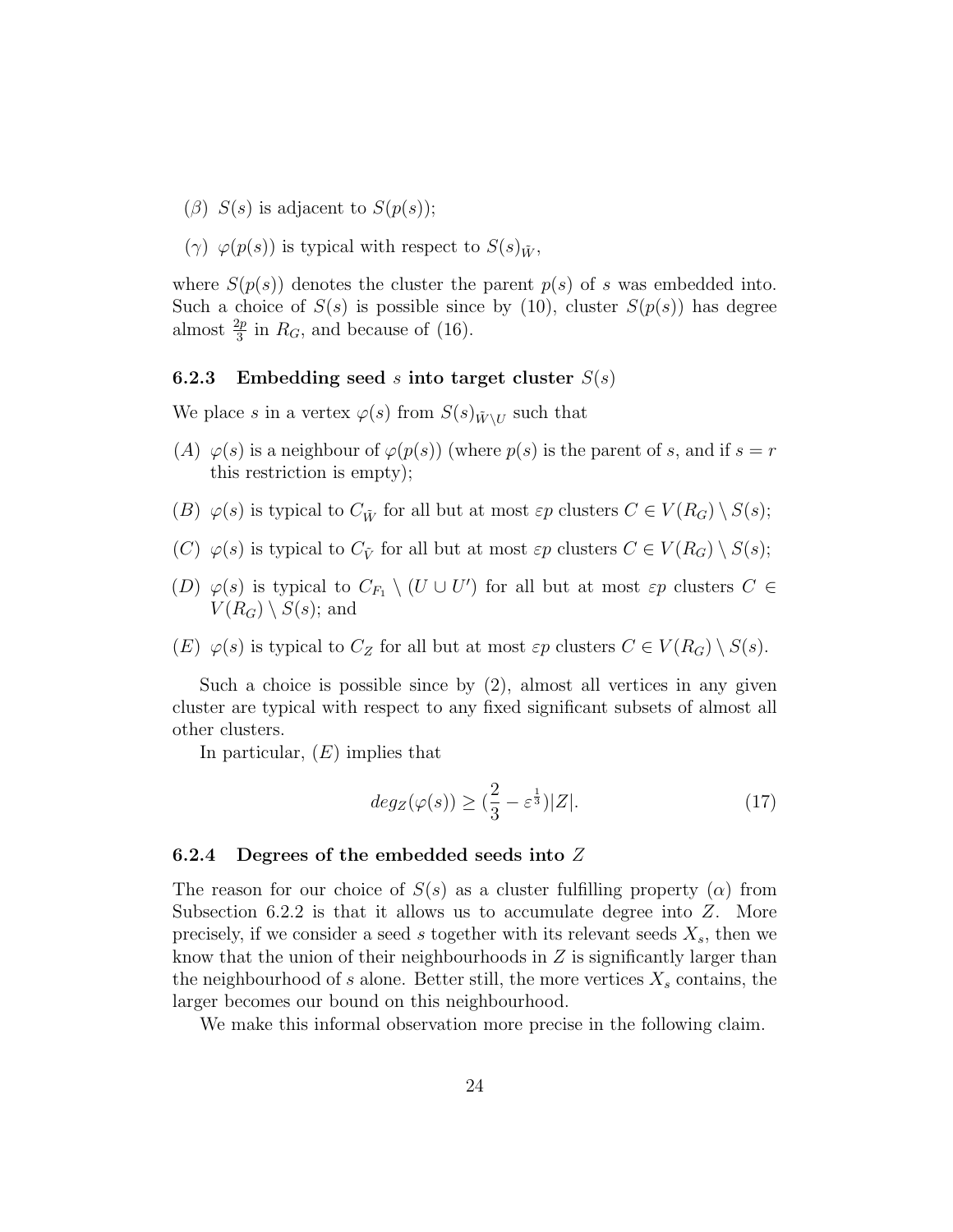($\beta$) $S(s)$ is adjacent to $S(p(s))$;

($\gamma$) $\varphi(p(s))$ is typical with respect to $S(s)_{\tilde{W}}$,

where $S(p(s))$ denotes the cluster the parent $p(s)$ of $s$ was embedded into. Such a choice of $S(s)$ is possible since by (10), cluster $S(p(s))$ has degree almost $\frac{2p}{3}$ in $R_G$, and because of (16).

### 6.2.3 Embedding seed $s$ into target cluster $S(s)$

We place $s$ in a vertex $\varphi(s)$ from $S(s)_{\tilde{W}\setminus U}$ such that

($A$) $\varphi(s)$ is a neighbour of $\varphi(p(s))$ (where $p(s)$ is the parent of $s$, and if $s = r$ this restriction is empty);

($B$) $\varphi(s)$ is typical to $C_{\tilde{W}}$ for all but at most $\varepsilon p$ clusters $C \in V(R_G) \setminus S(s)$;

($C$) $\varphi(s)$ is typical to $C_{\tilde{V}}$ for all but at most $\varepsilon p$ clusters $C \in V(R_G) \setminus S(s)$;

($D$) $\varphi(s)$ is typical to $C_{F_1} \setminus (U \cup U')$ for all but at most $\varepsilon p$ clusters $C \in V(R_G) \setminus S(s)$; and

($E$) $\varphi(s)$ is typical to $C_Z$ for all but at most $\varepsilon p$ clusters $C \in V(R_G) \setminus S(s)$.

Such a choice is possible since by (2), almost all vertices in any given cluster are typical with respect to any fixed significant subsets of almost all other clusters.

In particular, ($E$) implies that

$$deg_Z(\varphi(s)) \geq (\frac{2}{3} - \varepsilon^{\frac{1}{3}})|Z|. \tag{17}$$

### 6.2.4 Degrees of the embedded seeds into $Z$

The reason for our choice of $S(s)$ as a cluster fulfilling property ($\alpha$) from Subsection 6.2.2 is that it allows us to accumulate degree into $Z$. More precisely, if we consider a seed $s$ together with its relevant seeds $X_s$, then we know that the union of their neighbourhoods in $Z$ is significantly larger than the neighbourhood of $s$ alone. Better still, the more vertices $X_s$ contains, the larger becomes our bound on this neighbourhood.

We make this informal observation more precise in the following claim.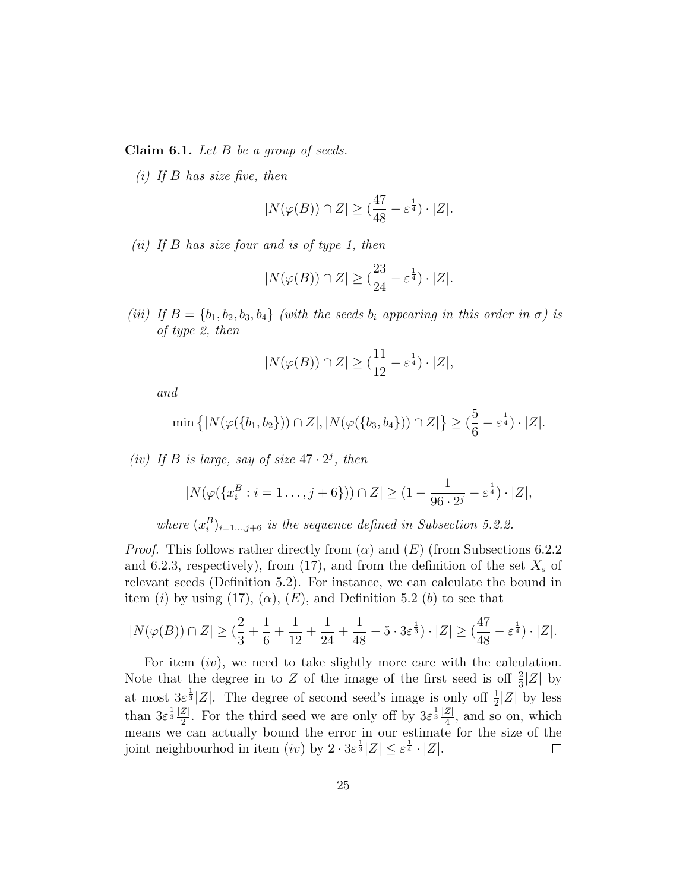**Claim 6.1.** *Let $B$ be a group of seeds.*

*(i) If $B$ has size five, then*

$$|N(\varphi(B)) \cap Z| \geq (\frac{47}{48} - \varepsilon^{\frac{1}{4}}) \cdot |Z|.$$

*(ii) If $B$ has size four and is of type 1, then*

$$|N(\varphi(B)) \cap Z| \geq (\frac{23}{24} - \varepsilon^{\frac{1}{4}}) \cdot |Z|.$$

*(iii) If $B = \{b_1, b_2, b_3, b_4\}$ (with the seeds $b_i$ appearing in this order in $\sigma$) is of type 2, then*

$$|N(\varphi(B)) \cap Z| \geq (\frac{11}{12} - \varepsilon^{\frac{1}{4}}) \cdot |Z|,$$

*and*

$$\min\left\{|N(\varphi(\{b_1, b_2\})) \cap Z|, |N(\varphi(\{b_3, b_4\})) \cap Z|\right\} \geq (\frac{5}{6} - \varepsilon^{\frac{1}{4}}) \cdot |Z|.$$

*(iv) If $B$ is large, say of size $47 \cdot 2^j$, then*

$$|N(\varphi(\{x_i^B : i = 1 \ldots, j+6\})) \cap Z| \geq (1 - \frac{1}{96 \cdot 2^j} - \varepsilon^{\frac{1}{4}}) \cdot |Z|,$$

*where $(x_i^B)_{i=1\ldots,j+6}$ is the sequence defined in Subsection 5.2.2.*

*Proof.* This follows rather directly from $(\alpha)$ and $(E)$ (from Subsections 6.2.2 and 6.2.3, respectively), from (17), and from the definition of the set $X_s$ of relevant seeds (Definition 5.2). For instance, we can calculate the bound in item $(i)$ by using (17), $(\alpha)$, $(E)$, and Definition 5.2 $(b)$ to see that

$$|N(\varphi(B)) \cap Z| \geq (\frac{2}{3} + \frac{1}{6} + \frac{1}{12} + \frac{1}{24} + \frac{1}{48} - 5 \cdot 3\varepsilon^{\frac{1}{3}}) \cdot |Z| \geq (\frac{47}{48} - \varepsilon^{\frac{1}{4}}) \cdot |Z|.$$

For item $(iv)$, we need to take slightly more care with the calculation. Note that the degree in to $Z$ of the image of the first seed is off $\frac{2}{3}|Z|$ by at most $3\varepsilon^{\frac{1}{3}}|Z|$. The degree of second seed's image is only off $\frac{1}{2}|Z|$ by less than $3\varepsilon^{\frac{1}{3}}\frac{|Z|}{2}$. For the third seed we are only off by $3\varepsilon^{\frac{1}{3}}\frac{|Z|}{4}$, and so on, which means we can actually bound the error in our estimate for the size of the joint neighbourhod in item $(iv)$ by $2 \cdot 3\varepsilon^{\frac{1}{3}}|Z| \leq \varepsilon^{\frac{1}{4}} \cdot |Z|$. □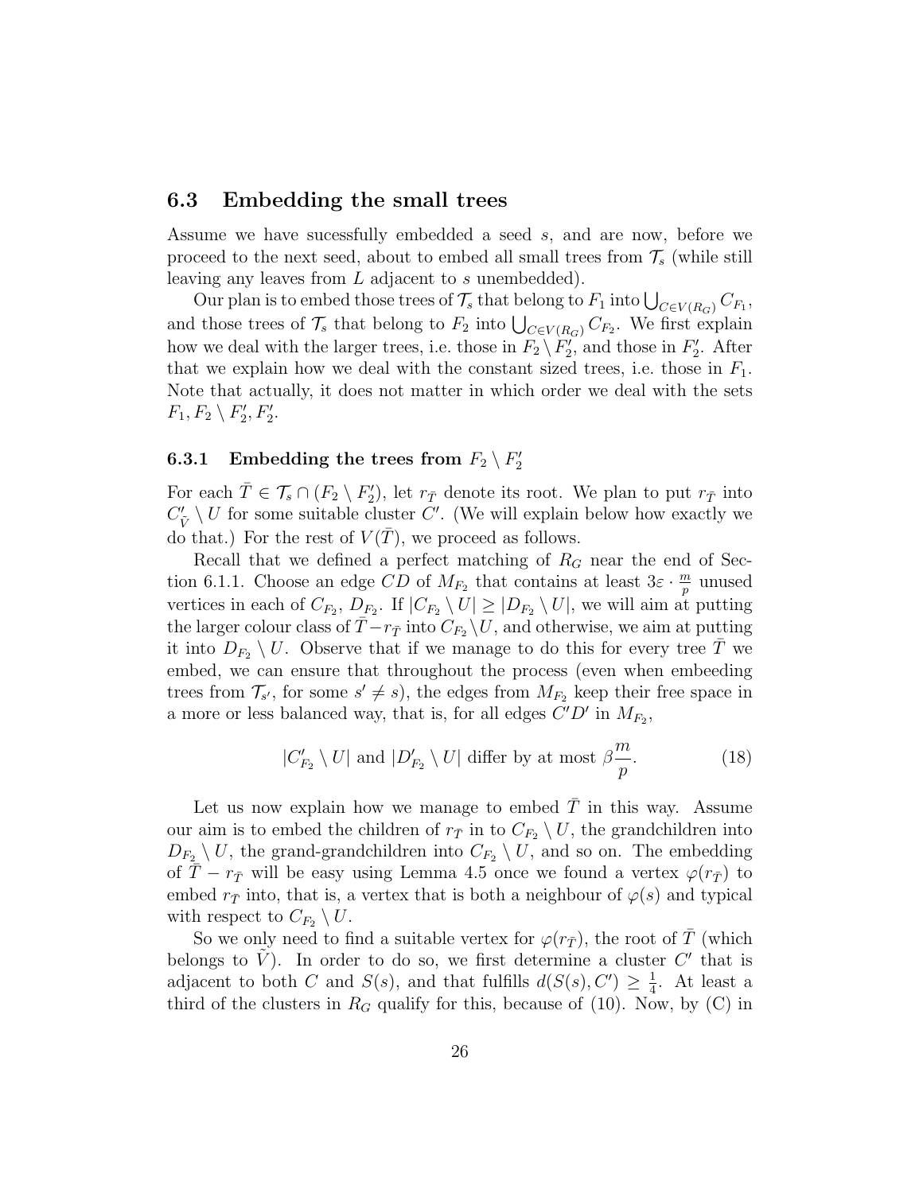## 6.3 Embedding the small trees

Assume we have sucessfully embedded a seed $s$, and are now, before we proceed to the next seed, about to embed all small trees from $\mathcal{T}_s$ (while still leaving any leaves from $L$ adjacent to $s$ unembedded).

Our plan is to embed those trees of $\mathcal{T}_s$ that belong to $F_1$ into $\bigcup_{C\in V(R_G)} C_{F_1}$, and those trees of $\mathcal{T}_s$ that belong to $F_2$ into $\bigcup_{C\in V(R_G)} C_{F_2}$. We first explain how we deal with the larger trees, i.e. those in $F_2 \setminus F_2'$, and those in $F_2'$. After that we explain how we deal with the constant sized trees, i.e. those in $F_1$. Note that actually, it does not matter in which order we deal with the sets $F_1, F_2 \setminus F_2', F_2'$.

### 6.3.1 Embedding the trees from $F_2 \setminus F_2'$

For each $\bar{T} \in \mathcal{T}_s \cap (F_2 \setminus F_2')$, let $r_{\bar{T}}$ denote its root. We plan to put $r_{\bar{T}}$ into $C'_{\tilde{V}} \setminus U$ for some suitable cluster $C'$. (We will explain below how exactly we do that.) For the rest of $V(\bar{T})$, we proceed as follows.

Recall that we defined a perfect matching of $R_G$ near the end of Section 6.1.1. Choose an edge $CD$ of $M_{F_2}$ that contains at least $3\varepsilon \cdot \frac{m}{p}$ unused vertices in each of $C_{F_2}$, $D_{F_2}$. If $|C_{F_2} \setminus U| \geq |D_{F_2} \setminus U|$, we will aim at putting the larger colour class of $\bar{T} - r_{\bar{T}}$ into $C_{F_2} \setminus U$, and otherwise, we aim at putting it into $D_{F_2} \setminus U$. Observe that if we manage to do this for every tree $\bar{T}$ we embed, we can ensure that throughout the process (even when embeeding trees from $\mathcal{T}_{s'}$, for some $s' \neq s$), the edges from $M_{F_2}$ keep their free space in a more or less balanced way, that is, for all edges $C'D'$ in $M_{F_2}$,

$$|C'_{F_2} \setminus U| \text{ and } |D'_{F_2} \setminus U| \text{ differ by at most } \beta \frac{m}{p}. \tag{18}$$

Let us now explain how we manage to embed $\bar{T}$ in this way. Assume our aim is to embed the children of $r_{\bar{T}}$ in to $C_{F_2} \setminus U$, the grandchildren into $D_{F_2} \setminus U$, the grand-grandchildren into $C_{F_2} \setminus U$, and so on. The embedding of $\bar{T} - r_{\bar{T}}$ will be easy using Lemma 4.5 once we found a vertex $\varphi(r_{\bar{T}})$ to embed $r_{\bar{T}}$ into, that is, a vertex that is both a neighbour of $\varphi(s)$ and typical with respect to $C_{F_2} \setminus U$.

So we only need to find a suitable vertex for $\varphi(r_{\bar{T}})$, the root of $\bar{T}$ (which belongs to $\tilde{V}$). In order to do so, we first determine a cluster $C'$ that is adjacent to both $C$ and $S(s)$, and that fulfills $d(S(s), C') \geq \frac{1}{4}$. At least a third of the clusters in $R_G$ qualify for this, because of (10). Now, by (C) in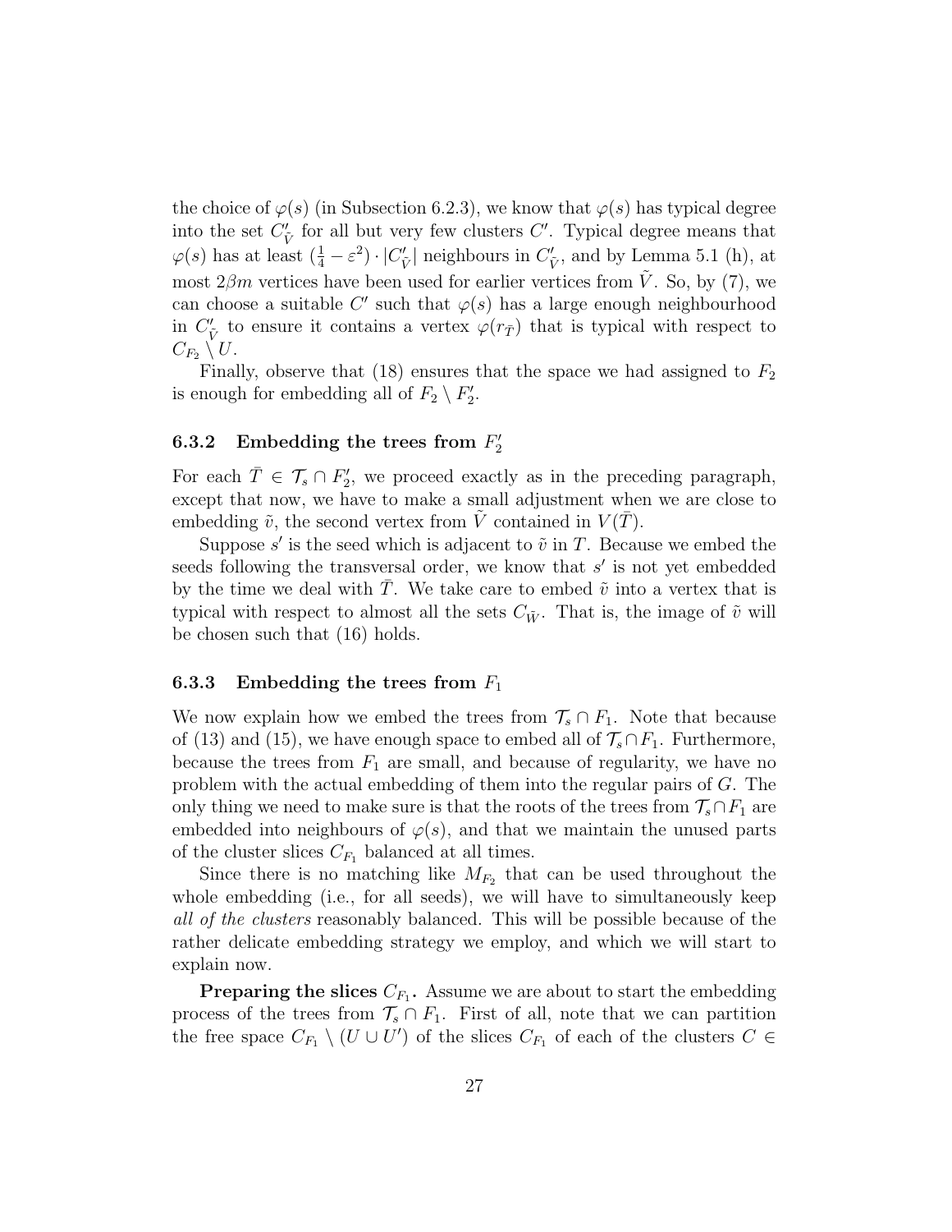the choice of $\varphi(s)$ (in Subsection 6.2.3), we know that $\varphi(s)$ has typical degree into the set $C'_{\tilde{V}}$ for all but very few clusters $C'$. Typical degree means that $\varphi(s)$ has at least $(\frac{1}{4} - \varepsilon^2) \cdot |C'_{\tilde{V}}|$ neighbours in $C'_{\tilde{V}}$, and by Lemma 5.1 (h), at most $2\beta m$ vertices have been used for earlier vertices from $\tilde{V}$. So, by (7), we can choose a suitable $C'$ such that $\varphi(s)$ has a large enough neighbourhood in $C'_{\tilde{V}}$ to ensure it contains a vertex $\varphi(r_{\bar{T}})$ that is typical with respect to $C_{F_2} \setminus U$.

Finally, observe that (18) ensures that the space we had assigned to $F_2$ is enough for embedding all of $F_2 \setminus F'_2$.

### 6.3.2 Embedding the trees from $F'_2$

For each $\bar{T} \in \mathcal{T}_s \cap F'_2$, we proceed exactly as in the preceding paragraph, except that now, we have to make a small adjustment when we are close to embedding $\tilde{v}$, the second vertex from $\tilde{V}$ contained in $V(\bar{T})$.

Suppose $s'$ is the seed which is adjacent to $\tilde{v}$ in $T$. Because we embed the seeds following the transversal order, we know that $s'$ is not yet embedded by the time we deal with $\bar{T}$. We take care to embed $\tilde{v}$ into a vertex that is typical with respect to almost all the sets $C_{\tilde{W}}$. That is, the image of $\tilde{v}$ will be chosen such that (16) holds.

### 6.3.3 Embedding the trees from $F_1$

We now explain how we embed the trees from $\mathcal{T}_s \cap F_1$. Note that because of (13) and (15), we have enough space to embed all of $\mathcal{T}_s \cap F_1$. Furthermore, because the trees from $F_1$ are small, and because of regularity, we have no problem with the actual embedding of them into the regular pairs of $G$. The only thing we need to make sure is that the roots of the trees from $\mathcal{T}_s \cap F_1$ are embedded into neighbours of $\varphi(s)$, and that we maintain the unused parts of the cluster slices $C_{F_1}$ balanced at all times.

Since there is no matching like $M_{F_2}$ that can be used throughout the whole embedding (i.e., for all seeds), we will have to simultaneously keep *all of the clusters* reasonably balanced. This will be possible because of the rather delicate embedding strategy we employ, and which we will start to explain now.

**Preparing the slices $C_{F_1}$.** Assume we are about to start the embedding process of the trees from $\mathcal{T}_s \cap F_1$. First of all, note that we can partition the free space $C_{F_1} \setminus (U \cup U')$ of the slices $C_{F_1}$ of each of the clusters $C \in$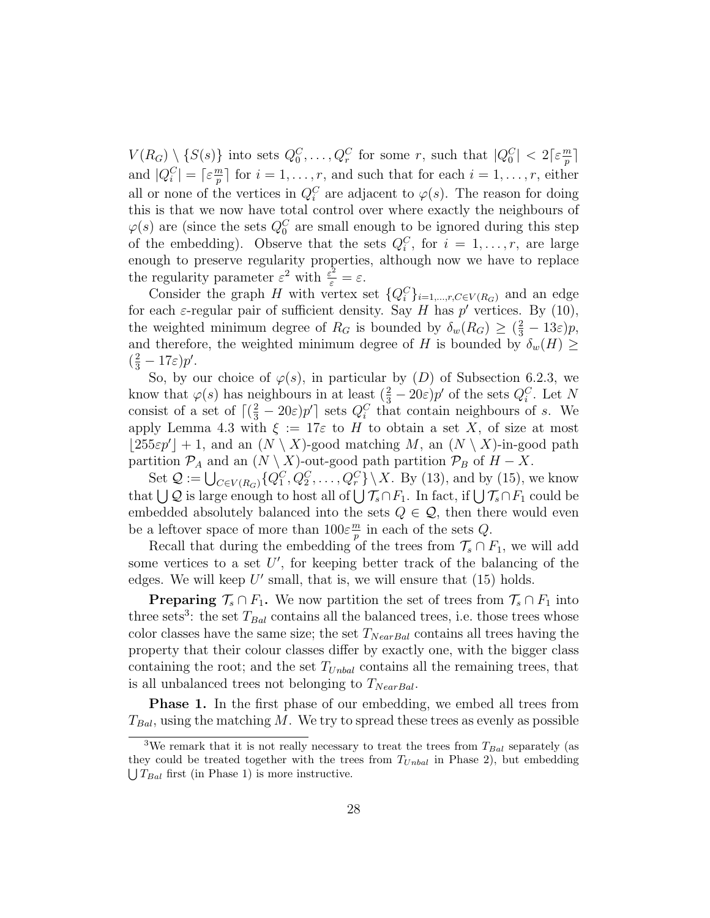$V(R_G) \setminus \{S(s)\}$ into sets $Q_0^C, \dots, Q_r^C$ for some $r$, such that $|Q_0^C| < 2\lceil \varepsilon \frac{m}{p} \rceil$ and $|Q_i^C| = \lceil \varepsilon \frac{m}{p} \rceil$ for $i = 1, \dots, r$, and such that for each $i = 1, \dots, r$, either all or none of the vertices in $Q_i^C$ are adjacent to $\varphi(s)$. The reason for doing this is that we now have total control over where exactly the neighbours of $\varphi(s)$ are (since the sets $Q_0^C$ are small enough to be ignored during this step of the embedding). Observe that the sets $Q_i^C$, for $i = 1, \dots, r$, are large enough to preserve regularity properties, although now we have to replace the regularity parameter $\varepsilon^2$ with $\frac{\varepsilon^2}{\varepsilon} = \varepsilon$.

Consider the graph $H$ with vertex set $\{Q_i^C\}_{i=1,\dots,r, C \in V(R_G)}$ and an edge for each $\varepsilon$-regular pair of sufficient density. Say $H$ has $p'$ vertices. By (10), the weighted minimum degree of $R_G$ is bounded by $\delta_w(R_G) \geq (\frac{2}{3} - 13\varepsilon)p$, and therefore, the weighted minimum degree of $H$ is bounded by $\delta_w(H) \geq (\frac{2}{3} - 17\varepsilon)p'$.

So, by our choice of $\varphi(s)$, in particular by $(D)$ of Subsection 6.2.3, we know that $\varphi(s)$ has neighbours in at least $(\frac{2}{3} - 20\varepsilon)p'$ of the sets $Q_i^C$. Let $N$ consist of a set of $\lceil (\frac{2}{3} - 20\varepsilon)p' \rceil$ sets $Q_i^C$ that contain neighbours of $s$. We apply Lemma 4.3 with $\xi := 17\varepsilon$ to $H$ to obtain a set $X$, of size at most $\lfloor 255\varepsilon p' \rfloor + 1$, and an $(N \setminus X)$-good matching $M$, an $(N \setminus X)$-in-good path partition $\mathcal{P}_A$ and an $(N \setminus X)$-out-good path partition $\mathcal{P}_B$ of $H - X$.

Set $\mathcal{Q} := \bigcup_{C \in V(R_G)} \{Q_1^C, Q_2^C, \dots, Q_r^C\} \setminus X$. By (13), and by (15), we know that $\bigcup \mathcal{Q}$ is large enough to host all of $\bigcup \mathcal{T}_s \cap F_1$. In fact, if $\bigcup \mathcal{T}_s \cap F_1$ could be embedded absolutely balanced into the sets $Q \in \mathcal{Q}$, then there would even be a leftover space of more than $100\varepsilon \frac{m}{p}$ in each of the sets $Q$.

Recall that during the embedding of the trees from $\mathcal{T}_s \cap F_1$, we will add some vertices to a set $U'$, for keeping better track of the balancing of the edges. We will keep $U'$ small, that is, we will ensure that (15) holds.

**Preparing $\mathcal{T}_s \cap F_1$.** We now partition the set of trees from $\mathcal{T}_s \cap F_1$ into three sets[3]: the set $T_{Bal}$ contains all the balanced trees, i.e. those trees whose color classes have the same size; the set $T_{NearBal}$ contains all trees having the property that their colour classes differ by exactly one, with the bigger class containing the root; and the set $T_{Unbal}$ contains all the remaining trees, that is all unbalanced trees not belonging to $T_{NearBal}$.

**Phase 1.** In the first phase of our embedding, we embed all trees from $T_{Bal}$, using the matching $M$. We try to spread these trees as evenly as possible

[3] We remark that it is not really necessary to treat the trees from $T_{Bal}$ separately (as they could be treated together with the trees from $T_{Unbal}$ in Phase 2), but embedding $\bigcup T_{Bal}$ first (in Phase 1) is more instructive.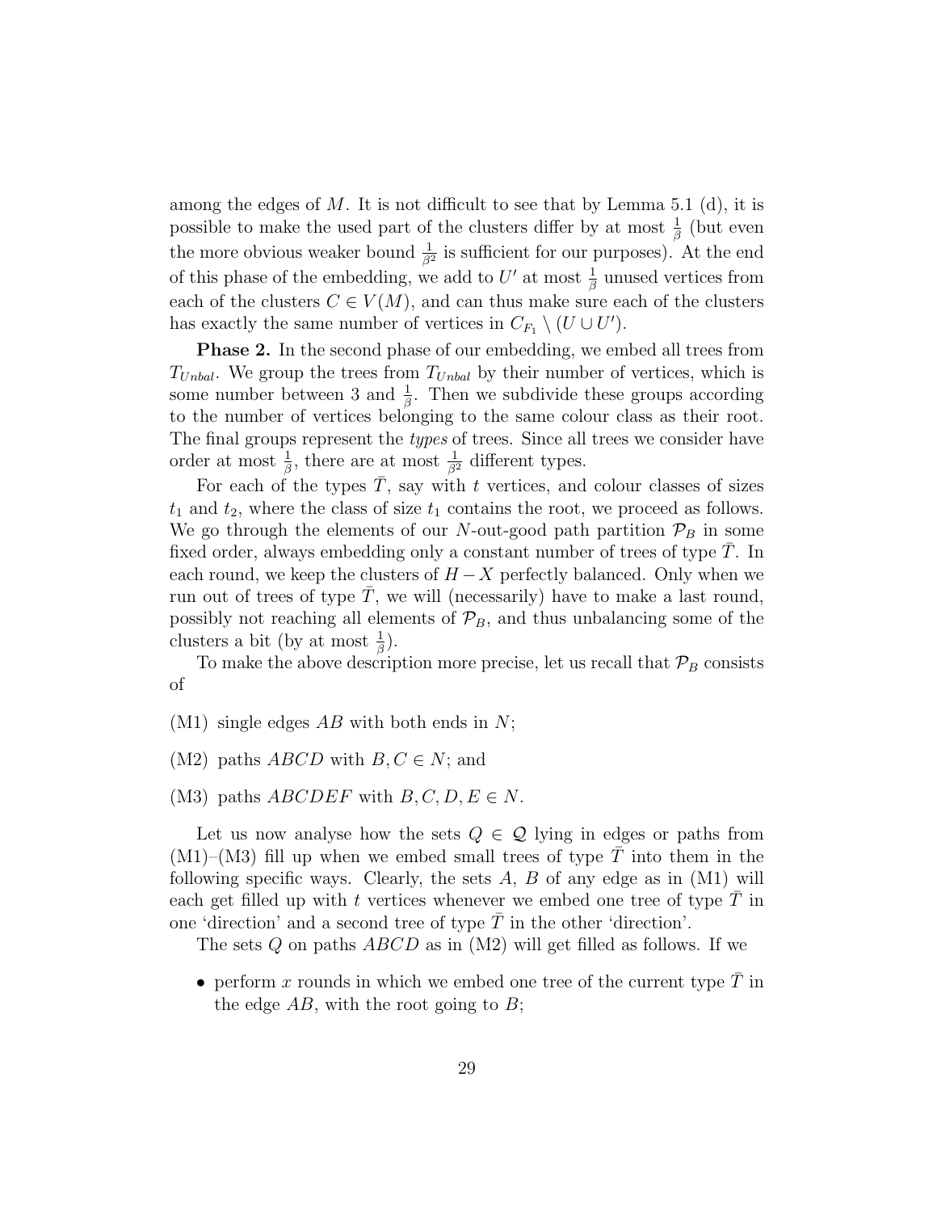among the edges of $M$. It is not difficult to see that by Lemma 5.1 (d), it is possible to make the used part of the clusters differ by at most $\frac{1}{\beta}$ (but even the more obvious weaker bound $\frac{1}{\beta^2}$ is sufficient for our purposes). At the end of this phase of the embedding, we add to $U'$ at most $\frac{1}{\beta}$ unused vertices from each of the clusters $C \in V(M)$, and can thus make sure each of the clusters has exactly the same number of vertices in $C_{F_1} \setminus (U \cup U')$.

**Phase 2.** In the second phase of our embedding, we embed all trees from $T_{Unbal}$. We group the trees from $T_{Unbal}$ by their number of vertices, which is some number between 3 and $\frac{1}{\beta}$. Then we subdivide these groups according to the number of vertices belonging to the same colour class as their root. The final groups represent the *types* of trees. Since all trees we consider have order at most $\frac{1}{\beta}$, there are at most $\frac{1}{\beta^2}$ different types.

For each of the types $\bar{T}$, say with $t$ vertices, and colour classes of sizes $t_1$ and $t_2$, where the class of size $t_1$ contains the root, we proceed as follows. We go through the elements of our $N$-out-good path partition $\mathcal{P}_B$ in some fixed order, always embedding only a constant number of trees of type $\bar{T}$. In each round, we keep the clusters of $H - X$ perfectly balanced. Only when we run out of trees of type $\bar{T}$, we will (necessarily) have to make a last round, possibly not reaching all elements of $\mathcal{P}_B$, and thus unbalancing some of the clusters a bit (by at most $\frac{1}{\beta}$).

To make the above description more precise, let us recall that $\mathcal{P}_B$ consists of

(M1) single edges $AB$ with both ends in $N$;

(M2) paths $ABCD$ with $B, C \in N$; and

(M3) paths $ABCDEF$ with $B, C, D, E \in N$.

Let us now analyse how the sets $Q \in \mathcal{Q}$ lying in edges or paths from (M1)–(M3) fill up when we embed small trees of type $\bar{T}$ into them in the following specific ways. Clearly, the sets $A$, $B$ of any edge as in (M1) will each get filled up with $t$ vertices whenever we embed one tree of type $\bar{T}$ in one 'direction' and a second tree of type $\bar{T}$ in the other 'direction'.

The sets $Q$ on paths $ABCD$ as in (M2) will get filled as follows. If we

- perform $x$ rounds in which we embed one tree of the current type $\bar{T}$ in the edge $AB$, with the root going to $B$;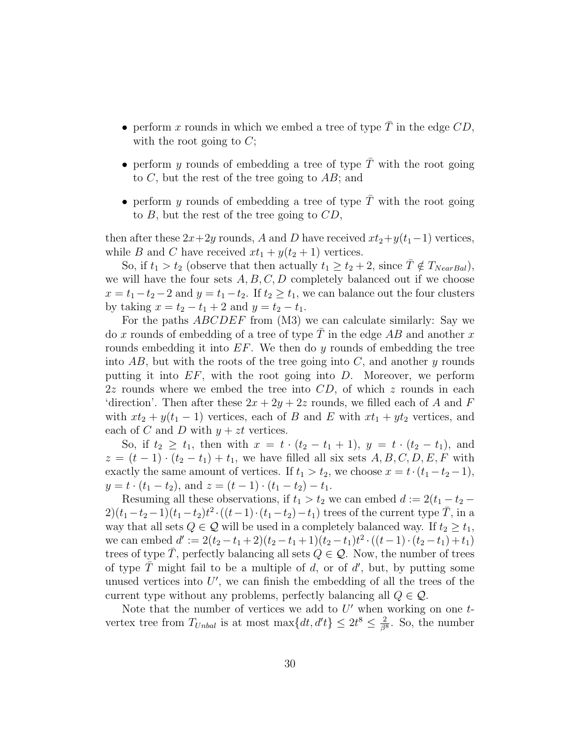- perform $x$ rounds in which we embed a tree of type $\bar{T}$ in the edge $CD$, with the root going to $C$;
- perform $y$ rounds of embedding a tree of type $\bar{T}$ with the root going to $C$, but the rest of the tree going to $AB$; and
- perform $y$ rounds of embedding a tree of type $\bar{T}$ with the root going to $B$, but the rest of the tree going to $CD$,

then after these $2x+2y$ rounds, $A$ and $D$ have received $xt_2+y(t_1-1)$ vertices, while $B$ and $C$ have received $xt_1 + y(t_2 + 1)$ vertices.

So, if $t_1 > t_2$ (observe that then actually $t_1 \geq t_2 + 2$, since $\bar{T} \notin T_{NearBal}$), we will have the four sets $A, B, C, D$ completely balanced out if we choose $x = t_1 - t_2 - 2$ and $y = t_1 - t_2$. If $t_2 \geq t_1$, we can balance out the four clusters by taking $x = t_2 - t_1 + 2$ and $y = t_2 - t_1$.

For the paths $ABCDEF$ from (M3) we can calculate similarly: Say we do $x$ rounds of embedding of a tree of type $\bar{T}$ in the edge $AB$ and another $x$ rounds embedding it into $EF$. We then do $y$ rounds of embedding the tree into $AB$, but with the roots of the tree going into $C$, and another $y$ rounds putting it into $EF$, with the root going into $D$. Moreover, we perform $2z$ rounds where we embed the tree into $CD$, of which $z$ rounds in each 'direction'. Then after these $2x + 2y + 2z$ rounds, we filled each of $A$ and $F$ with $xt_2 + y(t_1 - 1)$ vertices, each of $B$ and $E$ with $xt_1 + yt_2$ vertices, and each of $C$ and $D$ with $y + zt$ vertices.

So, if $t_2 \geq t_1$, then with $x = t \cdot (t_2 - t_1 + 1)$, $y = t \cdot (t_2 - t_1)$, and $z = (t - 1) \cdot (t_2 - t_1) + t_1$, we have filled all six sets $A, B, C, D, E, F$ with exactly the same amount of vertices. If $t_1 > t_2$, we choose $x = t \cdot (t_1 - t_2 - 1)$, $y = t \cdot (t_1 - t_2)$, and $z = (t - 1) \cdot (t_1 - t_2) - t_1$.

Resuming all these observations, if $t_1 > t_2$ we can embed $d := 2(t_1 - t_2 - 2)(t_1 - t_2 - 1)(t_1 - t_2)t^2 \cdot ((t-1) \cdot (t_1 - t_2) - t_1)$ trees of the current type $\bar{T}$, in a way that all sets $Q \in \mathcal{Q}$ will be used in a completely balanced way. If $t_2 \geq t_1$, we can embed $d' := 2(t_2 - t_1 + 2)(t_2 - t_1 + 1)(t_2 - t_1)t^2 \cdot ((t-1) \cdot (t_2 - t_1) + t_1)$ trees of type $\bar{T}$, perfectly balancing all sets $Q \in \mathcal{Q}$. Now, the number of trees of type $\bar{T}$ might fail to be a multiple of $d$, or of $d'$, but, by putting some unused vertices into $U'$, we can finish the embedding of all the trees of the current type without any problems, perfectly balancing all $Q \in \mathcal{Q}$.

Note that the number of vertices we add to $U'$ when working on one $t$-vertex tree from $T_{Unbal}$ is at most $\max\{dt, d't\} \leq 2t^8 \leq \frac{2}{\beta^8}$. So, the number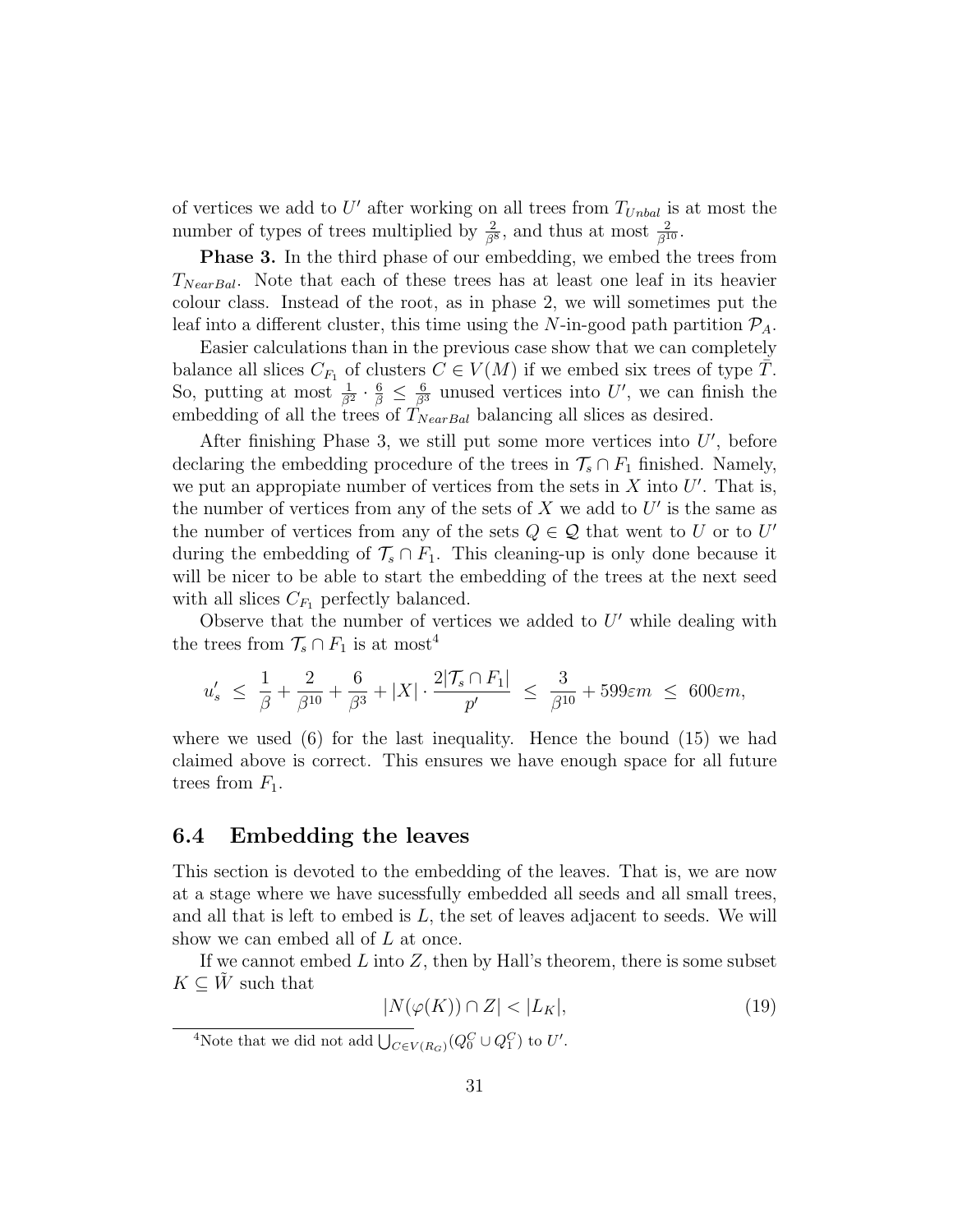of vertices we add to $U'$ after working on all trees from $T_{Unbal}$ is at most the number of types of trees multiplied by $\frac{2}{\beta^8}$, and thus at most $\frac{2}{\beta^{10}}$.

**Phase 3.** In the third phase of our embedding, we embed the trees from $T_{NearBal}$. Note that each of these trees has at least one leaf in its heavier colour class. Instead of the root, as in phase 2, we will sometimes put the leaf into a different cluster, this time using the $N$-in-good path partition $\mathcal{P}_A$.

Easier calculations than in the previous case show that we can completely balance all slices $C_{F_1}$ of clusters $C \in V(M)$ if we embed six trees of type $\tilde{T}$. So, putting at most $\frac{1}{\beta^2} \cdot \frac{6}{\beta} \leq \frac{6}{\beta^3}$ unused vertices into $U'$, we can finish the embedding of all the trees of $T_{NearBal}$ balancing all slices as desired.

After finishing Phase 3, we still put some more vertices into $U'$, before declaring the embedding procedure of the trees in $\mathcal{T}_s \cap F_1$ finished. Namely, we put an appopiate number of vertices from the sets in $X$ into $U'$. That is, the number of vertices from any of the sets of $X$ we add to $U'$ is the same as the number of vertices from any of the sets $Q \in \mathcal{Q}$ that went to $U$ or to $U'$ during the embedding of $\mathcal{T}_s \cap F_1$. This cleaning-up is only done because it will be nicer to be able to start the embedding of the trees at the next seed with all slices $C_{F_1}$ perfectly balanced.

Observe that the number of vertices we added to $U'$ while dealing with the trees from $\mathcal{T}_s \cap F_1$ is at most[4]

$$u'_s \;\leq\; \frac{1}{\beta} + \frac{2}{\beta^{10}} + \frac{6}{\beta^3} + |X| \cdot \frac{2|\mathcal{T}_s \cap F_1|}{p'} \;\leq\; \frac{3}{\beta^{10}} + 599\varepsilon m \;\leq\; 600\varepsilon m,$$

where we used (6) for the last inequality. Hence the bound (15) we had claimed above is correct. This ensures we have enough space for all future trees from $F_1$.

## 6.4 Embedding the leaves

This section is devoted to the embedding of the leaves. That is, we are now at a stage where we have sucessfully embedded all seeds and all small trees, and all that is left to embed is $L$, the set of leaves adjacent to seeds. We will show we can embed all of $L$ at once.

If we cannot embed $L$ into $Z$, then by Hall's theorem, there is some subset $K \subseteq \tilde{W}$ such that

$$|N(\varphi(K)) \cap Z| < |L_K|, \tag{19}$$

[4] Note that we did not add $\bigcup_{C \in V(R_G)} (Q_0^C \cup Q_1^C)$ to $U'$.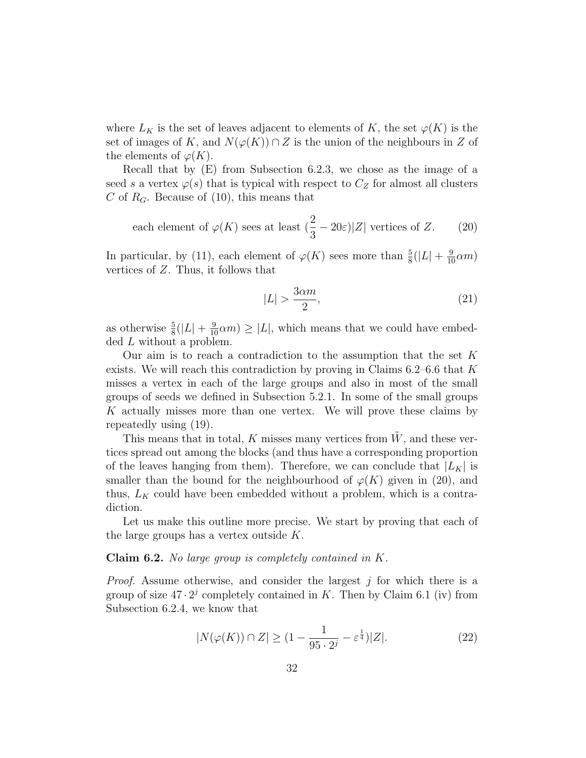where $L_K$ is the set of leaves adjacent to elements of $K$, the set $\varphi(K)$ is the set of images of $K$, and $N(\varphi(K)) \cap Z$ is the union of the neighbours in $Z$ of the elements of $\varphi(K)$.

Recall that by (E) from Subsection 6.2.3, we chose as the image of a seed $s$ a vertex $\varphi(s)$ that is typical with respect to $C_Z$ for almost all clusters $C$ of $R_G$. Because of (10), this means that

$$\text{each element of } \varphi(K) \text{ sees at least } (\frac{2}{3} - 20\varepsilon)|Z| \text{ vertices of } Z. \tag{20}$$

In particular, by (11), each element of $\varphi(K)$ sees more than $\frac{5}{8}(|L| + \frac{9}{10}\alpha m)$ vertices of $Z$. Thus, it follows that

$$|L| > \frac{3\alpha m}{2}, \tag{21}$$

as otherwise $\frac{5}{8}(|L| + \frac{9}{10}\alpha m) \geq |L|$, which means that we could have embedded $L$ without a problem.

Our aim is to reach a contradiction to the assumption that the set $K$ exists. We will reach this contradiction by proving in Claims 6.2–6.6 that $K$ misses a vertex in each of the large groups and also in most of the small groups of seeds we defined in Subsection 5.2.1. In some of the small groups $K$ actually misses more than one vertex. We will prove these claims by repeatedly using (19).

This means that in total, $K$ misses many vertices from $\tilde{W}$, and these vertices spread out among the blocks (and thus have a corresponding proportion of the leaves hanging from them). Therefore, we can conclude that $|L_K|$ is smaller than the bound for the neighbourhood of $\varphi(K)$ given in (20), and thus, $L_K$ could have been embedded without a problem, which is a contradiction.

Let us make this outline more precise. We start by proving that each of the large groups has a vertex outside $K$.

**Claim 6.2.** *No large group is completely contained in $K$.*

*Proof.* Assume otherwise, and consider the largest $j$ for which there is a group of size $47 \cdot 2^j$ completely contained in $K$. Then by Claim 6.1 (iv) from Subsection 6.2.4, we know that

$$|N(\varphi(K)) \cap Z| \geq (1 - \frac{1}{95 \cdot 2^j} - \varepsilon^{\frac{1}{4}})|Z|. \tag{22}$$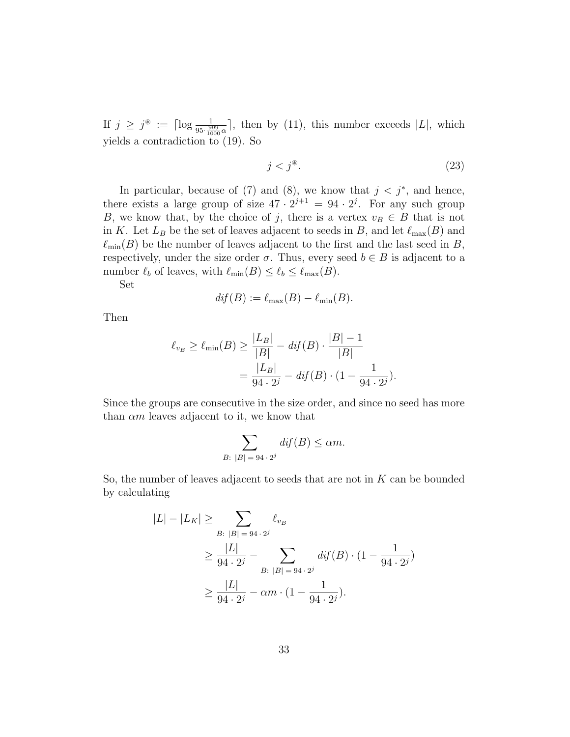If $j \geq j^{\circledast} := \lceil \log \frac{1}{95 \cdot \frac{999}{1000} \alpha} \rceil$, then by (11), this number exceeds $|L|$, which yields a contradiction to (19). So

$$j < j^{\circledast}. \tag{23}$$

In particular, because of (7) and (8), we know that $j < j^*$, and hence, there exists a large group of size $47 \cdot 2^{j+1} = 94 \cdot 2^j$. For any such group $B$, we know that, by the choice of $j$, there is a vertex $v_B \in B$ that is not in $K$. Let $L_B$ be the set of leaves adjacent to seeds in $B$, and let $\ell_{\max}(B)$ and $\ell_{\min}(B)$ be the number of leaves adjacent to the first and the last seed in $B$, respectively, under the size order $\sigma$. Thus, every seed $b \in B$ is adjacent to a number $\ell_b$ of leaves, with $\ell_{\min}(B) \leq \ell_b \leq \ell_{\max}(B)$.

Set

$$\mathit{dif}(B) := \ell_{\max}(B) - \ell_{\min}(B).$$

Then

$$\begin{aligned}
\ell_{v_B} \geq \ell_{\min}(B) &\geq \frac{|L_B|}{|B|} - \mathit{dif}(B) \cdot \frac{|B|-1}{|B|} \\
&= \frac{|L_B|}{94 \cdot 2^j} - \mathit{dif}(B) \cdot (1 - \frac{1}{94 \cdot 2^j}).
\end{aligned}$$

Since the groups are consecutive in the size order, and since no seed has more than $\alpha m$ leaves adjacent to it, we know that

$$\sum_{B\colon |B| = 94 \cdot 2^j} \mathit{dif}(B) \leq \alpha m.$$

So, the number of leaves adjacent to seeds that are not in $K$ can be bounded by calculating

$$\begin{aligned}
|L| - |L_K| &\geq \sum_{B\colon |B| = 94 \cdot 2^j} \ell_{v_B} \\
&\geq \frac{|L|}{94 \cdot 2^j} - \sum_{B\colon |B| = 94 \cdot 2^j} \mathit{dif}(B) \cdot (1 - \frac{1}{94 \cdot 2^j}) \\
&\geq \frac{|L|}{94 \cdot 2^j} - \alpha m \cdot (1 - \frac{1}{94 \cdot 2^j}).
\end{aligned}$$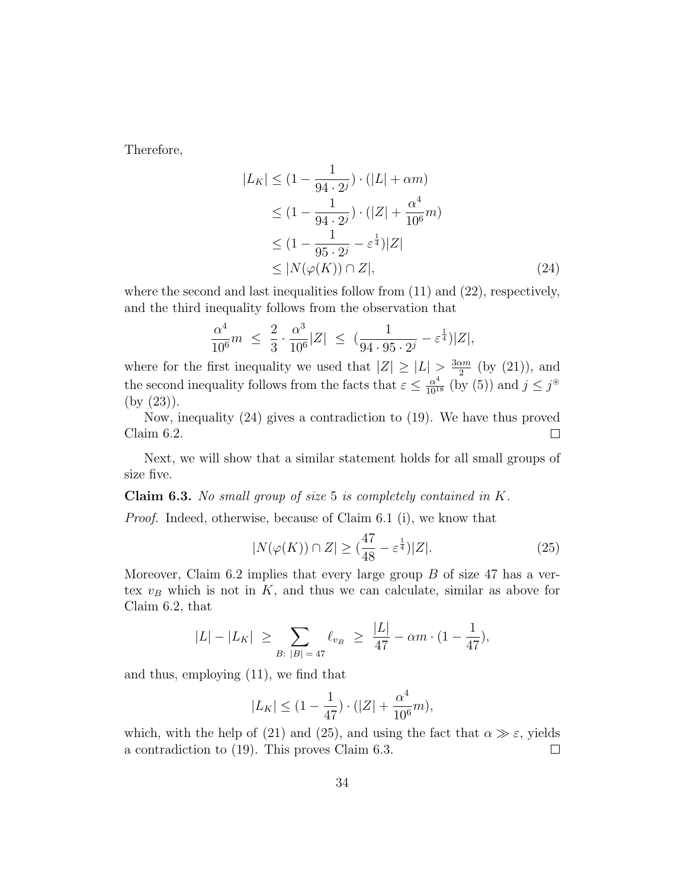Therefore,

$$\begin{aligned}
|L_K| &\leq (1 - \frac{1}{94 \cdot 2^j}) \cdot (|L| + \alpha m) \\
&\leq (1 - \frac{1}{94 \cdot 2^j}) \cdot (|Z| + \frac{\alpha^4}{10^6} m) \\
&\leq (1 - \frac{1}{95 \cdot 2^j} - \varepsilon^{\frac{1}{4}})|Z| \\
&\leq |N(\varphi(K)) \cap Z|, \qquad (24)
\end{aligned}$$

where the second and last inequalities follow from (11) and (22), respectively, and the third inequality follows from the observation that

$$\frac{\alpha^4}{10^6} m \;\leq\; \frac{2}{3} \cdot \frac{\alpha^3}{10^6}|Z| \;\leq\; (\frac{1}{94 \cdot 95 \cdot 2^j} - \varepsilon^{\frac{1}{4}})|Z|,$$

where for the first inequality we used that $|Z| \geq |L| > \frac{3\alpha m}{2}$ (by (21)), and the second inequality follows from the facts that $\varepsilon \leq \frac{\alpha^4}{10^{18}}$ (by (5)) and $j \leq j^{\circledast}$ (by (23)).

Now, inequality (24) gives a contradiction to (19). We have thus proved Claim 6.2. $\square$

Next, we will show that a similar statement holds for all small groups of size five.

**Claim 6.3.** *No small group of size* 5 *is completely contained in* $K$.

*Proof.* Indeed, otherwise, because of Claim 6.1 (i), we know that

$$|N(\varphi(K)) \cap Z| \geq (\frac{47}{48} - \varepsilon^{\frac{1}{4}})|Z|. \qquad (25)$$

Moreover, Claim 6.2 implies that every large group $B$ of size 47 has a vertex $v_B$ which is not in $K$, and thus we can calculate, similar as above for Claim 6.2, that

$$|L| - |L_K| \;\geq \sum_{B:\ |B| = 47} \ell_{v_B} \;\geq\; \frac{|L|}{47} - \alpha m \cdot (1 - \frac{1}{47}),$$

and thus, employing (11), we find that

$$|L_K| \leq (1 - \frac{1}{47}) \cdot (|Z| + \frac{\alpha^4}{10^6} m),$$

which, with the help of (21) and (25), and using the fact that $\alpha \gg \varepsilon$, yields a contradiction to (19). This proves Claim 6.3. $\square$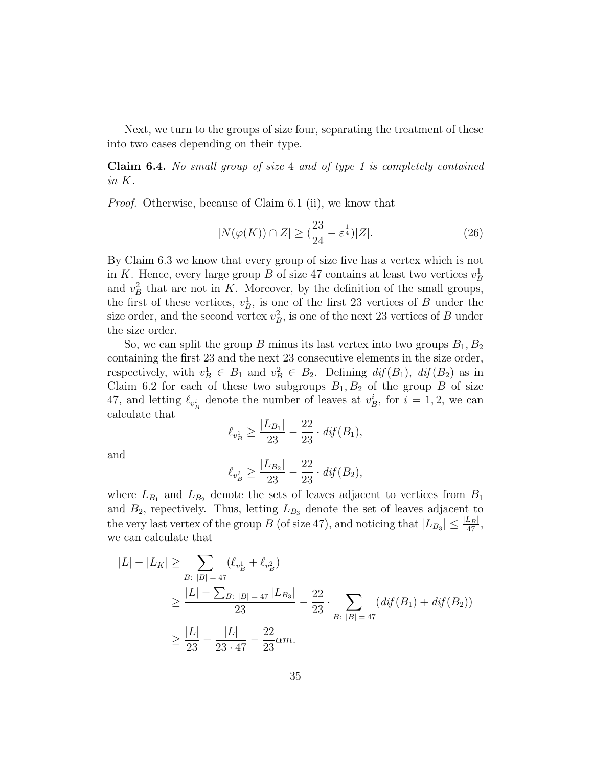Next, we turn to the groups of size four, separating the treatment of these into two cases depending on their type.

**Claim 6.4.** *No small group of size* 4 *and of type 1 is completely contained in* $K$.

*Proof.* Otherwise, because of Claim 6.1 (ii), we know that

$$|N(\varphi(K)) \cap Z| \geq (\frac{23}{24} - \varepsilon^{\frac{1}{4}})|Z|. \tag{26}$$

By Claim 6.3 we know that every group of size five has a vertex which is not in $K$. Hence, every large group $B$ of size 47 contains at least two vertices $v_B^1$ and $v_B^2$ that are not in $K$. Moreover, by the definition of the small groups, the first of these vertices, $v_B^1$, is one of the first 23 vertices of $B$ under the size order, and the second vertex $v_B^2$, is one of the next 23 vertices of $B$ under the size order.

So, we can split the group $B$ minus its last vertex into two groups $B_1, B_2$ containing the first 23 and the next 23 consecutive elements in the size order, respectively, with $v_B^1 \in B_1$ and $v_B^2 \in B_2$. Defining $\mathit{dif}(B_1)$, $\mathit{dif}(B_2)$ as in Claim 6.2 for each of these two subgroups $B_1, B_2$ of the group $B$ of size 47, and letting $\ell_{v_B^i}$ denote the number of leaves at $v_B^i$, for $i = 1, 2$, we can calculate that

$$\ell_{v_B^1} \geq \frac{|L_{B_1}|}{23} - \frac{22}{23} \cdot \mathit{dif}(B_1),$$

and

$$\ell_{v_B^2} \geq \frac{|L_{B_2}|}{23} - \frac{22}{23} \cdot \mathit{dif}(B_2),$$

where $L_{B_1}$ and $L_{B_2}$ denote the sets of leaves adjacent to vertices from $B_1$ and $B_2$, respectively. Thus, letting $L_{B_3}$ denote the set of leaves adjacent to the very last vertex of the group $B$ (of size 47), and noticing that $|L_{B_3}| \leq \frac{|L_B|}{47}$, we can calculate that

$$\begin{aligned}
|L| - |L_K| &\geq \sum_{B:\ |B| = 47} (\ell_{v_B^1} + \ell_{v_B^2}) \\
&\geq \frac{|L| - \sum_{B:\ |B| = 47} |L_{B_3}|}{23} - \frac{22}{23} \cdot \sum_{B:\ |B| = 47} (\mathit{dif}(B_1) + \mathit{dif}(B_2)) \\
&\geq \frac{|L|}{23} - \frac{|L|}{23 \cdot 47} - \frac{22}{23}\alpha m.
\end{aligned}$$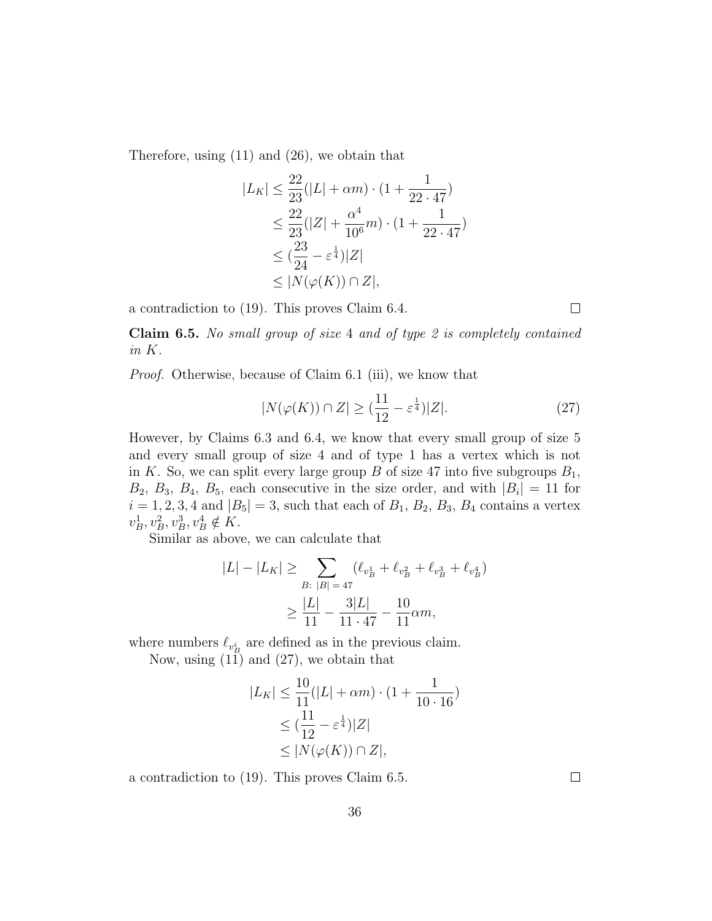Therefore, using (11) and (26), we obtain that

$$
\begin{aligned}
|L_K| &\leq \frac{22}{23}(|L| + \alpha m) \cdot (1 + \frac{1}{22 \cdot 47}) \\
&\leq \frac{22}{23}(|Z| + \frac{\alpha^4}{10^6} m) \cdot (1 + \frac{1}{22 \cdot 47}) \\
&\leq (\frac{23}{24} - \varepsilon^{\frac{1}{4}})|Z| \\
&\leq |N(\varphi(K)) \cap Z|,
\end{aligned}
$$

a contradiction to (19). This proves Claim 6.4. $\square$

**Claim 6.5.** *No small group of size* 4 *and of type 2 is completely contained in* $K$.

*Proof.* Otherwise, because of Claim 6.1 (iii), we know that

$$
|N(\varphi(K)) \cap Z| \geq (\frac{11}{12} - \varepsilon^{\frac{1}{4}})|Z|. \tag{27}
$$

However, by Claims 6.3 and 6.4, we know that every small group of size 5 and every small group of size 4 and of type 1 has a vertex which is not in $K$. So, we can split every large group $B$ of size 47 into five subgroups $B_1$, $B_2$, $B_3$, $B_4$, $B_5$, each consecutive in the size order, and with $|B_i| = 11$ for $i = 1, 2, 3, 4$ and $|B_5| = 3$, such that each of $B_1$, $B_2$, $B_3$, $B_4$ contains a vertex $v_B^1, v_B^2, v_B^3, v_B^4 \notin K$.

Similar as above, we can calculate that

$$
\begin{aligned}
|L| - |L_K| &\geq \sum_{B:\ |B| = 47} (\ell_{v_B^1} + \ell_{v_B^2} + \ell_{v_B^3} + \ell_{v_B^4}) \\
&\geq \frac{|L|}{11} - \frac{3|L|}{11 \cdot 47} - \frac{10}{11}\alpha m,
\end{aligned}
$$

where numbers $\ell_{v_B^i}$ are defined as in the previous claim.

Now, using (11) and (27), we obtain that

$$
\begin{aligned}
|L_K| &\leq \frac{10}{11}(|L| + \alpha m) \cdot (1 + \frac{1}{10 \cdot 16}) \\
&\leq (\frac{11}{12} - \varepsilon^{\frac{1}{4}})|Z| \\
&\leq |N(\varphi(K)) \cap Z|,
\end{aligned}
$$

a contradiction to (19). This proves Claim 6.5. $\square$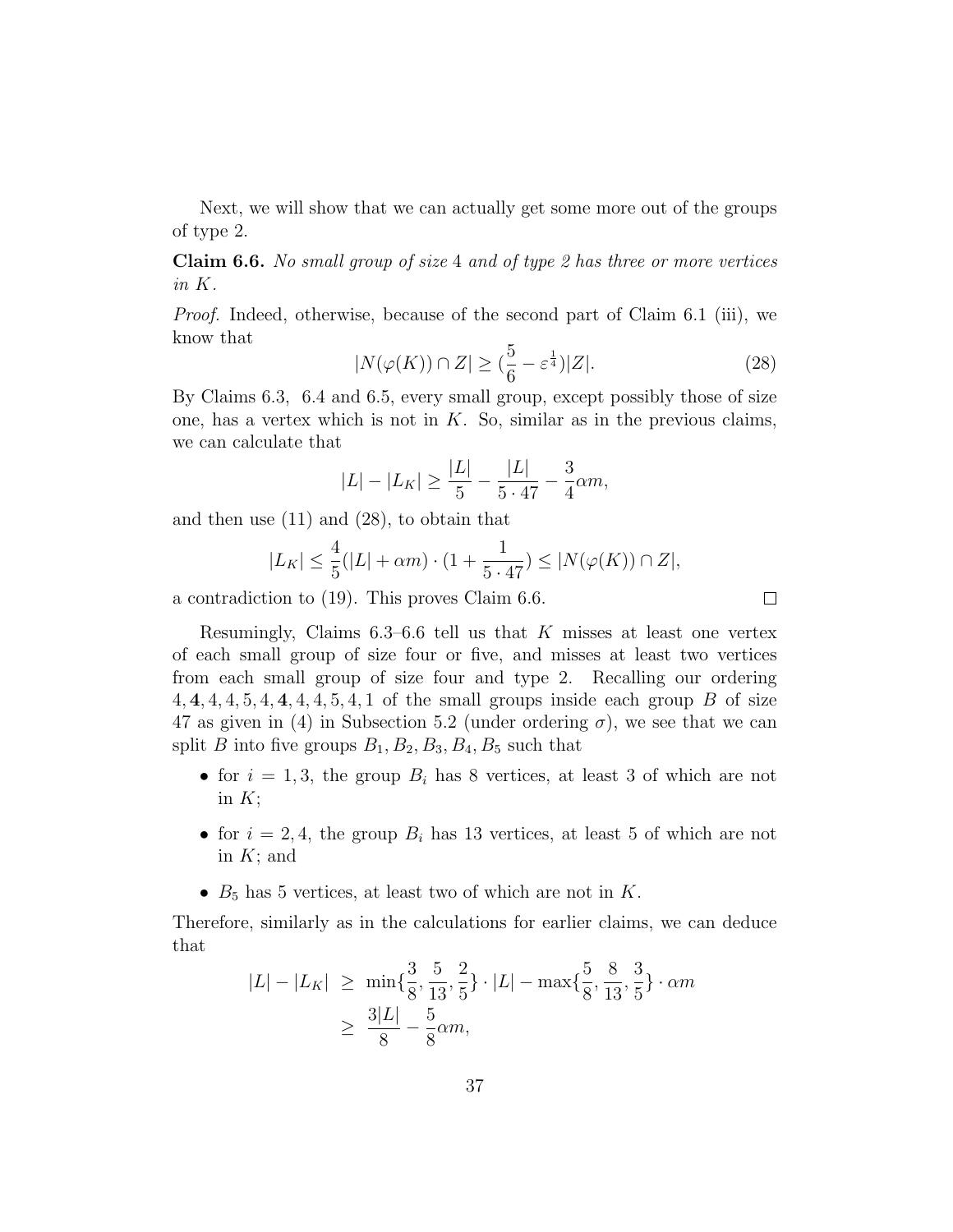Next, we will show that we can actually get some more out of the groups of type 2.

**Claim 6.6.** *No small group of size 4 and of type 2 has three or more vertices in $K$.*

*Proof.* Indeed, otherwise, because of the second part of Claim 6.1 (iii), we know that

$$|N(\varphi(K)) \cap Z| \geq (\frac{5}{6} - \varepsilon^{\frac{1}{4}})|Z|. \tag{28}$$

By Claims 6.3, 6.4 and 6.5, every small group, except possibly those of size one, has a vertex which is not in $K$. So, similar as in the previous claims, we can calculate that

$$|L| - |L_K| \geq \frac{|L|}{5} - \frac{|L|}{5 \cdot 47} - \frac{3}{4}\alpha m,$$

and then use (11) and (28), to obtain that

$$|L_K| \leq \frac{4}{5}(|L| + \alpha m) \cdot (1 + \frac{1}{5 \cdot 47}) \leq |N(\varphi(K)) \cap Z|,$$

a contradiction to (19). This proves Claim 6.6. □

Resumingly, Claims 6.3–6.6 tell us that $K$ misses at least one vertex of each small group of size four or five, and misses at least two vertices from each small group of size four and type 2. Recalling our ordering $4, \mathbf{4}, 4, 4, 5, 4, \mathbf{4}, 4, 4, 5, 4, 1$ of the small groups inside each group $B$ of size 47 as given in (4) in Subsection 5.2 (under ordering $\sigma$), we see that we can split $B$ into five groups $B_1, B_2, B_3, B_4, B_5$ such that

- for $i = 1, 3$, the group $B_i$ has 8 vertices, at least 3 of which are not in $K$;
- for $i = 2, 4$, the group $B_i$ has 13 vertices, at least 5 of which are not in $K$; and
- $B_5$ has 5 vertices, at least two of which are not in $K$.

Therefore, similarly as in the calculations for earlier claims, we can deduce that

$$\begin{aligned}
|L| - |L_K| &\geq \min\{\frac{3}{8}, \frac{5}{13}, \frac{2}{5}\} \cdot |L| - \max\{\frac{5}{8}, \frac{8}{13}, \frac{3}{5}\} \cdot \alpha m \\
&\geq \frac{3|L|}{8} - \frac{5}{8}\alpha m,
\end{aligned}$$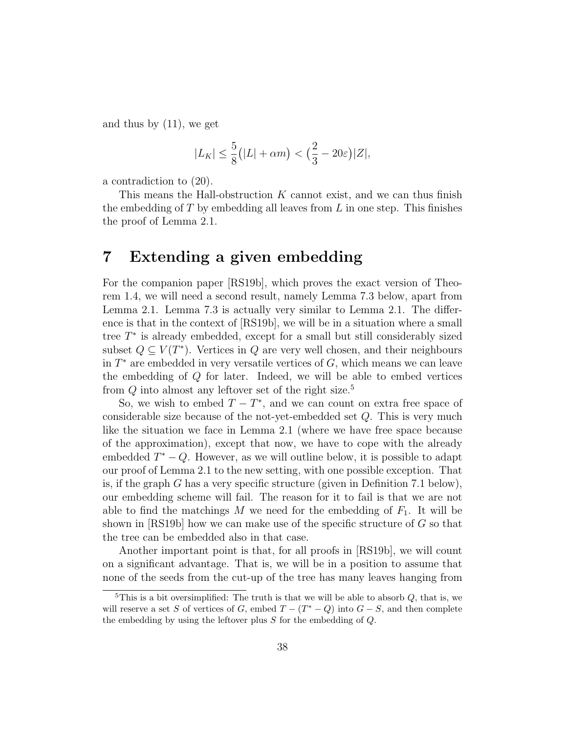and thus by (11), we get

$$|L_K| \leq \frac{5}{8}\big(|L| + \alpha m\big) < \big(\frac{2}{3} - 20\varepsilon\big)|Z|,$$

a contradiction to (20).

This means the Hall-obstruction $K$ cannot exist, and we can thus finish the embedding of $T$ by embedding all leaves from $L$ in one step. This finishes the proof of Lemma 2.1.

# 7 Extending a given embedding

For the companion paper [RS19b], which proves the exact version of Theorem 1.4, we will need a second result, namely Lemma 7.3 below, apart from Lemma 2.1. Lemma 7.3 is actually very similar to Lemma 2.1. The difference is that in the context of [RS19b], we will be in a situation where a small tree $T^*$ is already embedded, except for a small but still considerably sized subset $Q \subseteq V(T^*)$. Vertices in $Q$ are very well chosen, and their neighbours in $T^*$ are embedded in very versatile vertices of $G$, which means we can leave the embedding of $Q$ for later. Indeed, we will be able to embed vertices from $Q$ into almost any leftover set of the right size.[5]

So, we wish to embed $T - T^*$, and we can count on extra free space of considerable size because of the not-yet-embedded set $Q$. This is very much like the situation we face in Lemma 2.1 (where we have free space because of the approximation), except that now, we have to cope with the already embedded $T^* - Q$. However, as we will outline below, it is possible to adapt our proof of Lemma 2.1 to the new setting, with one possible exception. That is, if the graph $G$ has a very specific structure (given in Definition 7.1 below), our embedding scheme will fail. The reason for it to fail is that we are not able to find the matchings $M$ we need for the embedding of $F_1$. It will be shown in [RS19b] how we can make use of the specific structure of $G$ so that the tree can be embedded also in that case.

Another important point is that, for all proofs in [RS19b], we will count on a significant advantage. That is, we will be in a position to assume that none of the seeds from the cut-up of the tree has many leaves hanging from

[5] This is a bit oversimplified: The truth is that we will be able to absorb $Q$, that is, we will reserve a set $S$ of vertices of $G$, embed $T - (T^* - Q)$ into $G - S$, and then complete the embedding by using the leftover plus $S$ for the embedding of $Q$.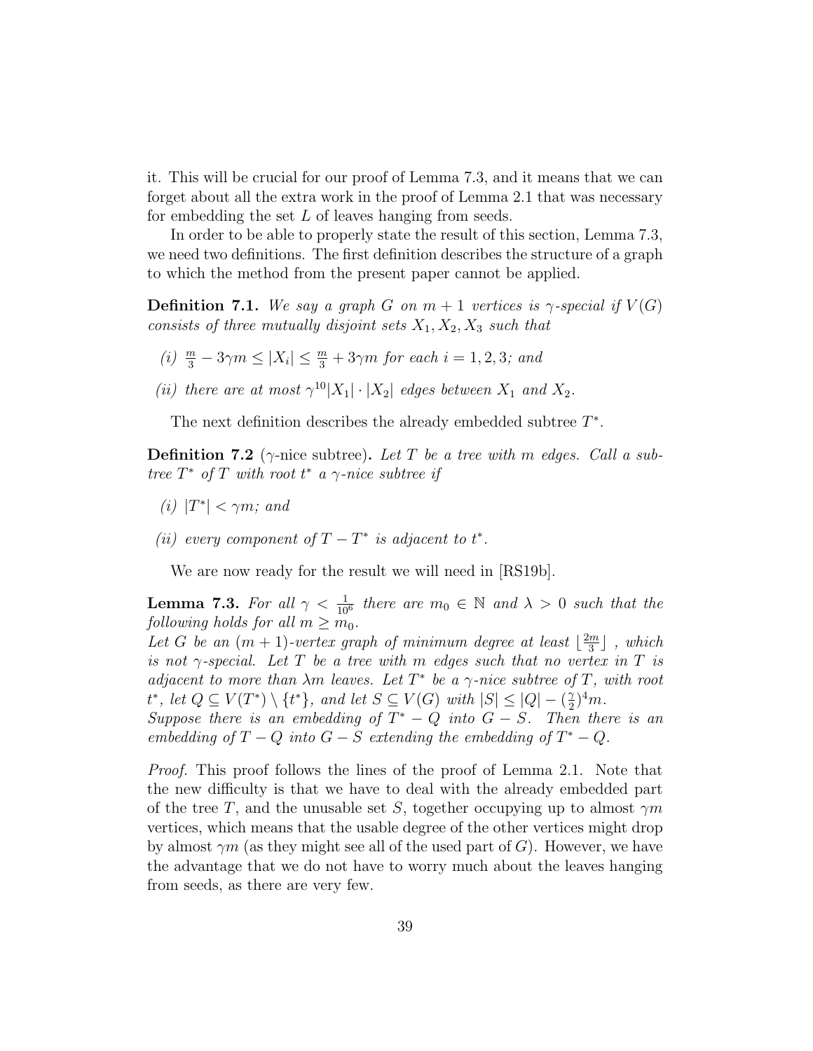it. This will be crucial for our proof of Lemma 7.3, and it means that we can forget about all the extra work in the proof of Lemma 2.1 that was necessary for embedding the set $L$ of leaves hanging from seeds.

In order to be able to properly state the result of this section, Lemma 7.3, we need two definitions. The first definition describes the structure of a graph to which the method from the present paper cannot be applied.

**Definition 7.1.** *We say a graph $G$ on $m+1$ vertices is $\gamma$-special if $V(G)$ consists of three mutually disjoint sets $X_1, X_2, X_3$ such that*

*(i) $\frac{m}{3} - 3\gamma m \leq |X_i| \leq \frac{m}{3} + 3\gamma m$ for each $i = 1, 2, 3$; and*

*(ii) there are at most $\gamma^{10}|X_1| \cdot |X_2|$ edges between $X_1$ and $X_2$.*

The next definition describes the already embedded subtree $T^*$.

**Definition 7.2** ($\gamma$-nice subtree)**.** *Let $T$ be a tree with $m$ edges. Call a subtree $T^*$ of $T$ with root $t^*$ a $\gamma$-nice subtree if*

*(i) $|T^*| < \gamma m$; and*

*(ii) every component of $T - T^*$ is adjacent to $t^*$.*

We are now ready for the result we will need in [RS19b].

**Lemma 7.3.** *For all $\gamma < \frac{1}{10^6}$ there are $m_0 \in \mathbb{N}$ and $\lambda > 0$ such that the following holds for all $m \geq m_0$.*
*Let $G$ be an $(m+1)$-vertex graph of minimum degree at least $\lfloor \frac{2m}{3} \rfloor$ , which is not $\gamma$-special. Let $T$ be a tree with $m$ edges such that no vertex in $T$ is adjacent to more than $\lambda m$ leaves. Let $T^*$ be a $\gamma$-nice subtree of $T$, with root $t^*$, let $Q \subseteq V(T^*) \setminus \{t^*\}$, and let $S \subseteq V(G)$ with $|S| \leq |Q| - (\frac{\gamma}{2})^4 m$.*
*Suppose there is an embedding of $T^* - Q$ into $G - S$. Then there is an embedding of $T - Q$ into $G - S$ extending the embedding of $T^* - Q$.*

*Proof.* This proof follows the lines of the proof of Lemma 2.1. Note that the new difficulty is that we have to deal with the already embedded part of the tree $T$, and the unusable set $S$, together occupying up to almost $\gamma m$ vertices, which means that the usable degree of the other vertices might drop by almost $\gamma m$ (as they might see all of the used part of $G$). However, we have the advantage that we do not have to worry much about the leaves hanging from seeds, as there are very few.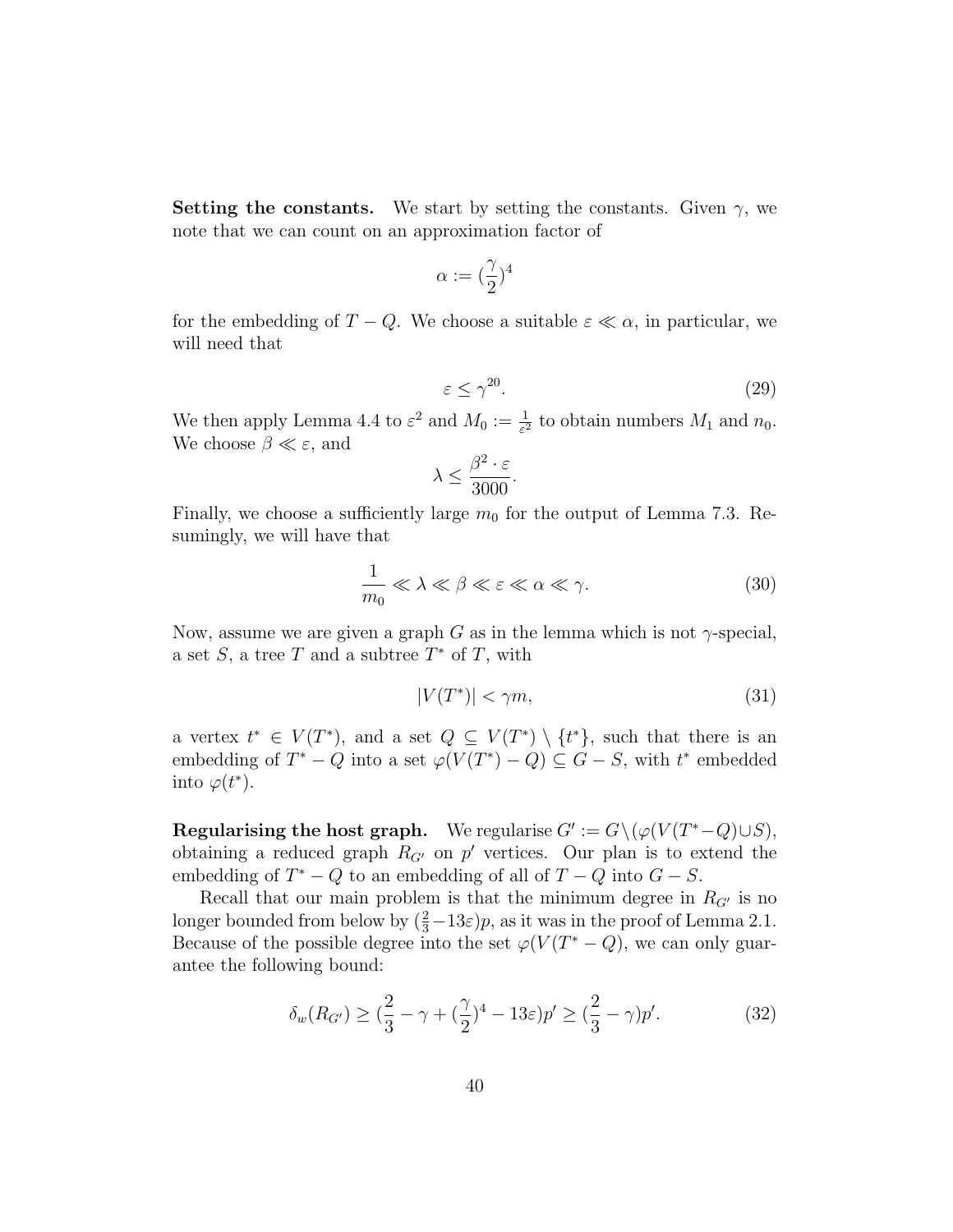**Setting the constants.** We start by setting the constants. Given $\gamma$, we note that we can count on an approximation factor of

$$\alpha := (\frac{\gamma}{2})^4$$

for the embedding of $T - Q$. We choose a suitable $\varepsilon \ll \alpha$, in particular, we will need that

$$\varepsilon \leq \gamma^{20}. \tag{29}$$

We then apply Lemma 4.4 to $\varepsilon^2$ and $M_0 := \frac{1}{\varepsilon^2}$ to obtain numbers $M_1$ and $n_0$. We choose $\beta \ll \varepsilon$, and

$$\lambda \leq \frac{\beta^2 \cdot \varepsilon}{3000}.$$

Finally, we choose a sufficiently large $m_0$ for the output of Lemma 7.3. Resumingly, we will have that

$$\frac{1}{m_0} \ll \lambda \ll \beta \ll \varepsilon \ll \alpha \ll \gamma. \tag{30}$$

Now, assume we are given a graph $G$ as in the lemma which is not $\gamma$-special, a set $S$, a tree $T$ and a subtree $T^*$ of $T$, with

$$|V(T^*)| < \gamma m, \tag{31}$$

a vertex $t^* \in V(T^*)$, and a set $Q \subseteq V(T^*) \setminus \{t^*\}$, such that there is an embedding of $T^* - Q$ into a set $\varphi(V(T^*) - Q) \subseteq G - S$, with $t^*$ embedded into $\varphi(t^*)$.

**Regularising the host graph.** We regularise $G' := G \setminus (\varphi(V(T^* - Q) \cup S)$, obtaining a reduced graph $R_{G'}$ on $p'$ vertices. Our plan is to extend the embedding of $T^* - Q$ to an embedding of all of $T - Q$ into $G - S$.

Recall that our main problem is that the minimum degree in $R_{G'}$ is no longer bounded from below by $(\frac{2}{3} - 13\varepsilon)p$, as it was in the proof of Lemma 2.1. Because of the possible degree into the set $\varphi(V(T^* - Q)$, we can only guarantee the following bound:

$$\delta_w(R_{G'}) \geq (\frac{2}{3} - \gamma + (\frac{\gamma}{2})^4 - 13\varepsilon)p' \geq (\frac{2}{3} - \gamma)p'. \tag{32}$$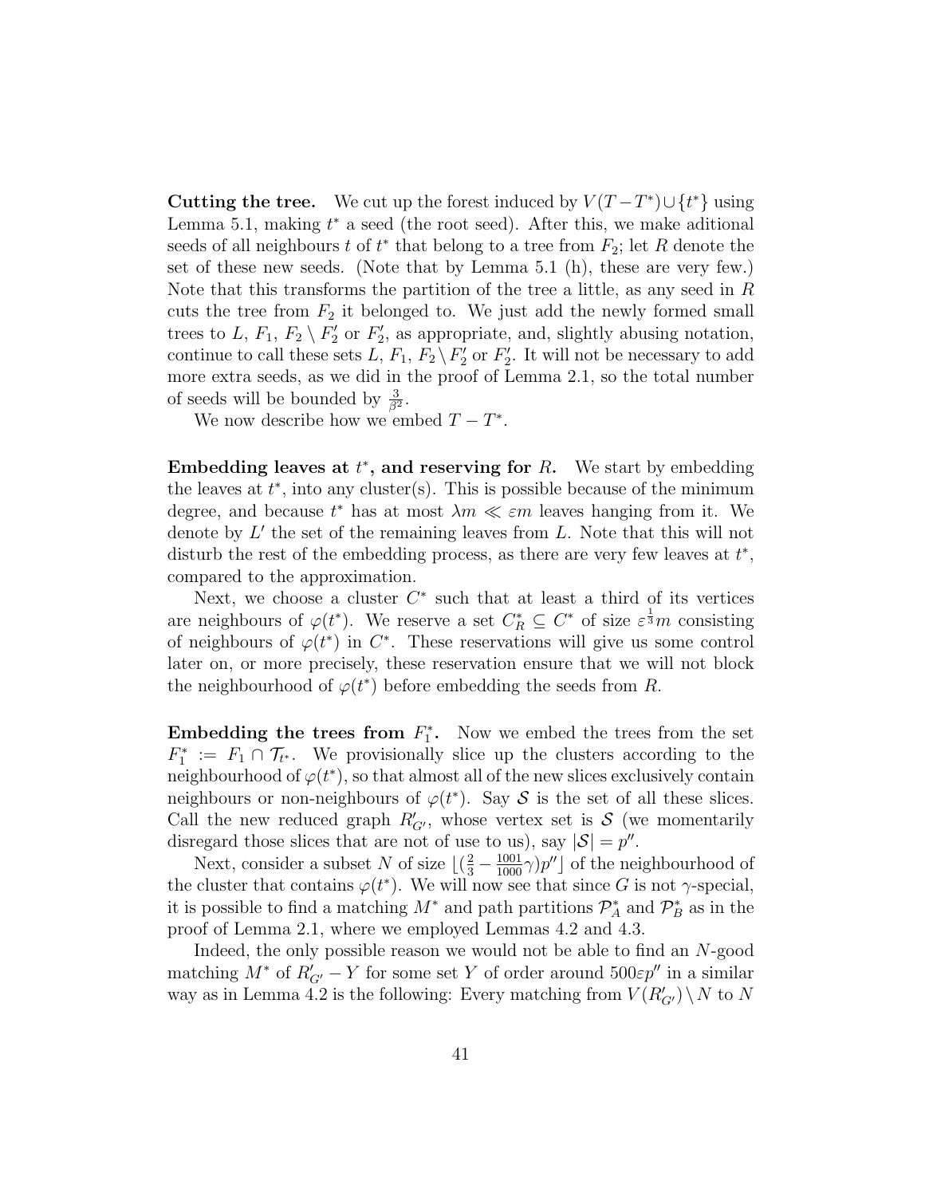**Cutting the tree.** We cut up the forest induced by $V(T-T^*) \cup \{t^*\}$ using Lemma 5.1, making $t^*$ a seed (the root seed). After this, we make aditional seeds of all neighbours $t$ of $t^*$ that belong to a tree from $F_2$; let $R$ denote the set of these new seeds. (Note that by Lemma 5.1 (h), these are very few.) Note that this transforms the partition of the tree a little, as any seed in $R$ cuts the tree from $F_2$ it belonged to. We just add the newly formed small trees to $L$, $F_1$, $F_2 \setminus F_2'$ or $F_2'$, as appropriate, and, slightly abusing notation, continue to call these sets $L$, $F_1$, $F_2 \setminus F_2'$ or $F_2'$. It will not be necessary to add more extra seeds, as we did in the proof of Lemma 2.1, so the total number of seeds will be bounded by $\frac{3}{\beta^2}$.

We now describe how we embed $T - T^*$.

**Embedding leaves at $t^*$, and reserving for $R$.** We start by embedding the leaves at $t^*$, into any cluster(s). This is possible because of the minimum degree, and because $t^*$ has at most $\lambda m \ll \varepsilon m$ leaves hanging from it. We denote by $L'$ the set of the remaining leaves from $L$. Note that this will not disturb the rest of the embedding process, as there are very few leaves at $t^*$, compared to the approximation.

Next, we choose a cluster $C^*$ such that at least a third of its vertices are neighbours of $\varphi(t^*)$. We reserve a set $C_R^* \subseteq C^*$ of size $\varepsilon^{\frac{1}{3}} m$ consisting of neighbours of $\varphi(t^*)$ in $C^*$. These reservations will give us some control later on, or more precisely, these reservation ensure that we will not block the neighbourhood of $\varphi(t^*)$ before embedding the seeds from $R$.

**Embedding the trees from $F_1^*$.** Now we embed the trees from the set $F_1^* := F_1 \cap \mathcal{T}_{t^*}$. We provisionally slice up the clusters according to the neighbourhood of $\varphi(t^*)$, so that almost all of the new slices exclusively contain neighbours or non-neighbours of $\varphi(t^*)$. Say $\mathcal{S}$ is the set of all these slices. Call the new reduced graph $R'_{G'}$, whose vertex set is $\mathcal{S}$ (we momentarily disregard those slices that are not of use to us), say $|\mathcal{S}| = p''$.

Next, consider a subset $N$ of size $\lfloor (\frac{2}{3} - \frac{1001}{1000}\gamma)p'' \rfloor$ of the neighbourhood of the cluster that contains $\varphi(t^*)$. We will now see that since $G$ is not $\gamma$-special, it is possible to find a matching $M^*$ and path partitions $\mathcal{P}_A^*$ and $\mathcal{P}_B^*$ as in the proof of Lemma 2.1, where we employed Lemmas 4.2 and 4.3.

Indeed, the only possible reason we would not be able to find an $N$-good matching $M^*$ of $R'_{G'} - Y$ for some set $Y$ of order around $500\varepsilon p''$ in a similar way as in Lemma 4.2 is the following: Every matching from $V(R'_{G'}) \setminus N$ to $N$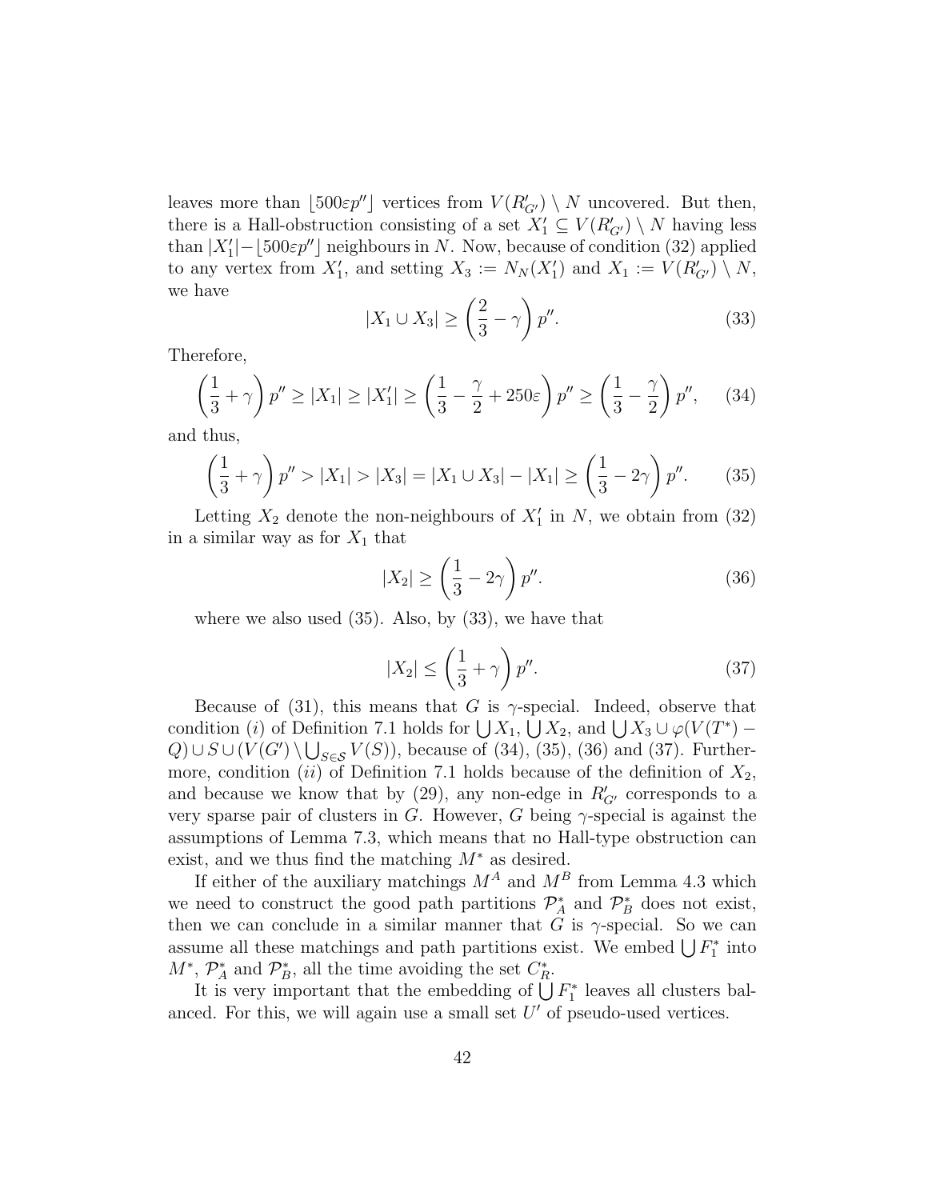leaves more than $\lfloor 500\varepsilon p'' \rfloor$ vertices from $V(R'_{G'}) \setminus N$ uncovered. But then, there is a Hall-obstruction consisting of a set $X'_1 \subseteq V(R'_{G'}) \setminus N$ having less than $|X'_1| - \lfloor 500\varepsilon p'' \rfloor$ neighbours in $N$. Now, because of condition (32) applied to any vertex from $X'_1$, and setting $X_3 := N_N(X'_1)$ and $X_1 := V(R'_{G'}) \setminus N$, we have

$$|X_1 \cup X_3| \geq \left(\frac{2}{3} - \gamma\right) p''. \tag{33}$$

Therefore,

$$\left(\frac{1}{3} + \gamma\right) p'' \geq |X_1| \geq |X'_1| \geq \left(\frac{1}{3} - \frac{\gamma}{2} + 250\varepsilon\right) p'' \geq \left(\frac{1}{3} - \frac{\gamma}{2}\right) p'', \tag{34}$$

and thus,

$$\left(\frac{1}{3} + \gamma\right) p'' > |X_1| > |X_3| = |X_1 \cup X_3| - |X_1| \geq \left(\frac{1}{3} - 2\gamma\right) p''. \tag{35}$$

Letting $X_2$ denote the non-neighbours of $X'_1$ in $N$, we obtain from (32) in a similar way as for $X_1$ that

$$|X_2| \geq \left(\frac{1}{3} - 2\gamma\right) p''. \tag{36}$$

where we also used (35). Also, by (33), we have that

$$|X_2| \leq \left(\frac{1}{3} + \gamma\right) p''. \tag{37}$$

Because of (31), this means that $G$ is $\gamma$-special. Indeed, observe that condition $(i)$ of Definition 7.1 holds for $\bigcup X_1$, $\bigcup X_2$, and $\bigcup X_3 \cup \varphi(V(T^*) - Q) \cup S \cup (V(G') \setminus \bigcup_{S \in \mathcal{S}} V(S))$, because of (34), (35), (36) and (37). Furthermore, condition $(ii)$ of Definition 7.1 holds because of the definition of $X_2$, and because we know that by (29), any non-edge in $R'_{G'}$ corresponds to a very sparse pair of clusters in $G$. However, $G$ being $\gamma$-special is against the assumptions of Lemma 7.3, which means that no Hall-type obstruction can exist, and we thus find the matching $M^*$ as desired.

If either of the auxiliary matchings $M^A$ and $M^B$ from Lemma 4.3 which we need to construct the good path partitions $\mathcal{P}^*_A$ and $\mathcal{P}^*_B$ does not exist, then we can conclude in a similar manner that $G$ is $\gamma$-special. So we can assume all these matchings and path partitions exist. We embed $\bigcup F^*_1$ into $M^*$, $\mathcal{P}^*_A$ and $\mathcal{P}^*_B$, all the time avoiding the set $C^*_R$.

It is very important that the embedding of $\bigcup F^*_1$ leaves all clusters balanced. For this, we will again use a small set $U'$ of pseudo-used vertices.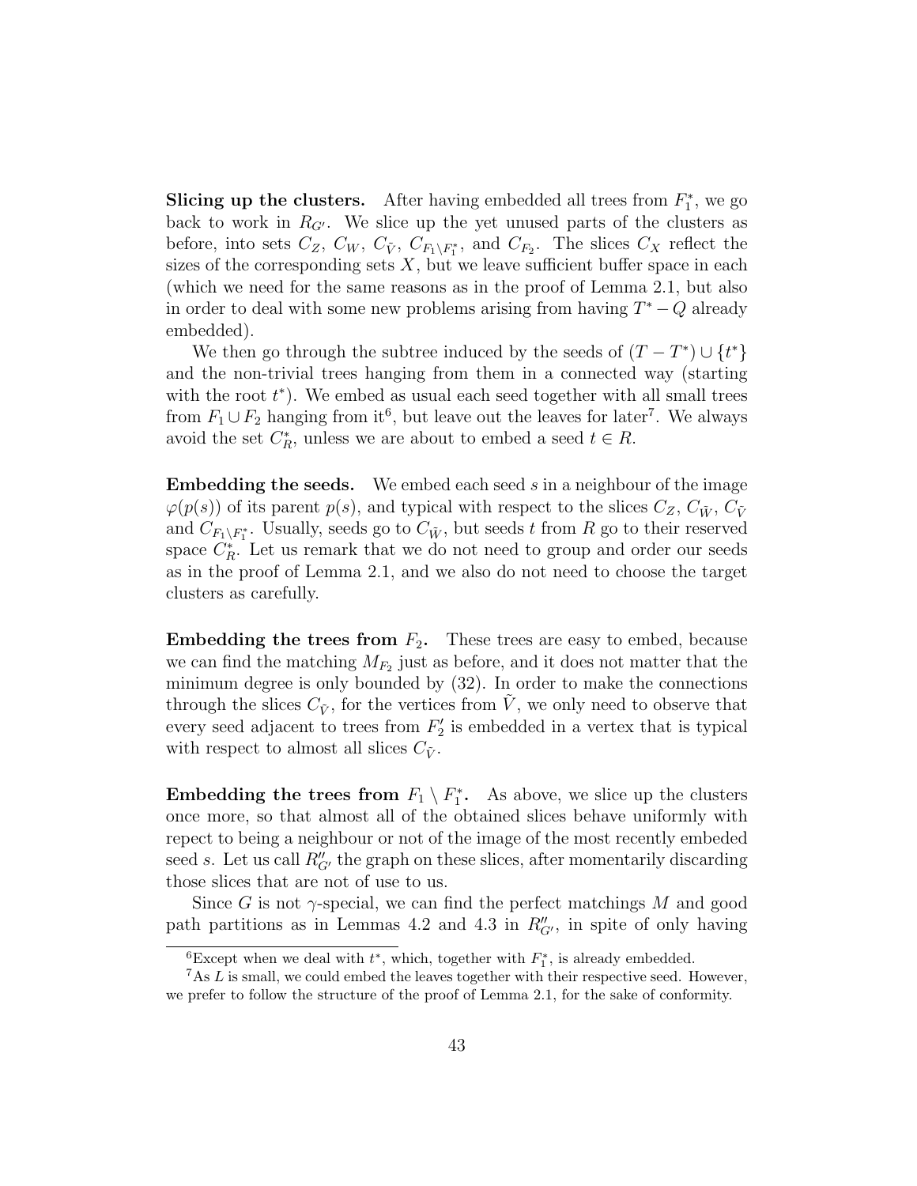**Slicing up the clusters.** After having embedded all trees from $F_1^*$, we go back to work in $R_{G'}$. We slice up the yet unused parts of the clusters as before, into sets $C_Z$, $C_W$, $C_{\tilde{V}}$, $C_{F_1 \setminus F_1^*}$, and $C_{F_2}$. The slices $C_X$ reflect the sizes of the corresponding sets $X$, but we leave sufficient buffer space in each (which we need for the same reasons as in the proof of Lemma 2.1, but also in order to deal with some new problems arising from having $T^* - Q$ already embedded).

We then go through the subtree induced by the seeds of $(T - T^*) \cup \{t^*\}$ and the non-trivial trees hanging from them in a connected way (starting with the root $t^*$). We embed as usual each seed together with all small trees from $F_1 \cup F_2$ hanging from it[6], but leave out the leaves for later[7]. We always avoid the set $C_R^*$, unless we are about to embed a seed $t \in R$.

**Embedding the seeds.** We embed each seed $s$ in a neighbour of the image $\varphi(p(s))$ of its parent $p(s)$, and typical with respect to the slices $C_Z$, $C_{\tilde{W}}$, $C_{\tilde{V}}$ and $C_{F_1 \setminus F_1^*}$. Usually, seeds go to $C_{\tilde{W}}$, but seeds $t$ from $R$ go to their reserved space $C_R^*$. Let us remark that we do not need to group and order our seeds as in the proof of Lemma 2.1, and we also do not need to choose the target clusters as carefully.

**Embedding the trees from $F_2$.** These trees are easy to embed, because we can find the matching $M_{F_2}$ just as before, and it does not matter that the minimum degree is only bounded by (32). In order to make the connections through the slices $C_{\tilde{V}}$, for the vertices from $\tilde{V}$, we only need to observe that every seed adjacent to trees from $F_2'$ is embedded in a vertex that is typical with respect to almost all slices $C_{\tilde{V}}$.

**Embedding the trees from $F_1 \setminus F_1^*$.** As above, we slice up the clusters once more, so that almost all of the obtained slices behave uniformly with repect to being a neighbour or not of the image of the most recently embeded seed $s$. Let us call $R''_{G'}$ the graph on these slices, after momentarily discarding those slices that are not of use to us.

Since $G$ is not $\gamma$-special, we can find the perfect matchings $M$ and good path partitions as in Lemmas 4.2 and 4.3 in $R''_{G'}$, in spite of only having

[6] Except when we deal with $t^*$, which, together with $F_1^*$, is already embedded.

[7] As $L$ is small, we could embed the leaves together with their respective seed. However, we prefer to follow the structure of the proof of Lemma 2.1, for the sake of conformity.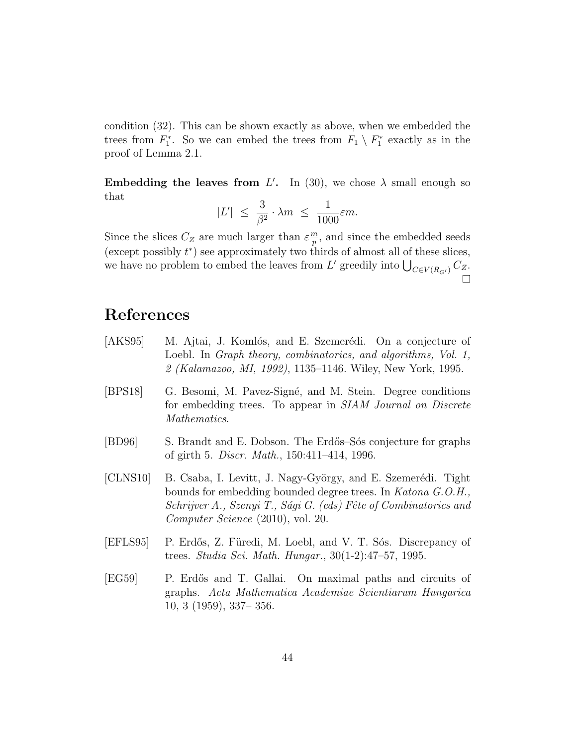condition (32). This can be shown exactly as above, when we embedded the trees from $F_1^*$. So we can embed the trees from $F_1 \setminus F_1^*$ exactly as in the proof of Lemma 2.1.

**Embedding the leaves from $L'$.** In (30), we chose $\lambda$ small enough so that

$$|L'| \leq \frac{3}{\beta^2} \cdot \lambda m \leq \frac{1}{1000} \varepsilon m.$$

Since the slices $C_Z$ are much larger than $\varepsilon \frac{m}{p}$, and since the embedded seeds (except possibly $t^*$) see approximately two thirds of almost all of these slices, we have no problem to embed the leaves from $L'$ greedily into $\bigcup_{C \in V(R_{G'})} C_Z$. $\square$

# References

[AKS95] M. Ajtai, J. Komlós, and E. Szemerédi. On a conjecture of Loebl. In *Graph theory, combinatorics, and algorithms, Vol. 1, 2 (Kalamazoo, MI, 1992)*, 1135–1146. Wiley, New York, 1995.

[BPS18] G. Besomi, M. Pavez-Signé, and M. Stein. Degree conditions for embedding trees. To appear in *SIAM Journal on Discrete Mathematics*.

[BD96] S. Brandt and E. Dobson. The Erdős–Sós conjecture for graphs of girth 5. *Discr. Math.*, 150:411–414, 1996.

[CLNS10] B. Csaba, I. Levitt, J. Nagy-György, and E. Szemerédi. Tight bounds for embedding bounded degree trees. In *Katona G.O.H., Schrijver A., Szenyi T., Sági G. (eds) Fête of Combinatorics and Computer Science* (2010), vol. 20.

[EFLS95] P. Erdős, Z. Füredi, M. Loebl, and V. T. Sós. Discrepancy of trees. *Studia Sci. Math. Hungar.*, 30(1-2):47–57, 1995.

[EG59] P. Erdős and T. Gallai. On maximal paths and circuits of graphs. *Acta Mathematica Academiae Scientiarum Hungarica* 10, 3 (1959), 337– 356.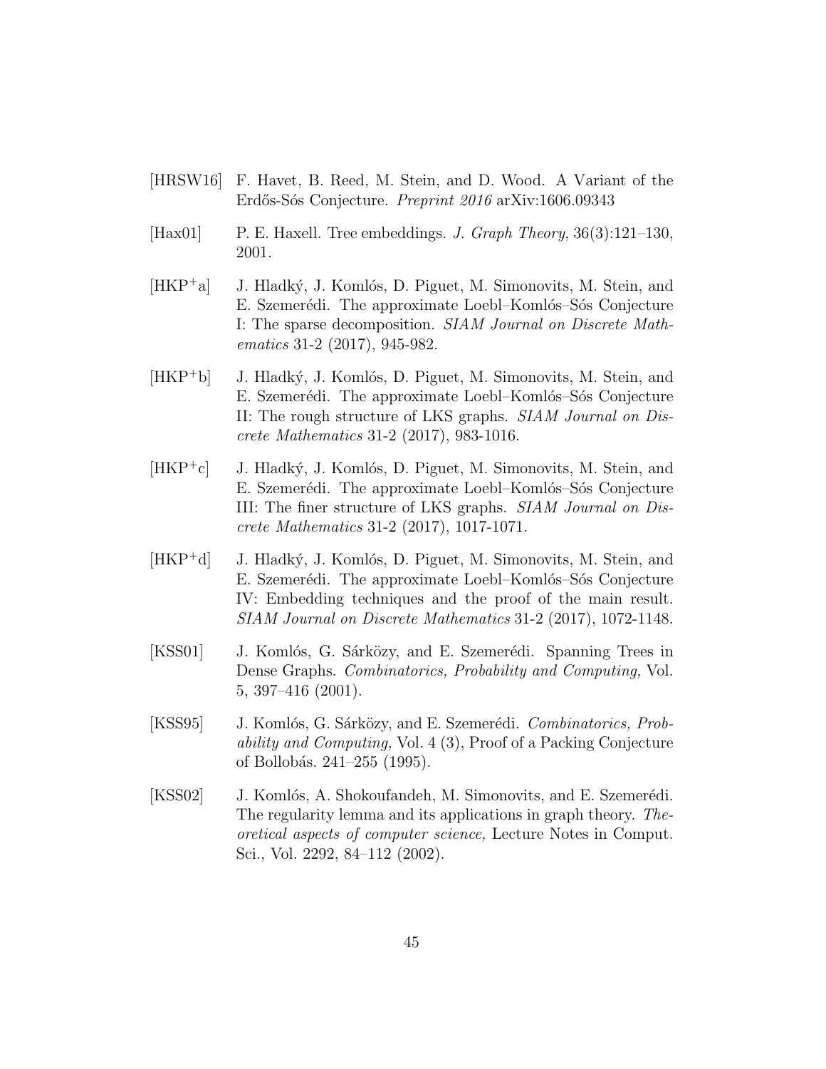[HRSW16] F. Havet, B. Reed, M. Stein, and D. Wood. A Variant of the Erdős-Sós Conjecture. *Preprint 2016* arXiv:1606.09343

[Hax01] P. E. Haxell. Tree embeddings. *J. Graph Theory*, 36(3):121–130, 2001.

[HKP+a] J. Hladký, J. Komlós, D. Piguet, M. Simonovits, M. Stein, and E. Szemerédi. The approximate Loebl–Komlós–Sós Conjecture I: The sparse decomposition. *SIAM Journal on Discrete Mathematics* 31-2 (2017), 945-982.

[HKP+b] J. Hladký, J. Komlós, D. Piguet, M. Simonovits, M. Stein, and E. Szemerédi. The approximate Loebl–Komlós–Sós Conjecture II: The rough structure of LKS graphs. *SIAM Journal on Discrete Mathematics* 31-2 (2017), 983-1016.

[HKP+c] J. Hladký, J. Komlós, D. Piguet, M. Simonovits, M. Stein, and E. Szemerédi. The approximate Loebl–Komlós–Sós Conjecture III: The finer structure of LKS graphs. *SIAM Journal on Discrete Mathematics* 31-2 (2017), 1017-1071.

[HKP+d] J. Hladký, J. Komlós, D. Piguet, M. Simonovits, M. Stein, and E. Szemerédi. The approximate Loebl–Komlós–Sós Conjecture IV: Embedding techniques and the proof of the main result. *SIAM Journal on Discrete Mathematics* 31-2 (2017), 1072-1148.

[KSS01] J. Komlós, G. Sárközy, and E. Szemerédi. Spanning Trees in Dense Graphs. *Combinatorics, Probability and Computing,* Vol. 5, 397–416 (2001).

[KSS95] J. Komlós, G. Sárközy, and E. Szemerédi. *Combinatorics, Probability and Computing,* Vol. 4 (3), Proof of a Packing Conjecture of Bollobás. 241–255 (1995).

[KSS02] J. Komlós, A. Shokoufandeh, M. Simonovits, and E. Szemerédi. The regularity lemma and its applications in graph theory. *Theoretical aspects of computer science,* Lecture Notes in Comput. Sci., Vol. 2292, 84–112 (2002).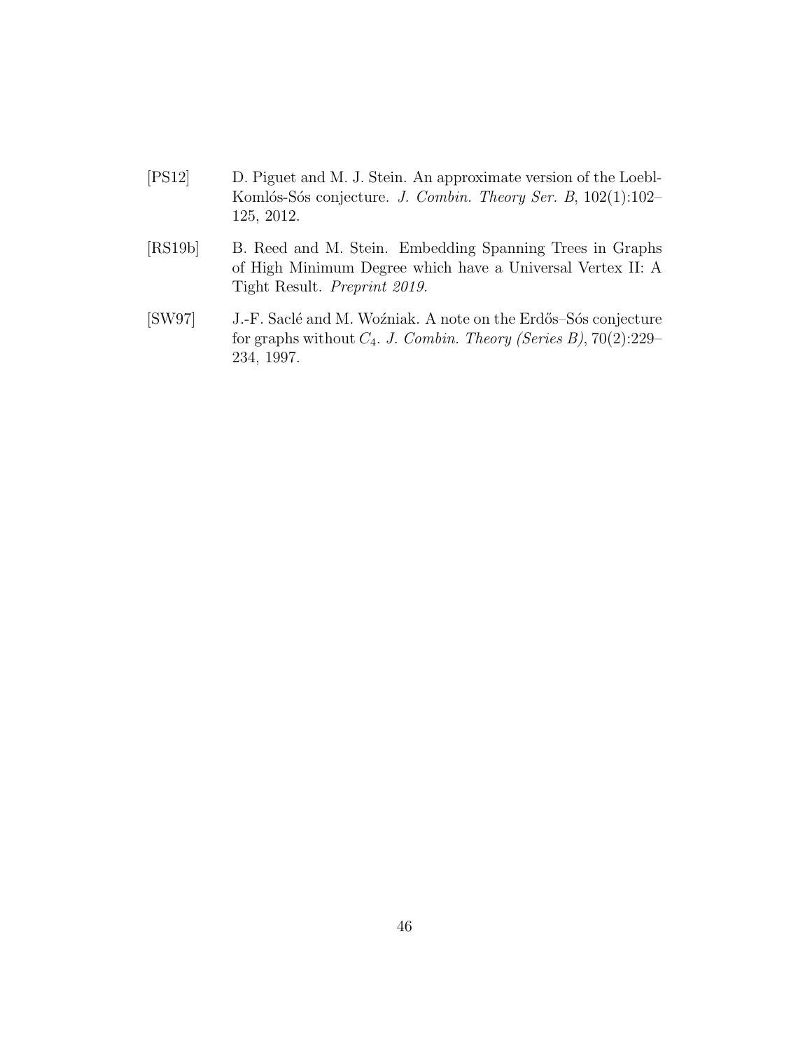[PS12] D. Piguet and M. J. Stein. An approximate version of the Loebl-Komlós-Sós conjecture. *J. Combin. Theory Ser. B*, 102(1):102–125, 2012.

[RS19b] B. Reed and M. Stein. Embedding Spanning Trees in Graphs of High Minimum Degree which have a Universal Vertex II: A Tight Result. *Preprint 2019.*

[SW97] J.-F. Saclé and M. Woźniak. A note on the Erdős–Sós conjecture for graphs without $C_4$. *J. Combin. Theory (Series B)*, 70(2):229–234, 1997.